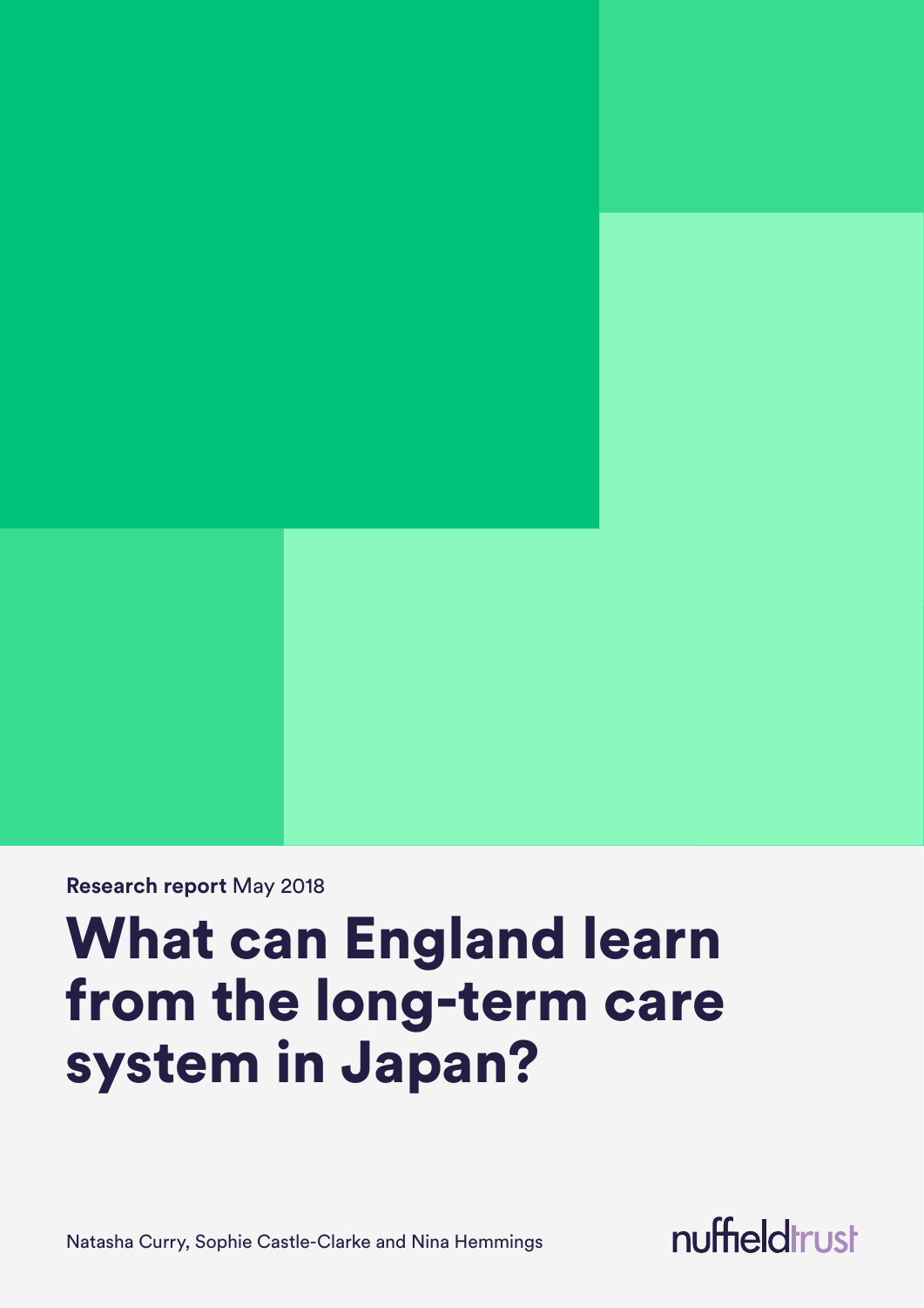**Research report** May 2018

# What can England learn from the long-term care system in Japan?

Natasha Curry, Sophie Castle-Clarke and Nina Hemmings

nuffieldtrust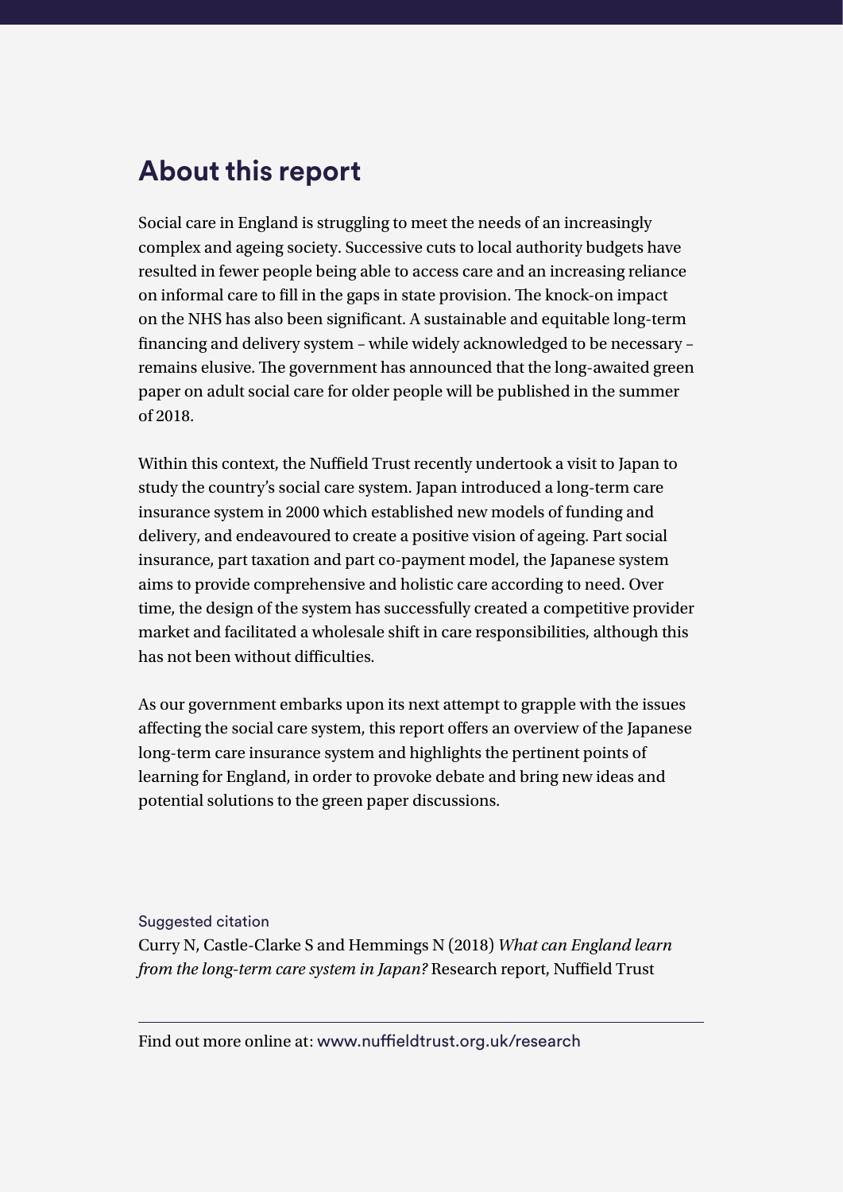## About this report

Social care in England is struggling to meet the needs of an increasingly complex and ageing society. Successive cuts to local authority budgets have resulted in fewer people being able to access care and an increasing reliance on informal care to fill in the gaps in state provision. The knock-on impact on the NHS has also been significant. A sustainable and equitable long-term financing and delivery system – while widely acknowledged to be necessary – remains elusive. The government has announced that the long-awaited green paper on adult social care for older people will be published in the summer of 2018.

Within this context, the Nuffield Trust recently undertook a visit to Japan to study the country's social care system. Japan introduced a long-term care insurance system in 2000 which established new models of funding and delivery, and endeavoured to create a positive vision of ageing. Part social insurance, part taxation and part co-payment model, the Japanese system aims to provide comprehensive and holistic care according to need. Over time, the design of the system has successfully created a competitive provider market and facilitated a wholesale shift in care responsibilities, although this has not been without difficulties.

As our government embarks upon its next attempt to grapple with the issues affecting the social care system, this report offers an overview of the Japanese long-term care insurance system and highlights the pertinent points of learning for England, in order to provoke debate and bring new ideas and potential solutions to the green paper discussions.

Suggested citation

Curry N, Castle-Clarke S and Hemmings N (2018) *What can England learn from the long-term care system in Japan?* Research report, Nuffield Trust

---

Find out more online at: www.nuffieldtrust.org.uk/research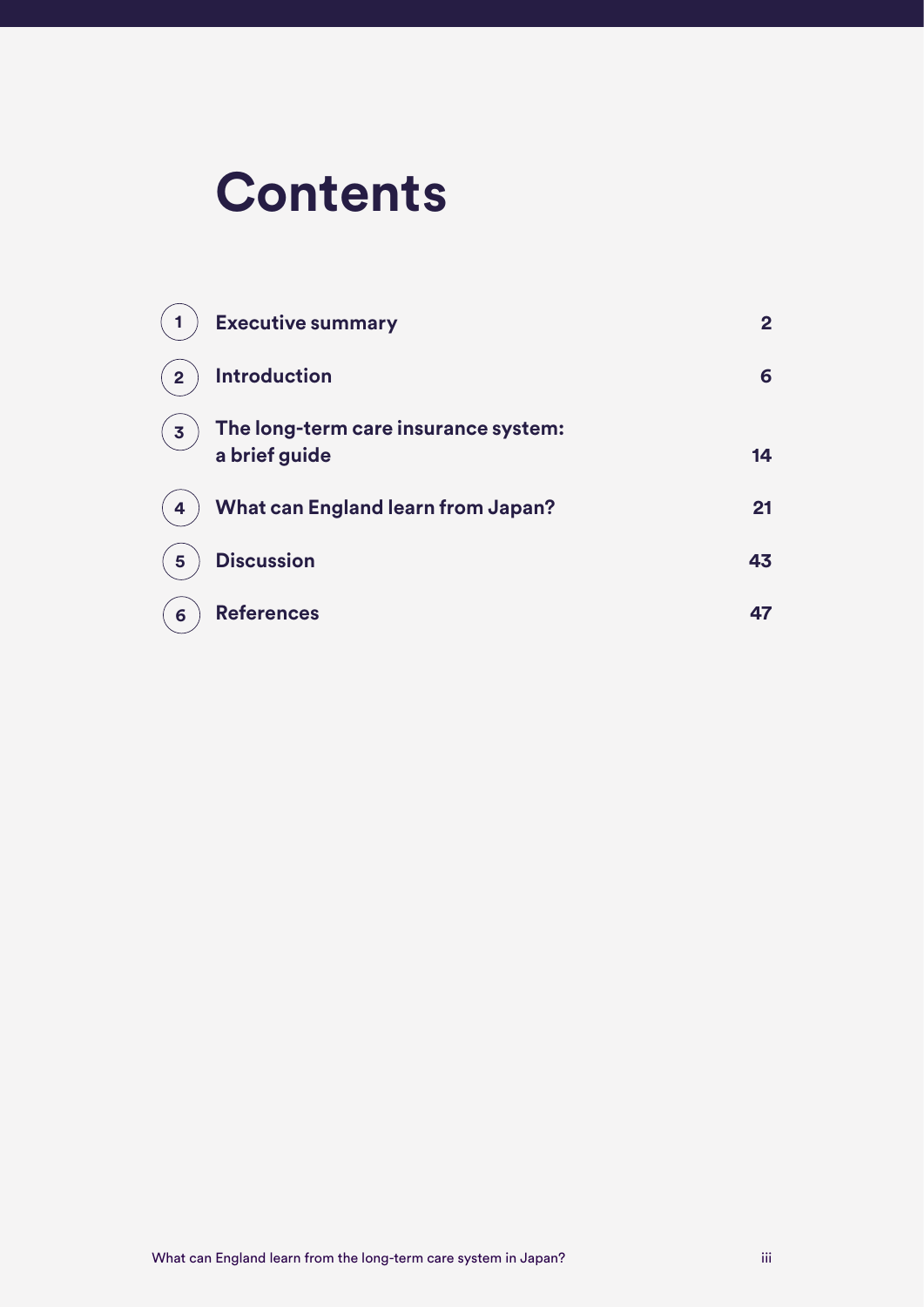# Contents

| | | |
|---|---|---|
| 1 | **Executive summary** | **2** |
| 2 | **Introduction** | **6** |
| 3 | **The long-term care insurance system: a brief guide** | **14** |
| 4 | **What can England learn from Japan?** | **21** |
| 5 | **Discussion** | **43** |
| 6 | **References** | **47** |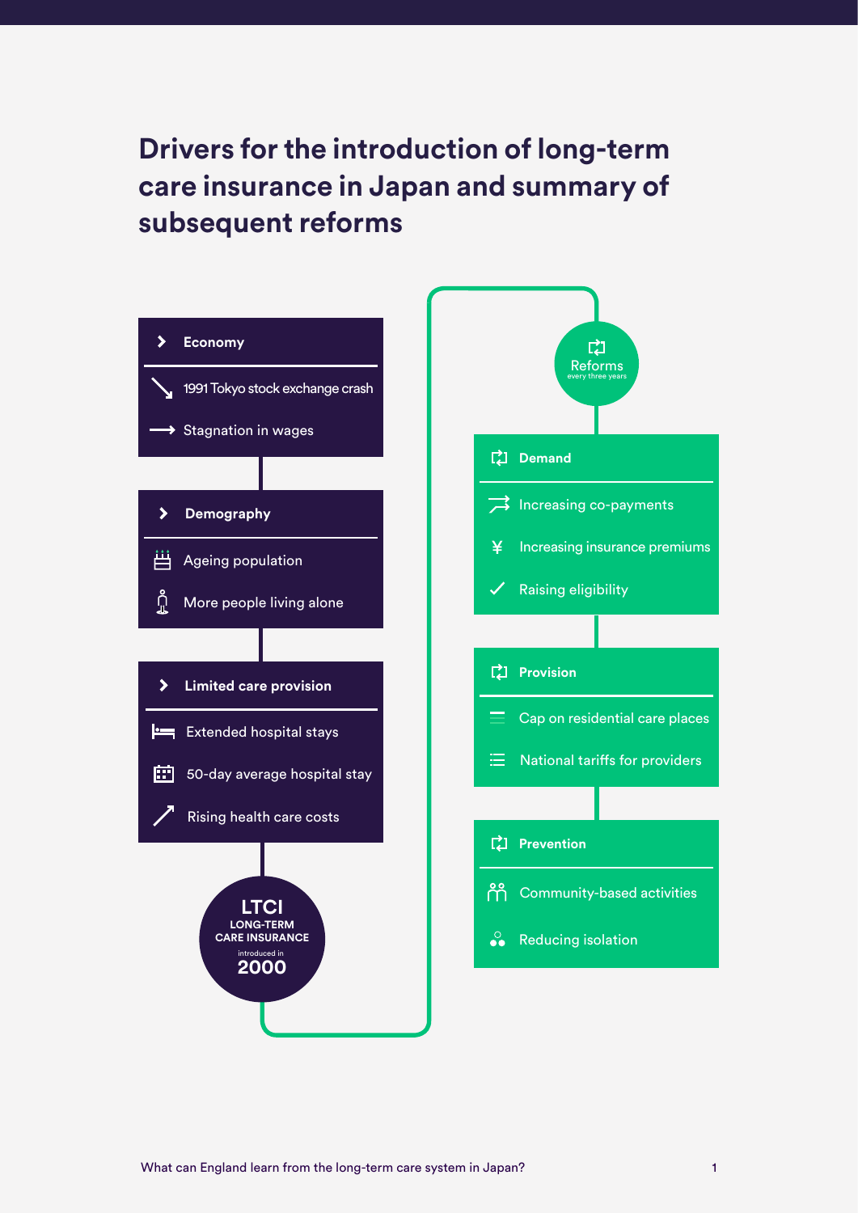# Drivers for the introduction of long-term care insurance in Japan and summary of subsequent reforms

**Economy**

- 1991 Tokyo stock exchange crash
- Stagnation in wages

**Demography**

- Ageing population
- More people living alone

**Limited care provision**

- Extended hospital stays
- 50-day average hospital stay
- Rising health care costs

**LTCI**
LONG-TERM CARE INSURANCE
introduced in
**2000**

**Reforms**
every three years

**Demand**

- Increasing co-payments
- Increasing insurance premiums
- Raising eligibility

**Provision**

- Cap on residential care places
- National tariffs for providers

**Prevention**

- Community-based activities
- Reducing isolation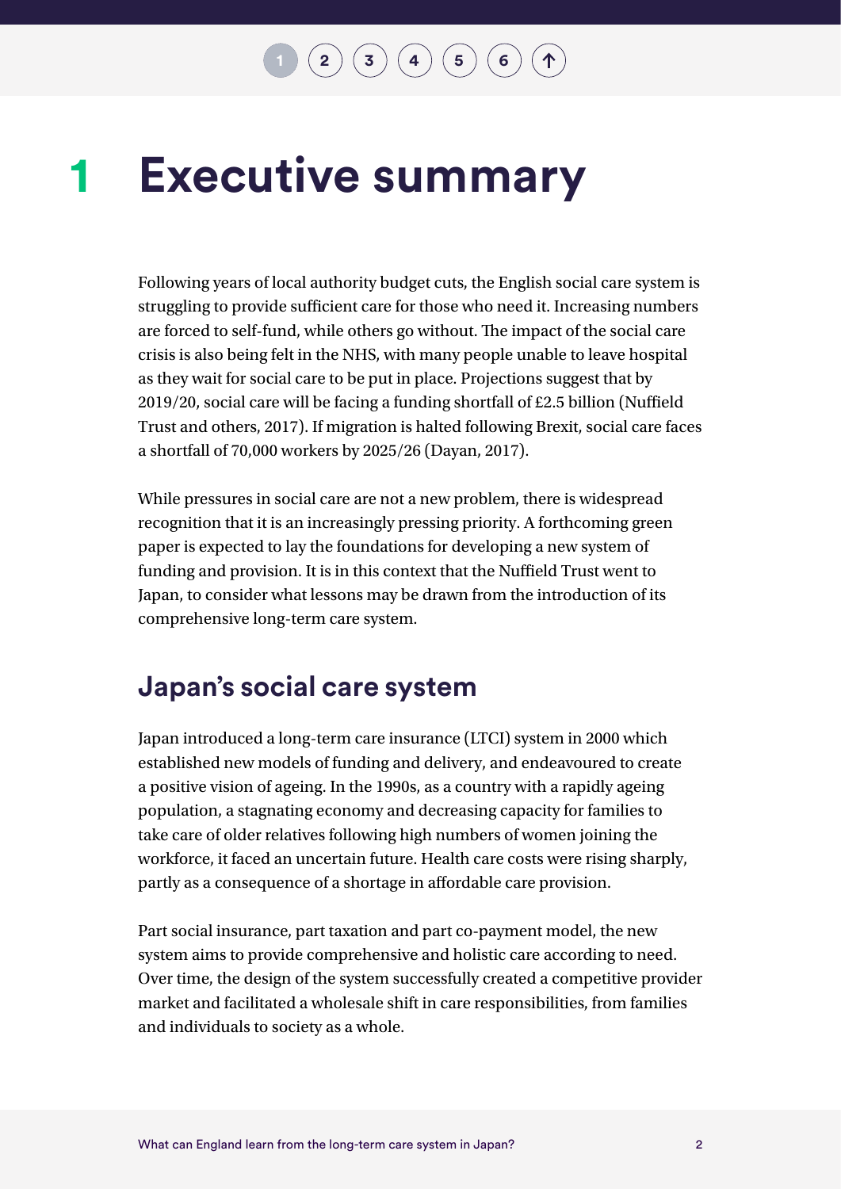# 1 Executive summary

Following years of local authority budget cuts, the English social care system is struggling to provide sufficient care for those who need it. Increasing numbers are forced to self-fund, while others go without. The impact of the social care crisis is also being felt in the NHS, with many people unable to leave hospital as they wait for social care to be put in place. Projections suggest that by 2019/20, social care will be facing a funding shortfall of £2.5 billion (Nuffield Trust and others, 2017). If migration is halted following Brexit, social care faces a shortfall of 70,000 workers by 2025/26 (Dayan, 2017).

While pressures in social care are not a new problem, there is widespread recognition that it is an increasingly pressing priority. A forthcoming green paper is expected to lay the foundations for developing a new system of funding and provision. It is in this context that the Nuffield Trust went to Japan, to consider what lessons may be drawn from the introduction of its comprehensive long-term care system.

## Japan's social care system

Japan introduced a long-term care insurance (LTCI) system in 2000 which established new models of funding and delivery, and endeavoured to create a positive vision of ageing. In the 1990s, as a country with a rapidly ageing population, a stagnating economy and decreasing capacity for families to take care of older relatives following high numbers of women joining the workforce, it faced an uncertain future. Health care costs were rising sharply, partly as a consequence of a shortage in affordable care provision.

Part social insurance, part taxation and part co-payment model, the new system aims to provide comprehensive and holistic care according to need. Over time, the design of the system successfully created a competitive provider market and facilitated a wholesale shift in care responsibilities, from families and individuals to society as a whole.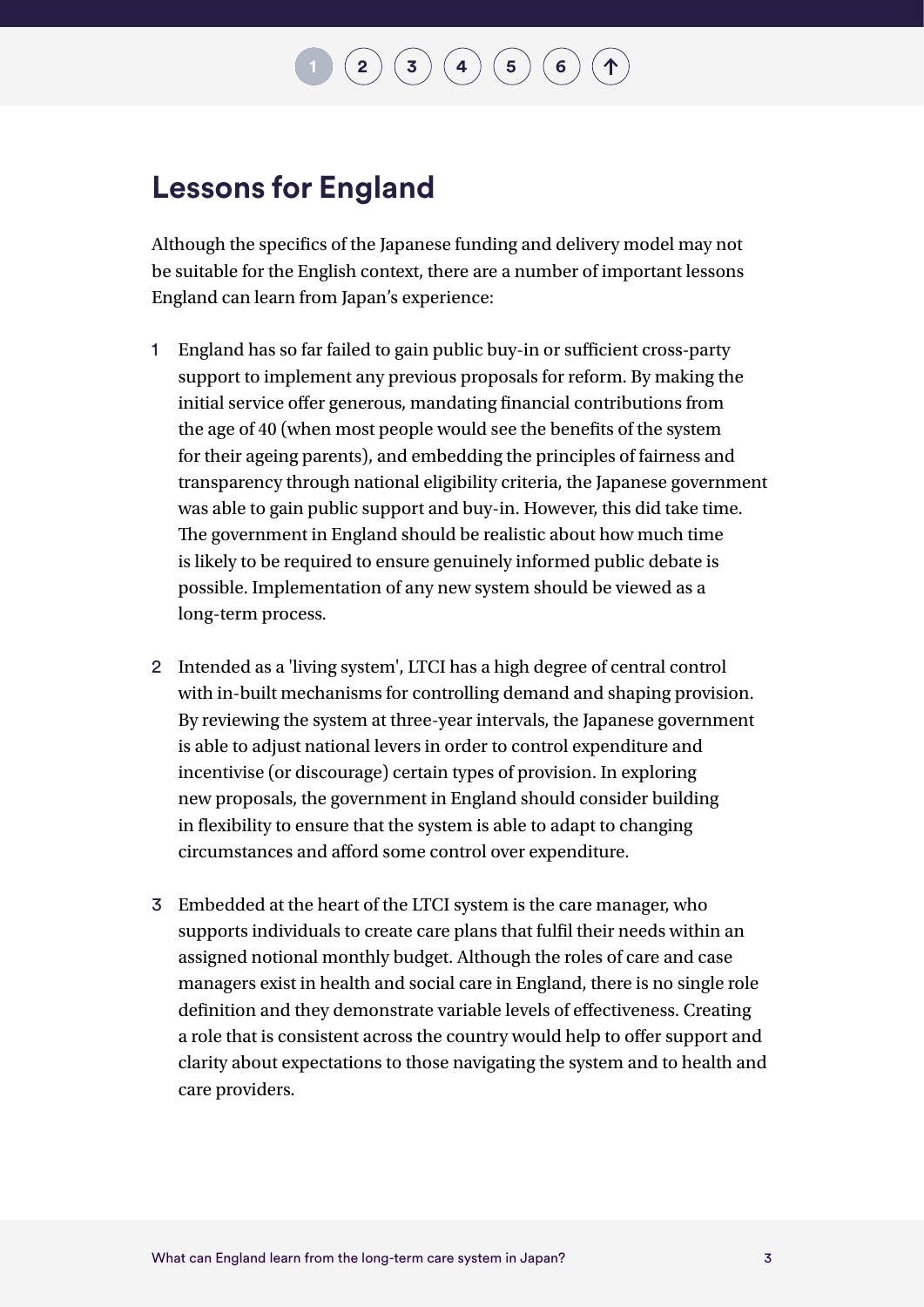## Lessons for England

Although the specifics of the Japanese funding and delivery model may not be suitable for the English context, there are a number of important lessons England can learn from Japan's experience:

1. England has so far failed to gain public buy-in or sufficient cross-party support to implement any previous proposals for reform. By making the initial service offer generous, mandating financial contributions from the age of 40 (when most people would see the benefits of the system for their ageing parents), and embedding the principles of fairness and transparency through national eligibility criteria, the Japanese government was able to gain public support and buy-in. However, this did take time. The government in England should be realistic about how much time is likely to be required to ensure genuinely informed public debate is possible. Implementation of any new system should be viewed as a long-term process.

2. Intended as a 'living system', LTCI has a high degree of central control with in-built mechanisms for controlling demand and shaping provision. By reviewing the system at three-year intervals, the Japanese government is able to adjust national levers in order to control expenditure and incentivise (or discourage) certain types of provision. In exploring new proposals, the government in England should consider building in flexibility to ensure that the system is able to adapt to changing circumstances and afford some control over expenditure.

3. Embedded at the heart of the LTCI system is the care manager, who supports individuals to create care plans that fulfil their needs within an assigned notional monthly budget. Although the roles of care and case managers exist in health and social care in England, there is no single role definition and they demonstrate variable levels of effectiveness. Creating a role that is consistent across the country would help to offer support and clarity about expectations to those navigating the system and to health and care providers.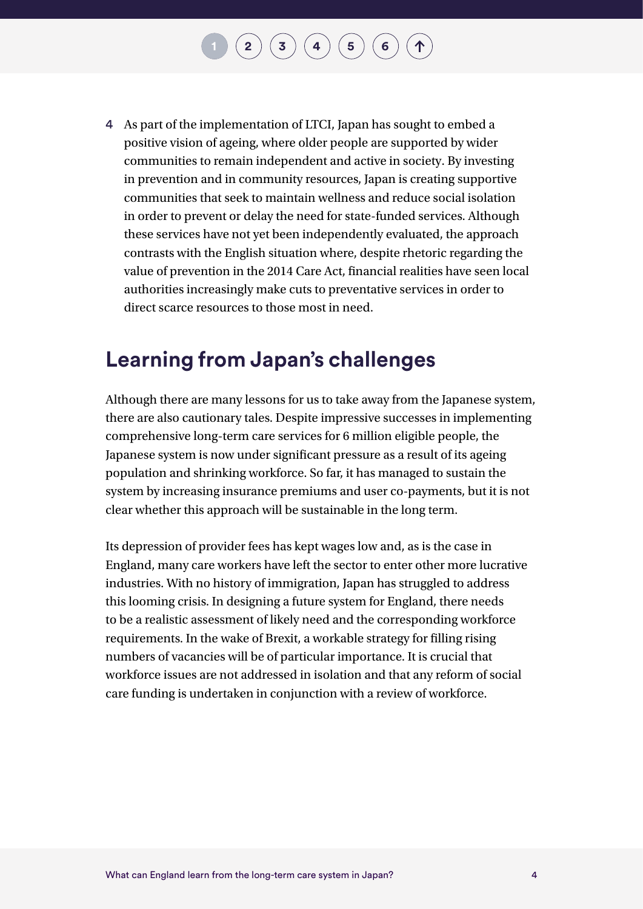4. As part of the implementation of LTCI, Japan has sought to embed a positive vision of ageing, where older people are supported by wider communities to remain independent and active in society. By investing in prevention and in community resources, Japan is creating supportive communities that seek to maintain wellness and reduce social isolation in order to prevent or delay the need for state-funded services. Although these services have not yet been independently evaluated, the approach contrasts with the English situation where, despite rhetoric regarding the value of prevention in the 2014 Care Act, financial realities have seen local authorities increasingly make cuts to preventative services in order to direct scarce resources to those most in need.

## Learning from Japan's challenges

Although there are many lessons for us to take away from the Japanese system, there are also cautionary tales. Despite impressive successes in implementing comprehensive long-term care services for 6 million eligible people, the Japanese system is now under significant pressure as a result of its ageing population and shrinking workforce. So far, it has managed to sustain the system by increasing insurance premiums and user co-payments, but it is not clear whether this approach will be sustainable in the long term.

Its depression of provider fees has kept wages low and, as is the case in England, many care workers have left the sector to enter other more lucrative industries. With no history of immigration, Japan has struggled to address this looming crisis. In designing a future system for England, there needs to be a realistic assessment of likely need and the corresponding workforce requirements. In the wake of Brexit, a workable strategy for filling rising numbers of vacancies will be of particular importance. It is crucial that workforce issues are not addressed in isolation and that any reform of social care funding is undertaken in conjunction with a review of workforce.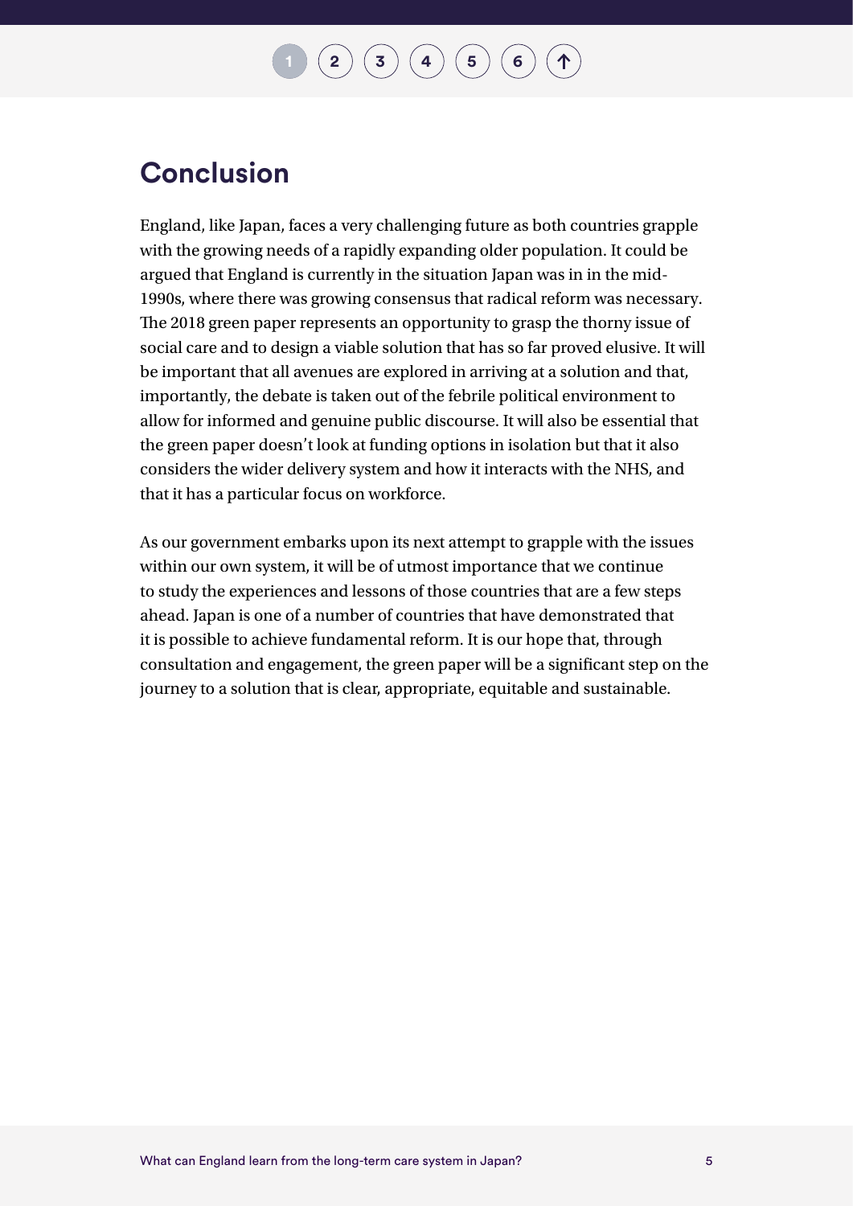## Conclusion

England, like Japan, faces a very challenging future as both countries grapple with the growing needs of a rapidly expanding older population. It could be argued that England is currently in the situation Japan was in in the mid-1990s, where there was growing consensus that radical reform was necessary. The 2018 green paper represents an opportunity to grasp the thorny issue of social care and to design a viable solution that has so far proved elusive. It will be important that all avenues are explored in arriving at a solution and that, importantly, the debate is taken out of the febrile political environment to allow for informed and genuine public discourse. It will also be essential that the green paper doesn't look at funding options in isolation but that it also considers the wider delivery system and how it interacts with the NHS, and that it has a particular focus on workforce.

As our government embarks upon its next attempt to grapple with the issues within our own system, it will be of utmost importance that we continue to study the experiences and lessons of those countries that are a few steps ahead. Japan is one of a number of countries that have demonstrated that it is possible to achieve fundamental reform. It is our hope that, through consultation and engagement, the green paper will be a significant step on the journey to a solution that is clear, appropriate, equitable and sustainable.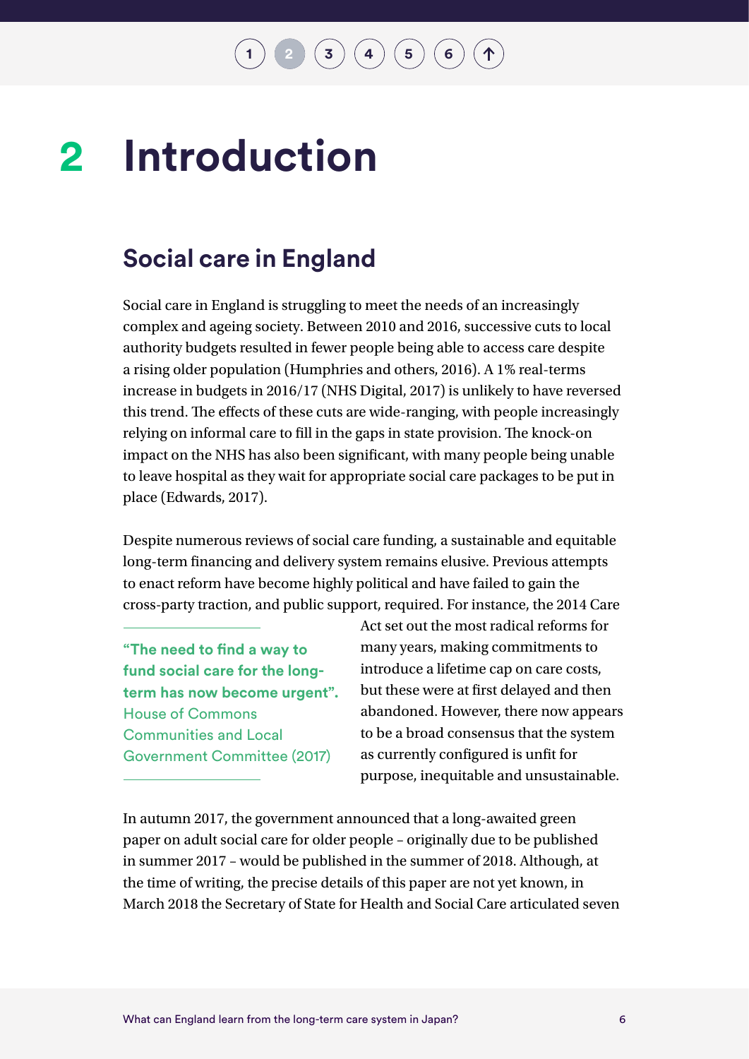# 2 Introduction

## Social care in England

Social care in England is struggling to meet the needs of an increasingly complex and ageing society. Between 2010 and 2016, successive cuts to local authority budgets resulted in fewer people being able to access care despite a rising older population (Humphries and others, 2016). A 1% real-terms increase in budgets in 2016/17 (NHS Digital, 2017) is unlikely to have reversed this trend. The effects of these cuts are wide-ranging, with people increasingly relying on informal care to fill in the gaps in state provision. The knock-on impact on the NHS has also been significant, with many people being unable to leave hospital as they wait for appropriate social care packages to be put in place (Edwards, 2017).

Despite numerous reviews of social care funding, a sustainable and equitable long-term financing and delivery system remains elusive. Previous attempts to enact reform have become highly political and have failed to gain the cross-party traction, and public support, required. For instance, the 2014 Care Act set out the most radical reforms for many years, making commitments to introduce a lifetime cap on care costs, but these were at first delayed and then abandoned. However, there now appears to be a broad consensus that the system as currently configured is unfit for purpose, inequitable and unsustainable.

> **"The need to find a way to fund social care for the long-term has now become urgent".** House of Commons Communities and Local Government Committee (2017)

In autumn 2017, the government announced that a long-awaited green paper on adult social care for older people – originally due to be published in summer 2017 – would be published in the summer of 2018. Although, at the time of writing, the precise details of this paper are not yet known, in March 2018 the Secretary of State for Health and Social Care articulated seven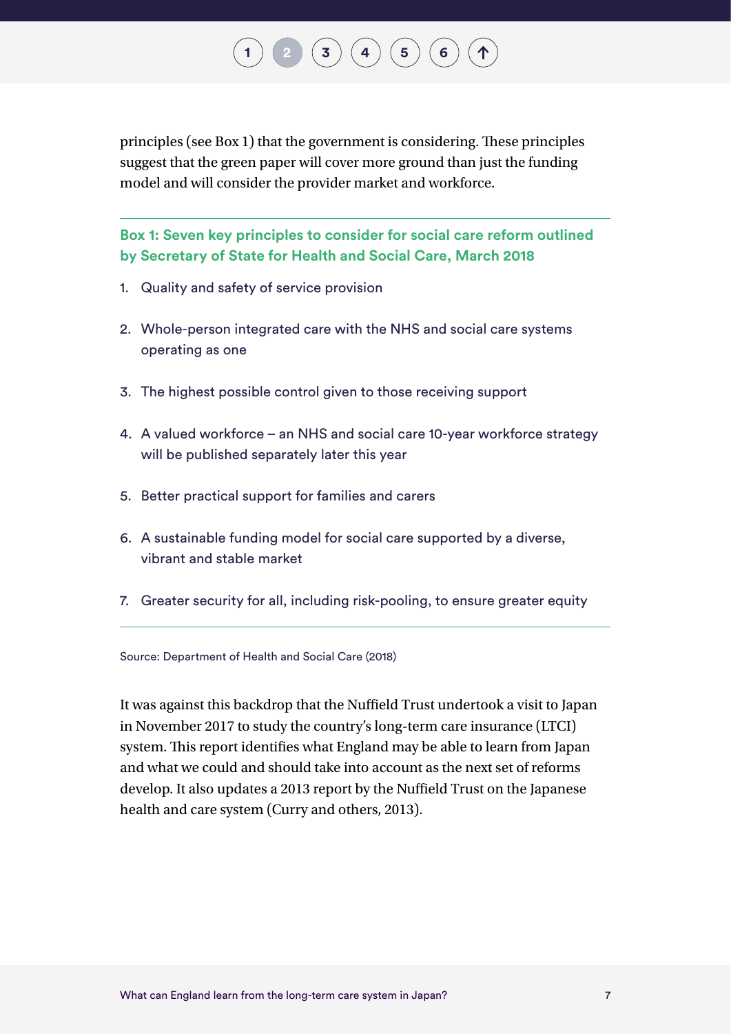principles (see Box 1) that the government is considering. These principles suggest that the green paper will cover more ground than just the funding model and will consider the provider market and workforce.

**Box 1: Seven key principles to consider for social care reform outlined by Secretary of State for Health and Social Care, March 2018**

1. Quality and safety of service provision
2. Whole-person integrated care with the NHS and social care systems operating as one
3. The highest possible control given to those receiving support
4. A valued workforce – an NHS and social care 10-year workforce strategy will be published separately later this year
5. Better practical support for families and carers
6. A sustainable funding model for social care supported by a diverse, vibrant and stable market
7. Greater security for all, including risk-pooling, to ensure greater equity

Source: Department of Health and Social Care (2018)

It was against this backdrop that the Nuffield Trust undertook a visit to Japan in November 2017 to study the country's long-term care insurance (LTCI) system. This report identifies what England may be able to learn from Japan and what we could and should take into account as the next set of reforms develop. It also updates a 2013 report by the Nuffield Trust on the Japanese health and care system (Curry and others, 2013).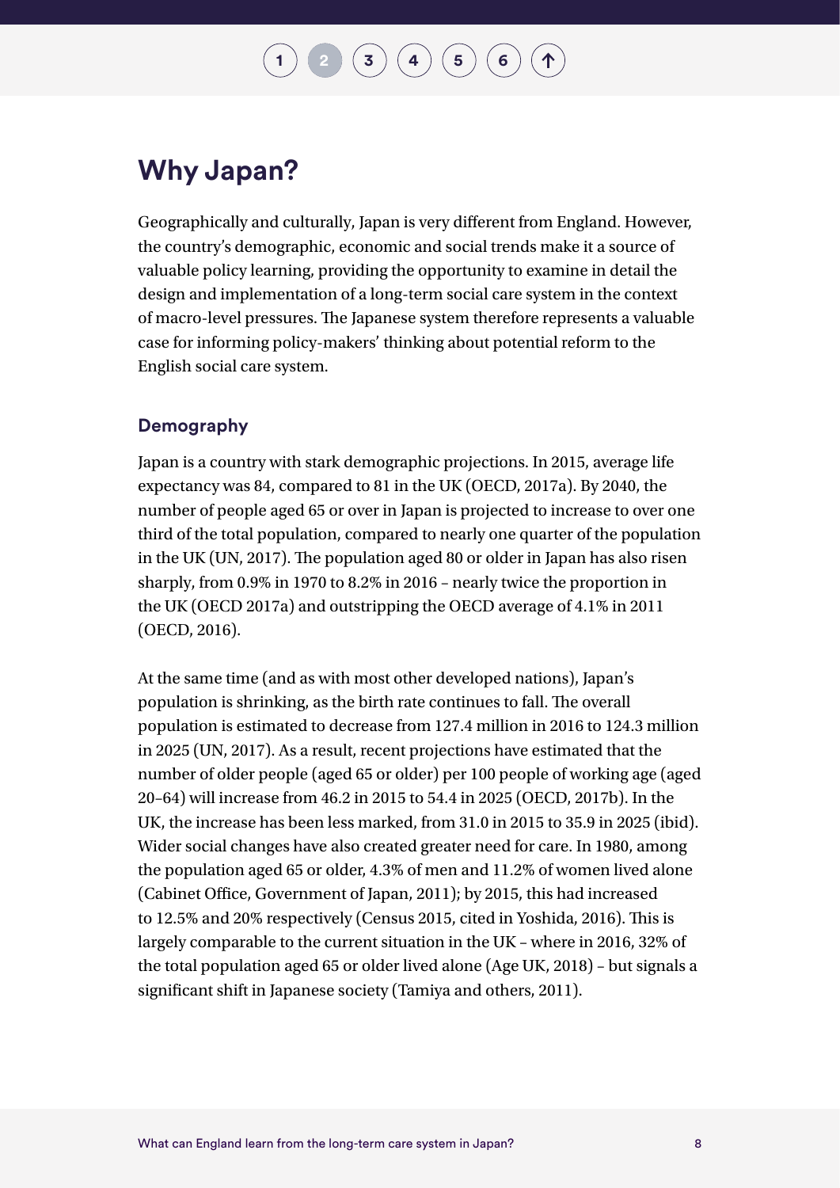## Why Japan?

Geographically and culturally, Japan is very different from England. However, the country's demographic, economic and social trends make it a source of valuable policy learning, providing the opportunity to examine in detail the design and implementation of a long-term social care system in the context of macro-level pressures. The Japanese system therefore represents a valuable case for informing policy-makers' thinking about potential reform to the English social care system.

### Demography

Japan is a country with stark demographic projections. In 2015, average life expectancy was 84, compared to 81 in the UK (OECD, 2017a). By 2040, the number of people aged 65 or over in Japan is projected to increase to over one third of the total population, compared to nearly one quarter of the population in the UK (UN, 2017). The population aged 80 or older in Japan has also risen sharply, from 0.9% in 1970 to 8.2% in 2016 – nearly twice the proportion in the UK (OECD 2017a) and outstripping the OECD average of 4.1% in 2011 (OECD, 2016).

At the same time (and as with most other developed nations), Japan's population is shrinking, as the birth rate continues to fall. The overall population is estimated to decrease from 127.4 million in 2016 to 124.3 million in 2025 (UN, 2017). As a result, recent projections have estimated that the number of older people (aged 65 or older) per 100 people of working age (aged 20–64) will increase from 46.2 in 2015 to 54.4 in 2025 (OECD, 2017b). In the UK, the increase has been less marked, from 31.0 in 2015 to 35.9 in 2025 (ibid). Wider social changes have also created greater need for care. In 1980, among the population aged 65 or older, 4.3% of men and 11.2% of women lived alone (Cabinet Office, Government of Japan, 2011); by 2015, this had increased to 12.5% and 20% respectively (Census 2015, cited in Yoshida, 2016). This is largely comparable to the current situation in the UK – where in 2016, 32% of the total population aged 65 or older lived alone (Age UK, 2018) – but signals a significant shift in Japanese society (Tamiya and others, 2011).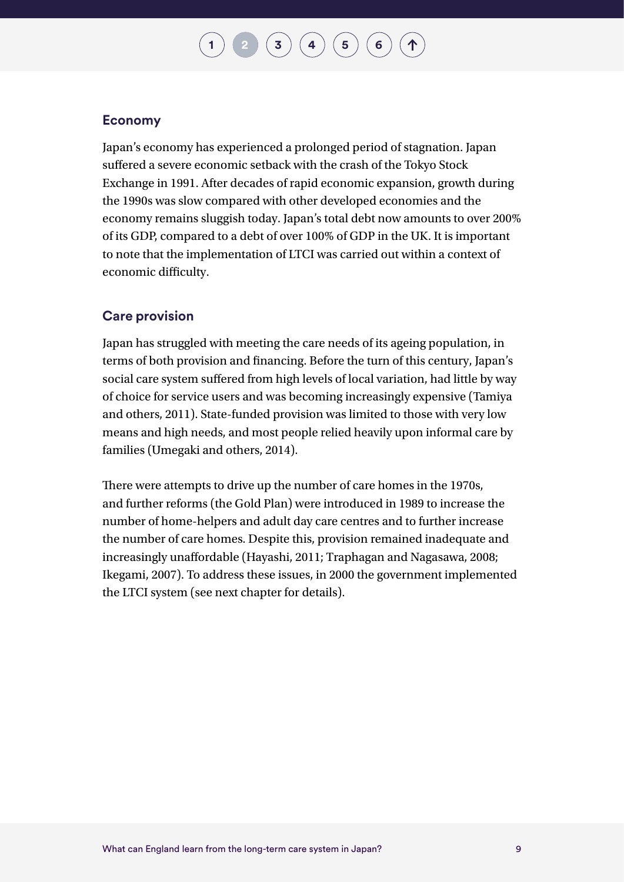## Economy

Japan's economy has experienced a prolonged period of stagnation. Japan suffered a severe economic setback with the crash of the Tokyo Stock Exchange in 1991. After decades of rapid economic expansion, growth during the 1990s was slow compared with other developed economies and the economy remains sluggish today. Japan's total debt now amounts to over 200% of its GDP, compared to a debt of over 100% of GDP in the UK. It is important to note that the implementation of LTCI was carried out within a context of economic difficulty.

## Care provision

Japan has struggled with meeting the care needs of its ageing population, in terms of both provision and financing. Before the turn of this century, Japan's social care system suffered from high levels of local variation, had little by way of choice for service users and was becoming increasingly expensive (Tamiya and others, 2011). State-funded provision was limited to those with very low means and high needs, and most people relied heavily upon informal care by families (Umegaki and others, 2014).

There were attempts to drive up the number of care homes in the 1970s, and further reforms (the Gold Plan) were introduced in 1989 to increase the number of home-helpers and adult day care centres and to further increase the number of care homes. Despite this, provision remained inadequate and increasingly unaffordable (Hayashi, 2011; Traphagan and Nagasawa, 2008; Ikegami, 2007). To address these issues, in 2000 the government implemented the LTCI system (see next chapter for details).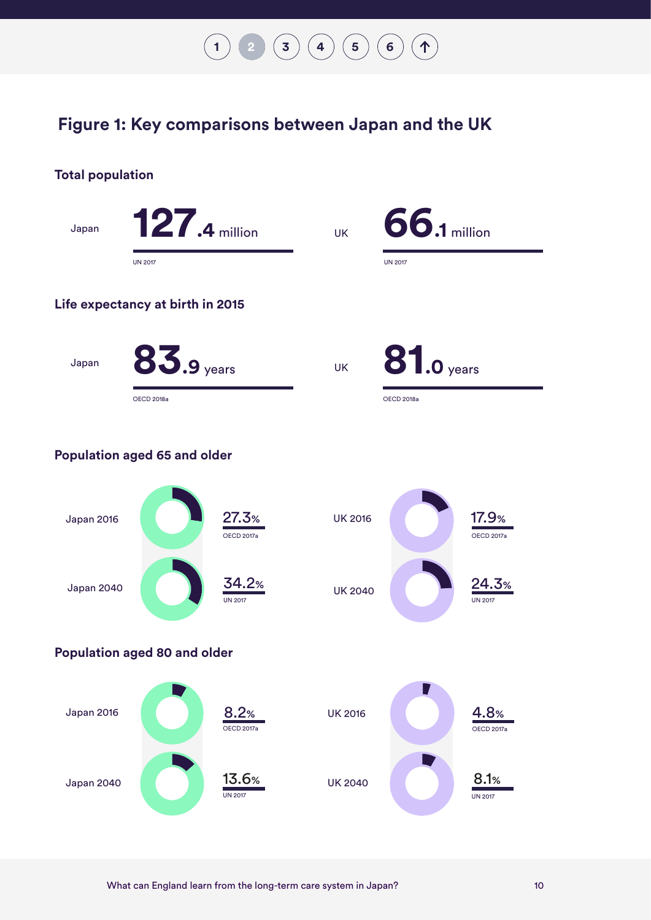## Figure 1: Key comparisons between Japan and the UK

### Total population

| | Japan | UK |
|---|---|---|
| Total population | 127.4 million (UN 2017) | 66.1 million (UN 2017) |

### Life expectancy at birth in 2015

| | Japan | UK |
|---|---|---|
| Life expectancy at birth in 2015 | 83.9 years (OECD 2018a) | 81.0 years (OECD 2018a) |

### Population aged 65 and older

| | Japan | UK |
|---|---|---|
| 2016 | 27.3% (OECD 2017a) | 17.9% (OECD 2017a) |
| 2040 | 34.2% (UN 2017) | 24.3% (UN 2017) |

### Population aged 80 and older

| | Japan | UK |
|---|---|---|
| 2016 | 8.2% (OECD 2017a) | 4.8% (OECD 2017a) |
| 2040 | 13.6% (UN 2017) | 8.1% (UN 2017) |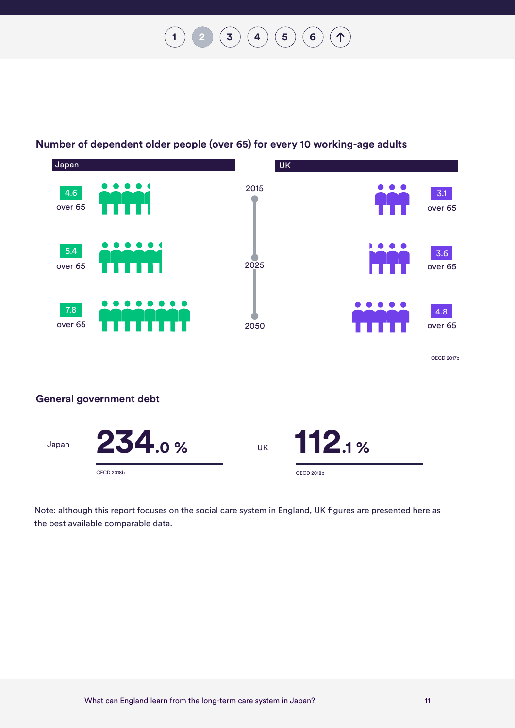## Number of dependent older people (over 65) for every 10 working-age adults

| Year | Japan | UK |
| --- | --- | --- |
| 2015 | 4.6 over 65 | 3.1 over 65 |
| 2025 | 5.4 over 65 | 3.6 over 65 |
| 2050 | 7.8 over 65 | 4.8 over 65 |

OECD 2017b

## General government debt

Japan **234.0 %**

OECD 2018b

UK **112.1 %**

OECD 2018b

Note: although this report focuses on the social care system in England, UK figures are presented here as the best available comparable data.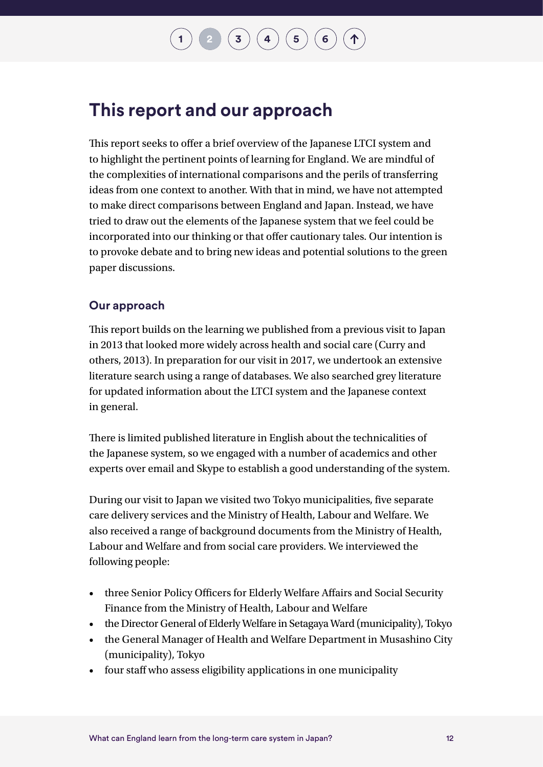## This report and our approach

This report seeks to offer a brief overview of the Japanese LTCI system and to highlight the pertinent points of learning for England. We are mindful of the complexities of international comparisons and the perils of transferring ideas from one context to another. With that in mind, we have not attempted to make direct comparisons between England and Japan. Instead, we have tried to draw out the elements of the Japanese system that we feel could be incorporated into our thinking or that offer cautionary tales. Our intention is to provoke debate and to bring new ideas and potential solutions to the green paper discussions.

### Our approach

This report builds on the learning we published from a previous visit to Japan in 2013 that looked more widely across health and social care (Curry and others, 2013). In preparation for our visit in 2017, we undertook an extensive literature search using a range of databases. We also searched grey literature for updated information about the LTCI system and the Japanese context in general.

There is limited published literature in English about the technicalities of the Japanese system, so we engaged with a number of academics and other experts over email and Skype to establish a good understanding of the system.

During our visit to Japan we visited two Tokyo municipalities, five separate care delivery services and the Ministry of Health, Labour and Welfare. We also received a range of background documents from the Ministry of Health, Labour and Welfare and from social care providers. We interviewed the following people:

- three Senior Policy Officers for Elderly Welfare Affairs and Social Security Finance from the Ministry of Health, Labour and Welfare
- the Director General of Elderly Welfare in Setagaya Ward (municipality), Tokyo
- the General Manager of Health and Welfare Department in Musashino City (municipality), Tokyo
- four staff who assess eligibility applications in one municipality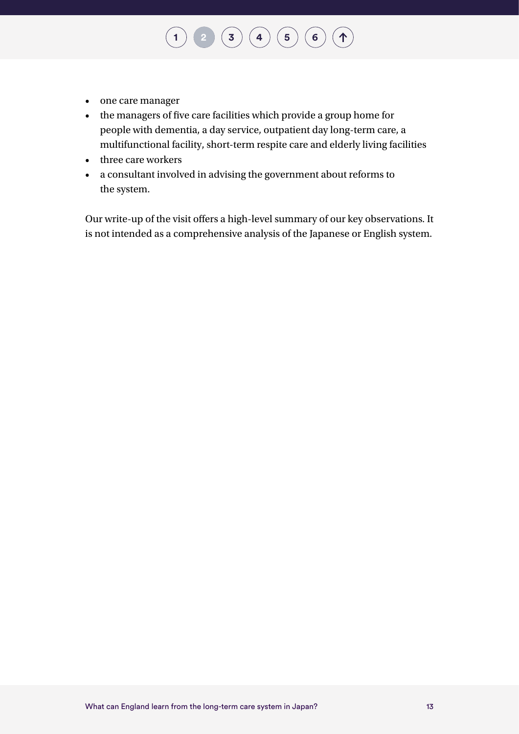- one care manager
- the managers of five care facilities which provide a group home for people with dementia, a day service, outpatient day long-term care, a multifunctional facility, short-term respite care and elderly living facilities
- three care workers
- a consultant involved in advising the government about reforms to the system.

Our write-up of the visit offers a high-level summary of our key observations. It is not intended as a comprehensive analysis of the Japanese or English system.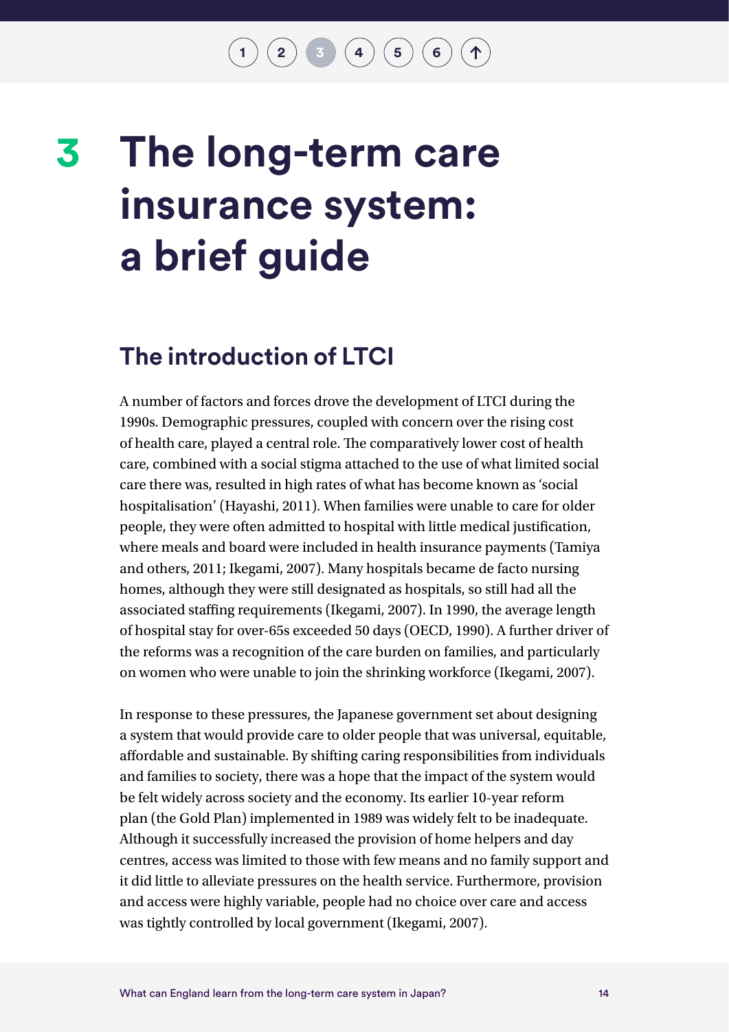# 3 The long-term care insurance system: a brief guide

## The introduction of LTCI

A number of factors and forces drove the development of LTCI during the 1990s. Demographic pressures, coupled with concern over the rising cost of health care, played a central role. The comparatively lower cost of health care, combined with a social stigma attached to the use of what limited social care there was, resulted in high rates of what has become known as 'social hospitalisation' (Hayashi, 2011). When families were unable to care for older people, they were often admitted to hospital with little medical justification, where meals and board were included in health insurance payments (Tamiya and others, 2011; Ikegami, 2007). Many hospitals became de facto nursing homes, although they were still designated as hospitals, so still had all the associated staffing requirements (Ikegami, 2007). In 1990, the average length of hospital stay for over-65s exceeded 50 days (OECD, 1990). A further driver of the reforms was a recognition of the care burden on families, and particularly on women who were unable to join the shrinking workforce (Ikegami, 2007).

In response to these pressures, the Japanese government set about designing a system that would provide care to older people that was universal, equitable, affordable and sustainable. By shifting caring responsibilities from individuals and families to society, there was a hope that the impact of the system would be felt widely across society and the economy. Its earlier 10-year reform plan (the Gold Plan) implemented in 1989 was widely felt to be inadequate. Although it successfully increased the provision of home helpers and day centres, access was limited to those with few means and no family support and it did little to alleviate pressures on the health service. Furthermore, provision and access were highly variable, people had no choice over care and access was tightly controlled by local government (Ikegami, 2007).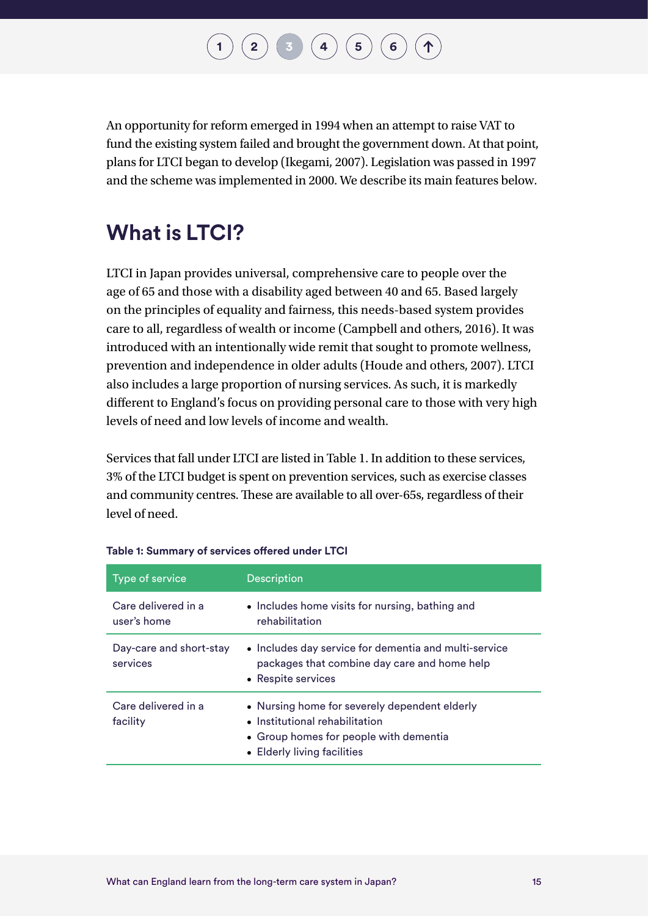An opportunity for reform emerged in 1994 when an attempt to raise VAT to fund the existing system failed and brought the government down. At that point, plans for LTCI began to develop (Ikegami, 2007). Legislation was passed in 1997 and the scheme was implemented in 2000. We describe its main features below.

## What is LTCI?

LTCI in Japan provides universal, comprehensive care to people over the age of 65 and those with a disability aged between 40 and 65. Based largely on the principles of equality and fairness, this needs-based system provides care to all, regardless of wealth or income (Campbell and others, 2016). It was introduced with an intentionally wide remit that sought to promote wellness, prevention and independence in older adults (Houde and others, 2007). LTCI also includes a large proportion of nursing services. As such, it is markedly different to England's focus on providing personal care to those with very high levels of need and low levels of income and wealth.

Services that fall under LTCI are listed in Table 1. In addition to these services, 3% of the LTCI budget is spent on prevention services, such as exercise classes and community centres. These are available to all over-65s, regardless of their level of need.

**Table 1: Summary of services offered under LTCI**

| Type of service | Description |
|---|---|
| Care delivered in a user's home | • Includes home visits for nursing, bathing and rehabilitation |
| Day-care and short-stay services | • Includes day service for dementia and multi-service packages that combine day care and home help<br>• Respite services |
| Care delivered in a facility | • Nursing home for severely dependent elderly<br>• Institutional rehabilitation<br>• Group homes for people with dementia<br>• Elderly living facilities |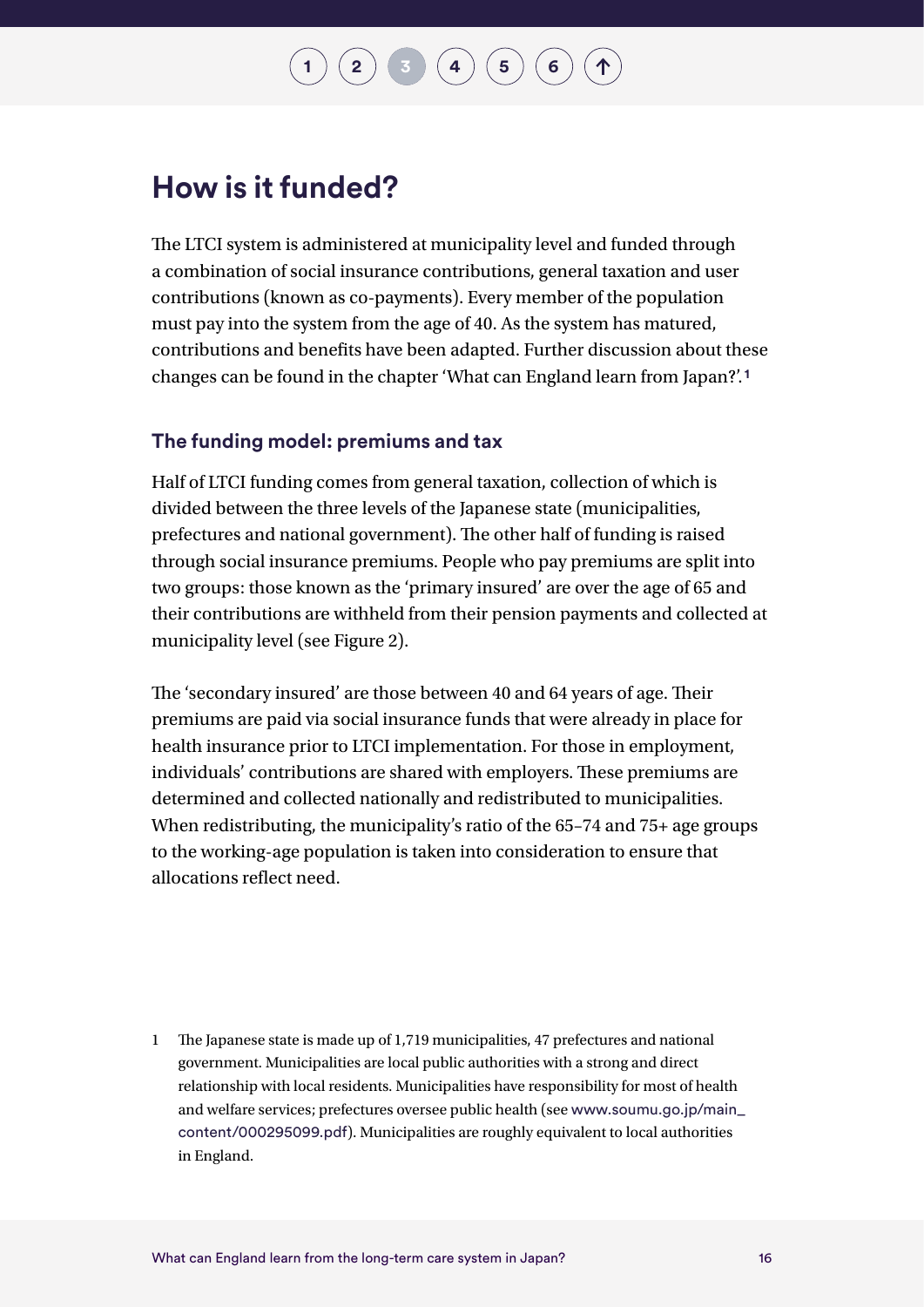## How is it funded?

The LTCI system is administered at municipality level and funded through a combination of social insurance contributions, general taxation and user contributions (known as co-payments). Every member of the population must pay into the system from the age of 40. As the system has matured, contributions and benefits have been adapted. Further discussion about these changes can be found in the chapter 'What can England learn from Japan?'.[1]

### The funding model: premiums and tax

Half of LTCI funding comes from general taxation, collection of which is divided between the three levels of the Japanese state (municipalities, prefectures and national government). The other half of funding is raised through social insurance premiums. People who pay premiums are split into two groups: those known as the 'primary insured' are over the age of 65 and their contributions are withheld from their pension payments and collected at municipality level (see Figure 2).

The 'secondary insured' are those between 40 and 64 years of age. Their premiums are paid via social insurance funds that were already in place for health insurance prior to LTCI implementation. For those in employment, individuals' contributions are shared with employers. These premiums are determined and collected nationally and redistributed to municipalities. When redistributing, the municipality's ratio of the 65–74 and 75+ age groups to the working-age population is taken into consideration to ensure that allocations reflect need.

1 The Japanese state is made up of 1,719 municipalities, 47 prefectures and national government. Municipalities are local public authorities with a strong and direct relationship with local residents. Municipalities have responsibility for most of health and welfare services; prefectures oversee public health (see www.soumu.go.jp/main_content/000295099.pdf). Municipalities are roughly equivalent to local authorities in England.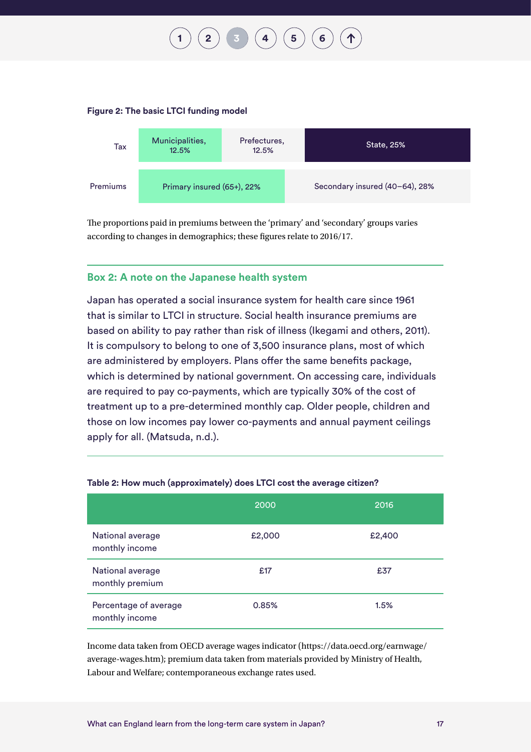**Figure 2: The basic LTCI funding model**

| | | | |
|---|---|---|---|
| Tax | Municipalities, 12.5% | Prefectures, 12.5% | State, 25% |
| Premiums | Primary insured (65+), 22% | | Secondary insured (40–64), 28% |

The proportions paid in premiums between the 'primary' and 'secondary' groups varies according to changes in demographics; these figures relate to 2016/17.

### Box 2: A note on the Japanese health system

Japan has operated a social insurance system for health care since 1961 that is similar to LTCI in structure. Social health insurance premiums are based on ability to pay rather than risk of illness (Ikegami and others, 2011). It is compulsory to belong to one of 3,500 insurance plans, most of which are administered by employers. Plans offer the same benefits package, which is determined by national government. On accessing care, individuals are required to pay co-payments, which are typically 30% of the cost of treatment up to a pre-determined monthly cap. Older people, children and those on low incomes pay lower co-payments and annual payment ceilings apply for all. (Matsuda, n.d.).

**Table 2: How much (approximately) does LTCI cost the average citizen?**

| | 2000 | 2016 |
|---|---|---|
| National average monthly income | £2,000 | £2,400 |
| National average monthly premium | £17 | £37 |
| Percentage of average monthly income | 0.85% | 1.5% |

Income data taken from OECD average wages indicator (https://data.oecd.org/earnwage/average-wages.htm); premium data taken from materials provided by Ministry of Health, Labour and Welfare; contemporaneous exchange rates used.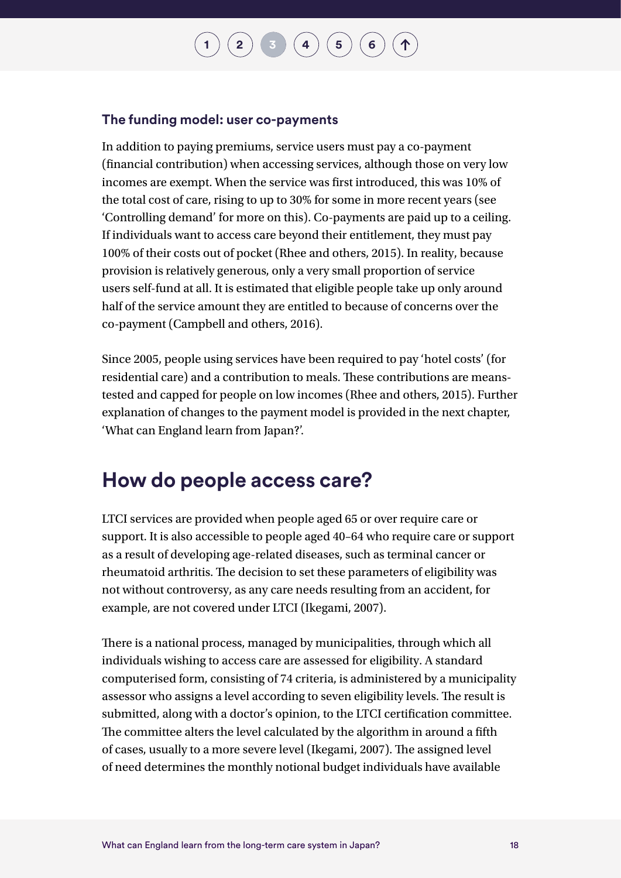### The funding model: user co-payments

In addition to paying premiums, service users must pay a co-payment (financial contribution) when accessing services, although those on very low incomes are exempt. When the service was first introduced, this was 10% of the total cost of care, rising to up to 30% for some in more recent years (see 'Controlling demand' for more on this). Co-payments are paid up to a ceiling. If individuals want to access care beyond their entitlement, they must pay 100% of their costs out of pocket (Rhee and others, 2015). In reality, because provision is relatively generous, only a very small proportion of service users self-fund at all. It is estimated that eligible people take up only around half of the service amount they are entitled to because of concerns over the co-payment (Campbell and others, 2016).

Since 2005, people using services have been required to pay 'hotel costs' (for residential care) and a contribution to meals. These contributions are means-tested and capped for people on low incomes (Rhee and others, 2015). Further explanation of changes to the payment model is provided in the next chapter, 'What can England learn from Japan?'.

## How do people access care?

LTCI services are provided when people aged 65 or over require care or support. It is also accessible to people aged 40–64 who require care or support as a result of developing age-related diseases, such as terminal cancer or rheumatoid arthritis. The decision to set these parameters of eligibility was not without controversy, as any care needs resulting from an accident, for example, are not covered under LTCI (Ikegami, 2007).

There is a national process, managed by municipalities, through which all individuals wishing to access care are assessed for eligibility. A standard computerised form, consisting of 74 criteria, is administered by a municipality assessor who assigns a level according to seven eligibility levels. The result is submitted, along with a doctor's opinion, to the LTCI certification committee. The committee alters the level calculated by the algorithm in around a fifth of cases, usually to a more severe level (Ikegami, 2007). The assigned level of need determines the monthly notional budget individuals have available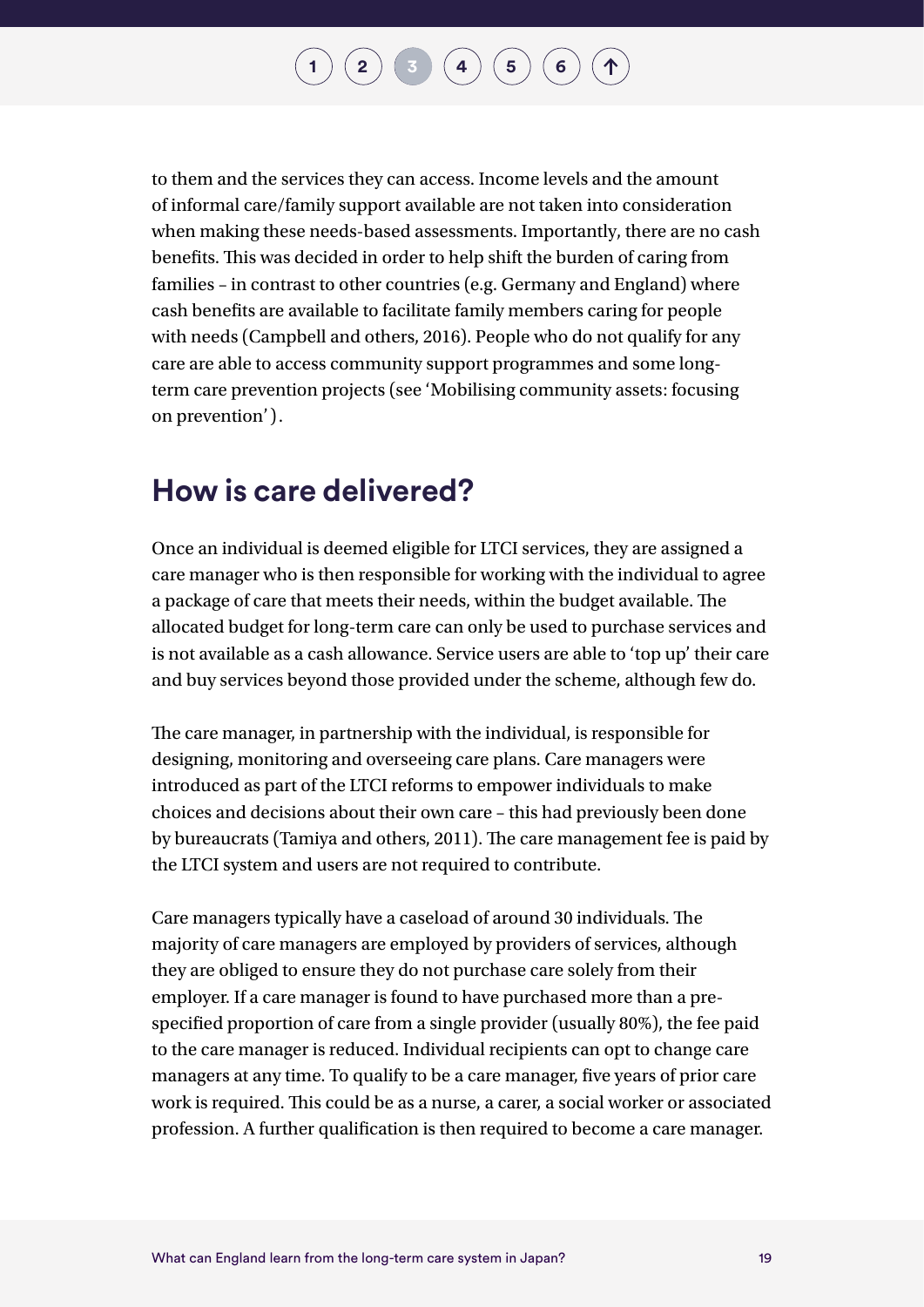to them and the services they can access. Income levels and the amount of informal care/family support available are not taken into consideration when making these needs-based assessments. Importantly, there are no cash benefits. This was decided in order to help shift the burden of caring from families – in contrast to other countries (e.g. Germany and England) where cash benefits are available to facilitate family members caring for people with needs (Campbell and others, 2016). People who do not qualify for any care are able to access community support programmes and some long-term care prevention projects (see 'Mobilising community assets: focusing on prevention').

## How is care delivered?

Once an individual is deemed eligible for LTCI services, they are assigned a care manager who is then responsible for working with the individual to agree a package of care that meets their needs, within the budget available. The allocated budget for long-term care can only be used to purchase services and is not available as a cash allowance. Service users are able to 'top up' their care and buy services beyond those provided under the scheme, although few do.

The care manager, in partnership with the individual, is responsible for designing, monitoring and overseeing care plans. Care managers were introduced as part of the LTCI reforms to empower individuals to make choices and decisions about their own care – this had previously been done by bureaucrats (Tamiya and others, 2011). The care management fee is paid by the LTCI system and users are not required to contribute.

Care managers typically have a caseload of around 30 individuals. The majority of care managers are employed by providers of services, although they are obliged to ensure they do not purchase care solely from their employer. If a care manager is found to have purchased more than a pre-specified proportion of care from a single provider (usually 80%), the fee paid to the care manager is reduced. Individual recipients can opt to change care managers at any time. To qualify to be a care manager, five years of prior care work is required. This could be as a nurse, a carer, a social worker or associated profession. A further qualification is then required to become a care manager.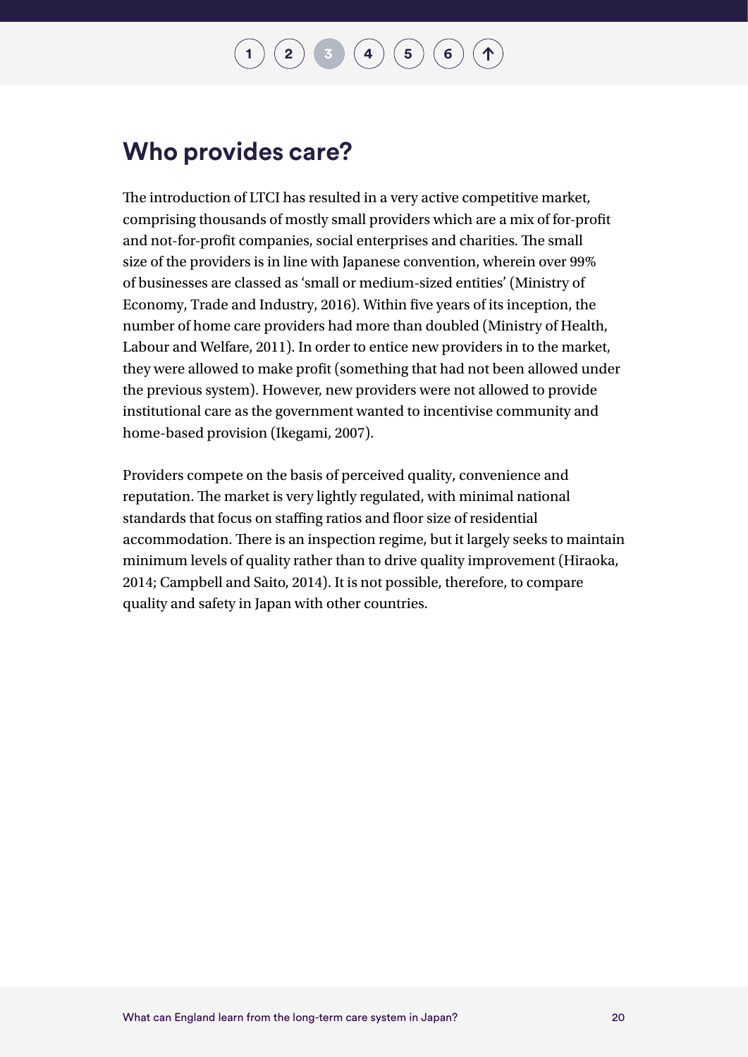## Who provides care?

The introduction of LTCI has resulted in a very active competitive market, comprising thousands of mostly small providers which are a mix of for-profit and not-for-profit companies, social enterprises and charities. The small size of the providers is in line with Japanese convention, wherein over 99% of businesses are classed as 'small or medium-sized entities' (Ministry of Economy, Trade and Industry, 2016). Within five years of its inception, the number of home care providers had more than doubled (Ministry of Health, Labour and Welfare, 2011). In order to entice new providers in to the market, they were allowed to make profit (something that had not been allowed under the previous system). However, new providers were not allowed to provide institutional care as the government wanted to incentivise community and home-based provision (Ikegami, 2007).

Providers compete on the basis of perceived quality, convenience and reputation. The market is very lightly regulated, with minimal national standards that focus on staffing ratios and floor size of residential accommodation. There is an inspection regime, but it largely seeks to maintain minimum levels of quality rather than to drive quality improvement (Hiraoka, 2014; Campbell and Saito, 2014). It is not possible, therefore, to compare quality and safety in Japan with other countries.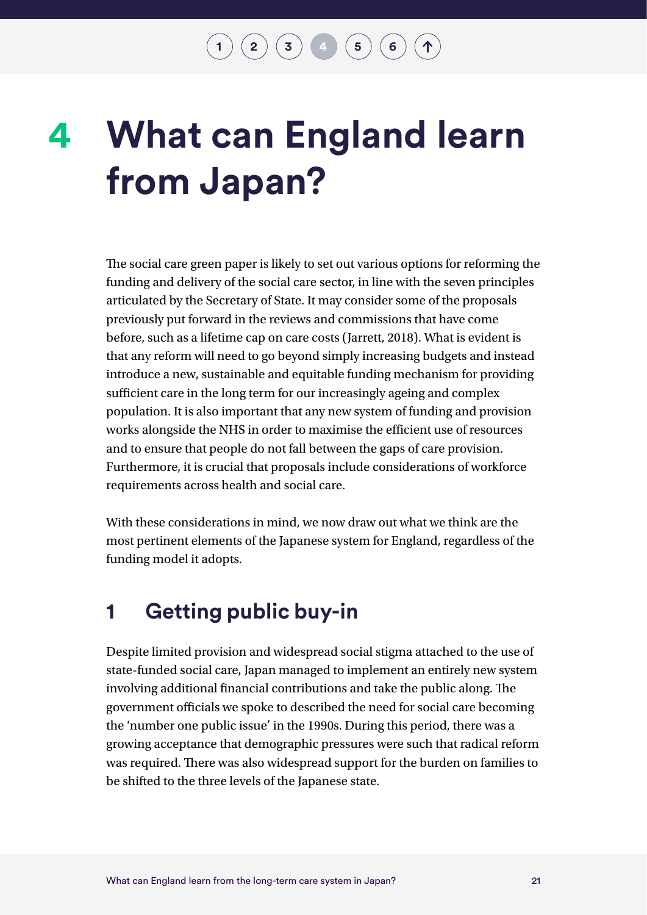# 4 What can England learn from Japan?

The social care green paper is likely to set out various options for reforming the funding and delivery of the social care sector, in line with the seven principles articulated by the Secretary of State. It may consider some of the proposals previously put forward in the reviews and commissions that have come before, such as a lifetime cap on care costs (Jarrett, 2018). What is evident is that any reform will need to go beyond simply increasing budgets and instead introduce a new, sustainable and equitable funding mechanism for providing sufficient care in the long term for our increasingly ageing and complex population. It is also important that any new system of funding and provision works alongside the NHS in order to maximise the efficient use of resources and to ensure that people do not fall between the gaps of care provision. Furthermore, it is crucial that proposals include considerations of workforce requirements across health and social care.

With these considerations in mind, we now draw out what we think are the most pertinent elements of the Japanese system for England, regardless of the funding model it adopts.

## 1 Getting public buy-in

Despite limited provision and widespread social stigma attached to the use of state-funded social care, Japan managed to implement an entirely new system involving additional financial contributions and take the public along. The government officials we spoke to described the need for social care becoming the 'number one public issue' in the 1990s. During this period, there was a growing acceptance that demographic pressures were such that radical reform was required. There was also widespread support for the burden on families to be shifted to the three levels of the Japanese state.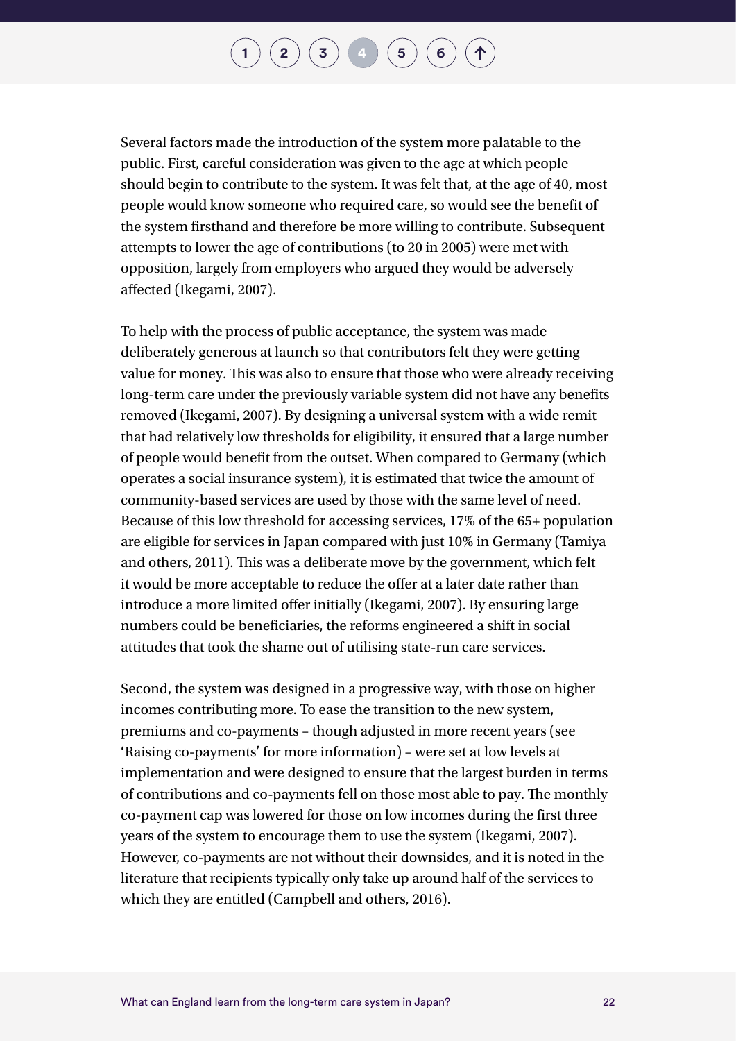Several factors made the introduction of the system more palatable to the public. First, careful consideration was given to the age at which people should begin to contribute to the system. It was felt that, at the age of 40, most people would know someone who required care, so would see the benefit of the system firsthand and therefore be more willing to contribute. Subsequent attempts to lower the age of contributions (to 20 in 2005) were met with opposition, largely from employers who argued they would be adversely affected (Ikegami, 2007).

To help with the process of public acceptance, the system was made deliberately generous at launch so that contributors felt they were getting value for money. This was also to ensure that those who were already receiving long-term care under the previously variable system did not have any benefits removed (Ikegami, 2007). By designing a universal system with a wide remit that had relatively low thresholds for eligibility, it ensured that a large number of people would benefit from the outset. When compared to Germany (which operates a social insurance system), it is estimated that twice the amount of community-based services are used by those with the same level of need. Because of this low threshold for accessing services, 17% of the 65+ population are eligible for services in Japan compared with just 10% in Germany (Tamiya and others, 2011). This was a deliberate move by the government, which felt it would be more acceptable to reduce the offer at a later date rather than introduce a more limited offer initially (Ikegami, 2007). By ensuring large numbers could be beneficiaries, the reforms engineered a shift in social attitudes that took the shame out of utilising state-run care services.

Second, the system was designed in a progressive way, with those on higher incomes contributing more. To ease the transition to the new system, premiums and co-payments – though adjusted in more recent years (see 'Raising co-payments' for more information) – were set at low levels at implementation and were designed to ensure that the largest burden in terms of contributions and co-payments fell on those most able to pay. The monthly co-payment cap was lowered for those on low incomes during the first three years of the system to encourage them to use the system (Ikegami, 2007). However, co-payments are not without their downsides, and it is noted in the literature that recipients typically only take up around half of the services to which they are entitled (Campbell and others, 2016).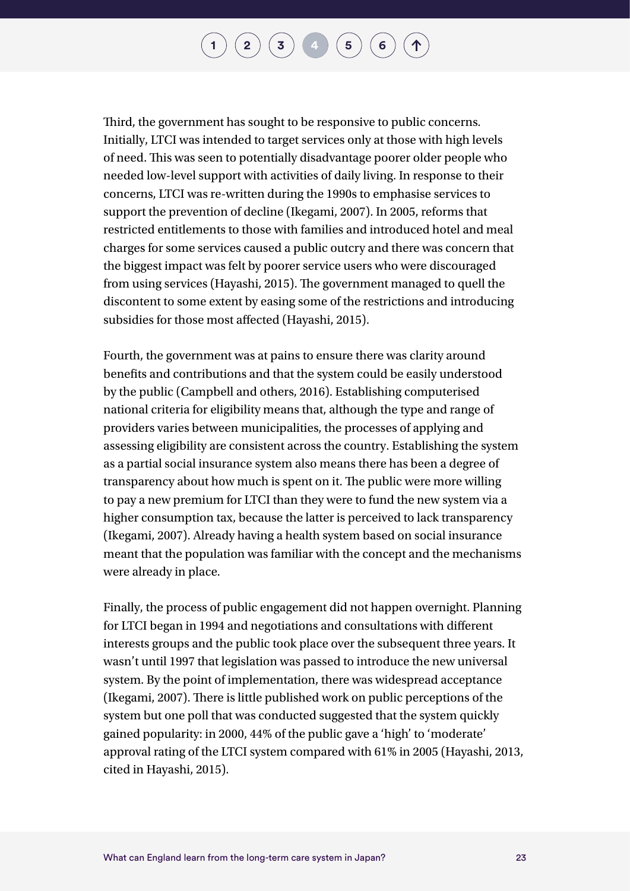Third, the government has sought to be responsive to public concerns. Initially, LTCI was intended to target services only at those with high levels of need. This was seen to potentially disadvantage poorer older people who needed low-level support with activities of daily living. In response to their concerns, LTCI was re-written during the 1990s to emphasise services to support the prevention of decline (Ikegami, 2007). In 2005, reforms that restricted entitlements to those with families and introduced hotel and meal charges for some services caused a public outcry and there was concern that the biggest impact was felt by poorer service users who were discouraged from using services (Hayashi, 2015). The government managed to quell the discontent to some extent by easing some of the restrictions and introducing subsidies for those most affected (Hayashi, 2015).

Fourth, the government was at pains to ensure there was clarity around benefits and contributions and that the system could be easily understood by the public (Campbell and others, 2016). Establishing computerised national criteria for eligibility means that, although the type and range of providers varies between municipalities, the processes of applying and assessing eligibility are consistent across the country. Establishing the system as a partial social insurance system also means there has been a degree of transparency about how much is spent on it. The public were more willing to pay a new premium for LTCI than they were to fund the new system via a higher consumption tax, because the latter is perceived to lack transparency (Ikegami, 2007). Already having a health system based on social insurance meant that the population was familiar with the concept and the mechanisms were already in place.

Finally, the process of public engagement did not happen overnight. Planning for LTCI began in 1994 and negotiations and consultations with different interests groups and the public took place over the subsequent three years. It wasn't until 1997 that legislation was passed to introduce the new universal system. By the point of implementation, there was widespread acceptance (Ikegami, 2007). There is little published work on public perceptions of the system but one poll that was conducted suggested that the system quickly gained popularity: in 2000, 44% of the public gave a 'high' to 'moderate' approval rating of the LTCI system compared with 61% in 2005 (Hayashi, 2013, cited in Hayashi, 2015).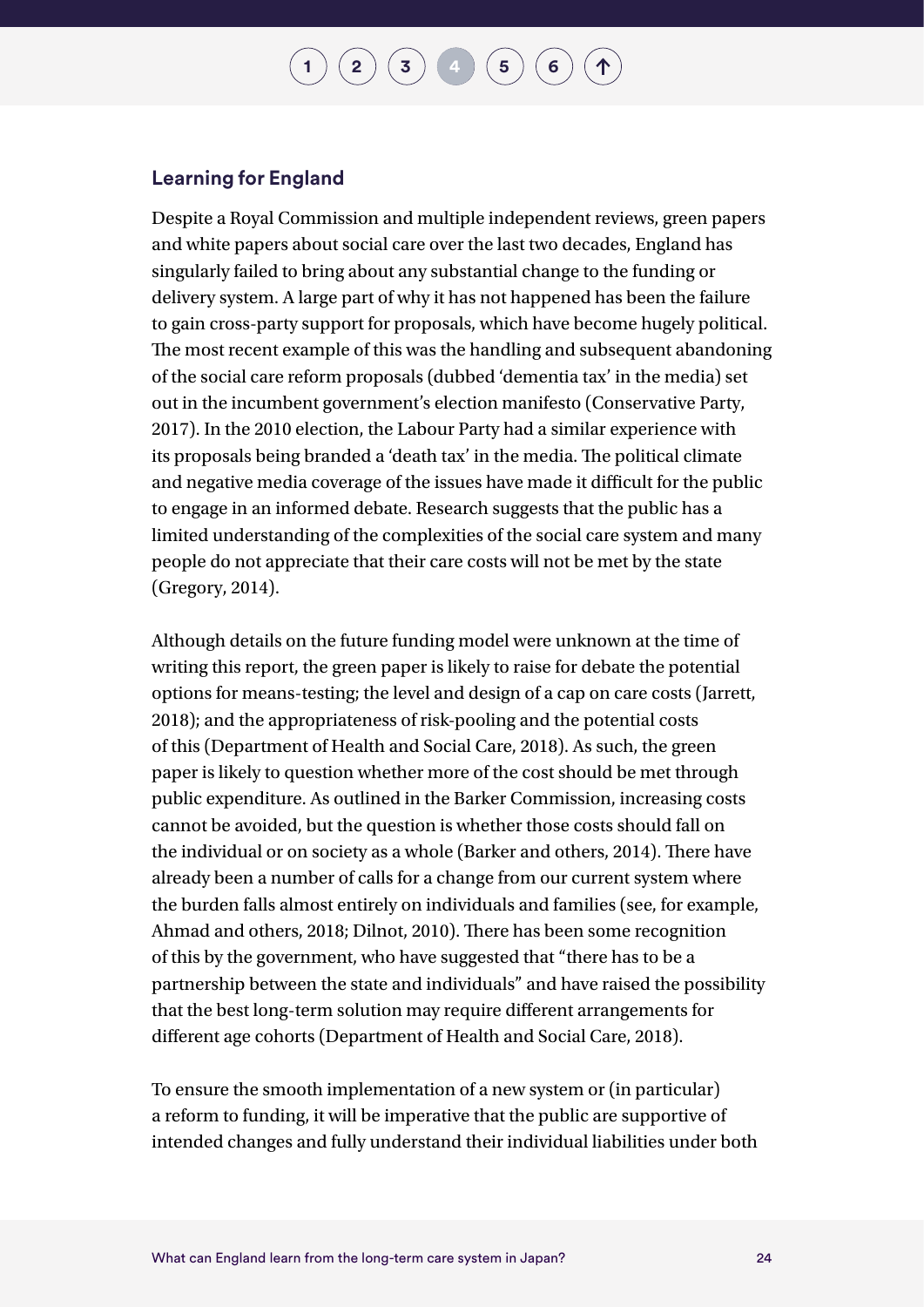## Learning for England

Despite a Royal Commission and multiple independent reviews, green papers and white papers about social care over the last two decades, England has singularly failed to bring about any substantial change to the funding or delivery system. A large part of why it has not happened has been the failure to gain cross-party support for proposals, which have become hugely political. The most recent example of this was the handling and subsequent abandoning of the social care reform proposals (dubbed 'dementia tax' in the media) set out in the incumbent government's election manifesto (Conservative Party, 2017). In the 2010 election, the Labour Party had a similar experience with its proposals being branded a 'death tax' in the media. The political climate and negative media coverage of the issues have made it difficult for the public to engage in an informed debate. Research suggests that the public has a limited understanding of the complexities of the social care system and many people do not appreciate that their care costs will not be met by the state (Gregory, 2014).

Although details on the future funding model were unknown at the time of writing this report, the green paper is likely to raise for debate the potential options for means-testing; the level and design of a cap on care costs (Jarrett, 2018); and the appropriateness of risk-pooling and the potential costs of this (Department of Health and Social Care, 2018). As such, the green paper is likely to question whether more of the cost should be met through public expenditure. As outlined in the Barker Commission, increasing costs cannot be avoided, but the question is whether those costs should fall on the individual or on society as a whole (Barker and others, 2014). There have already been a number of calls for a change from our current system where the burden falls almost entirely on individuals and families (see, for example, Ahmad and others, 2018; Dilnot, 2010). There has been some recognition of this by the government, who have suggested that "there has to be a partnership between the state and individuals" and have raised the possibility that the best long-term solution may require different arrangements for different age cohorts (Department of Health and Social Care, 2018).

To ensure the smooth implementation of a new system or (in particular) a reform to funding, it will be imperative that the public are supportive of intended changes and fully understand their individual liabilities under both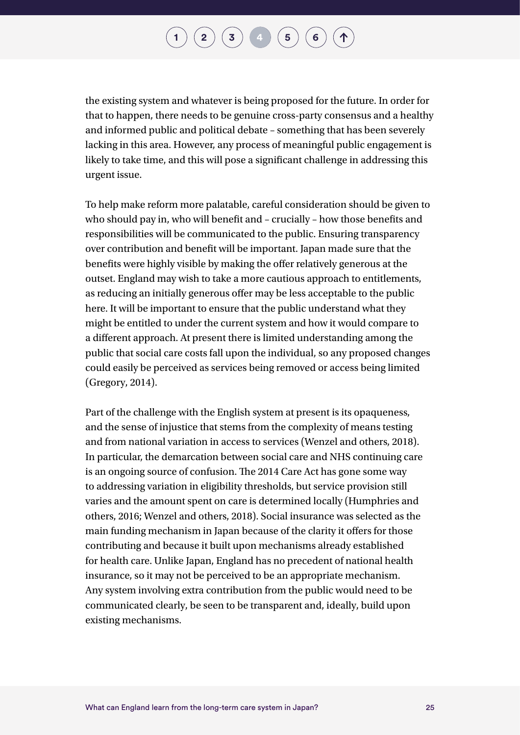the existing system and whatever is being proposed for the future. In order for that to happen, there needs to be genuine cross-party consensus and a healthy and informed public and political debate – something that has been severely lacking in this area. However, any process of meaningful public engagement is likely to take time, and this will pose a significant challenge in addressing this urgent issue.

To help make reform more palatable, careful consideration should be given to who should pay in, who will benefit and – crucially – how those benefits and responsibilities will be communicated to the public. Ensuring transparency over contribution and benefit will be important. Japan made sure that the benefits were highly visible by making the offer relatively generous at the outset. England may wish to take a more cautious approach to entitlements, as reducing an initially generous offer may be less acceptable to the public here. It will be important to ensure that the public understand what they might be entitled to under the current system and how it would compare to a different approach. At present there is limited understanding among the public that social care costs fall upon the individual, so any proposed changes could easily be perceived as services being removed or access being limited (Gregory, 2014).

Part of the challenge with the English system at present is its opaqueness, and the sense of injustice that stems from the complexity of means testing and from national variation in access to services (Wenzel and others, 2018). In particular, the demarcation between social care and NHS continuing care is an ongoing source of confusion. The 2014 Care Act has gone some way to addressing variation in eligibility thresholds, but service provision still varies and the amount spent on care is determined locally (Humphries and others, 2016; Wenzel and others, 2018). Social insurance was selected as the main funding mechanism in Japan because of the clarity it offers for those contributing and because it built upon mechanisms already established for health care. Unlike Japan, England has no precedent of national health insurance, so it may not be perceived to be an appropriate mechanism. Any system involving extra contribution from the public would need to be communicated clearly, be seen to be transparent and, ideally, build upon existing mechanisms.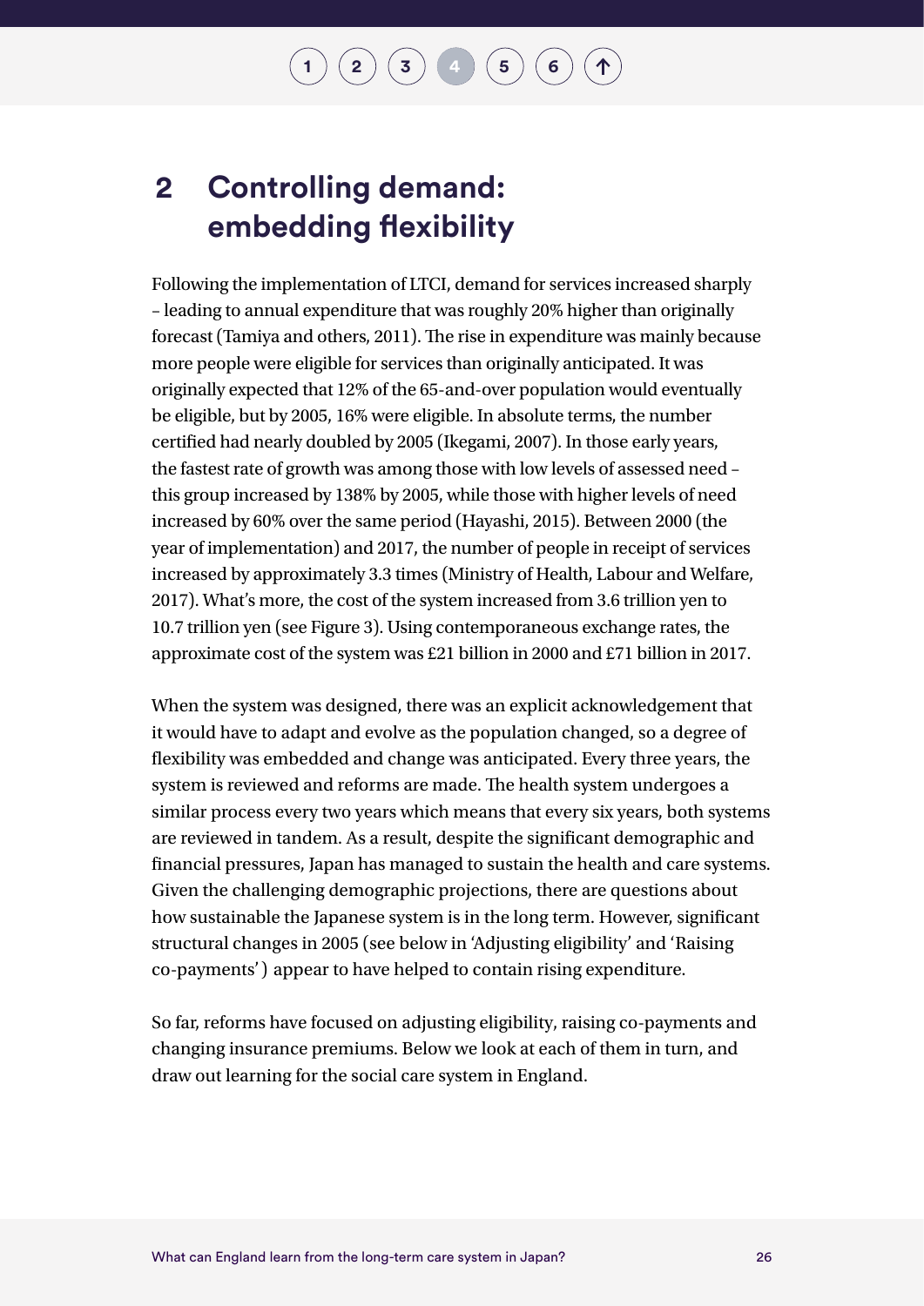## 2 Controlling demand: embedding flexibility

Following the implementation of LTCI, demand for services increased sharply – leading to annual expenditure that was roughly 20% higher than originally forecast (Tamiya and others, 2011). The rise in expenditure was mainly because more people were eligible for services than originally anticipated. It was originally expected that 12% of the 65-and-over population would eventually be eligible, but by 2005, 16% were eligible. In absolute terms, the number certified had nearly doubled by 2005 (Ikegami, 2007). In those early years, the fastest rate of growth was among those with low levels of assessed need – this group increased by 138% by 2005, while those with higher levels of need increased by 60% over the same period (Hayashi, 2015). Between 2000 (the year of implementation) and 2017, the number of people in receipt of services increased by approximately 3.3 times (Ministry of Health, Labour and Welfare, 2017). What's more, the cost of the system increased from 3.6 trillion yen to 10.7 trillion yen (see Figure 3). Using contemporaneous exchange rates, the approximate cost of the system was £21 billion in 2000 and £71 billion in 2017.

When the system was designed, there was an explicit acknowledgement that it would have to adapt and evolve as the population changed, so a degree of flexibility was embedded and change was anticipated. Every three years, the system is reviewed and reforms are made. The health system undergoes a similar process every two years which means that every six years, both systems are reviewed in tandem. As a result, despite the significant demographic and financial pressures, Japan has managed to sustain the health and care systems. Given the challenging demographic projections, there are questions about how sustainable the Japanese system is in the long term. However, significant structural changes in 2005 (see below in 'Adjusting eligibility' and 'Raising co-payments') appear to have helped to contain rising expenditure.

So far, reforms have focused on adjusting eligibility, raising co-payments and changing insurance premiums. Below we look at each of them in turn, and draw out learning for the social care system in England.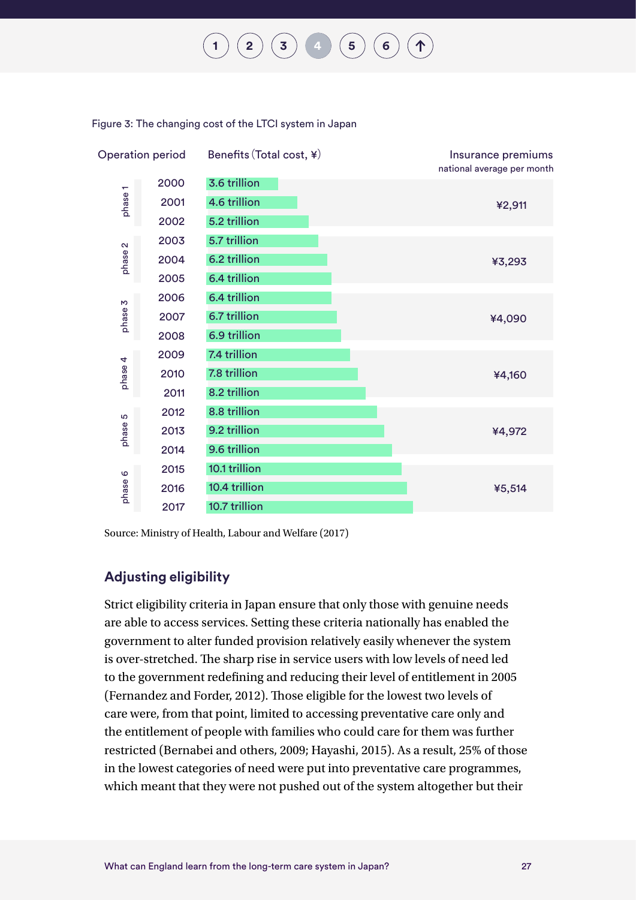Figure 3: The changing cost of the LTCI system in Japan

| Operation period | | Benefits (Total cost, ¥) | Insurance premiums national average per month |
|---|---|---|---|
| phase 1 | 2000 | 3.6 trillion | ¥2,911 |
| | 2001 | 4.6 trillion | |
| | 2002 | 5.2 trillion | |
| phase 2 | 2003 | 5.7 trillion | ¥3,293 |
| | 2004 | 6.2 trillion | |
| | 2005 | 6.4 trillion | |
| phase 3 | 2006 | 6.4 trillion | ¥4,090 |
| | 2007 | 6.7 trillion | |
| | 2008 | 6.9 trillion | |
| phase 4 | 2009 | 7.4 trillion | ¥4,160 |
| | 2010 | 7.8 trillion | |
| | 2011 | 8.2 trillion | |
| phase 5 | 2012 | 8.8 trillion | ¥4,972 |
| | 2013 | 9.2 trillion | |
| | 2014 | 9.6 trillion | |
| phase 6 | 2015 | 10.1 trillion | ¥5,514 |
| | 2016 | 10.4 trillion | |
| | 2017 | 10.7 trillion | |

Source: Ministry of Health, Labour and Welfare (2017)

## Adjusting eligibility

Strict eligibility criteria in Japan ensure that only those with genuine needs are able to access services. Setting these criteria nationally has enabled the government to alter funded provision relatively easily whenever the system is over-stretched. The sharp rise in service users with low levels of need led to the government redefining and reducing their level of entitlement in 2005 (Fernandez and Forder, 2012). Those eligible for the lowest two levels of care were, from that point, limited to accessing preventative care only and the entitlement of people with families who could care for them was further restricted (Bernabei and others, 2009; Hayashi, 2015). As a result, 25% of those in the lowest categories of need were put into preventative care programmes, which meant that they were not pushed out of the system altogether but their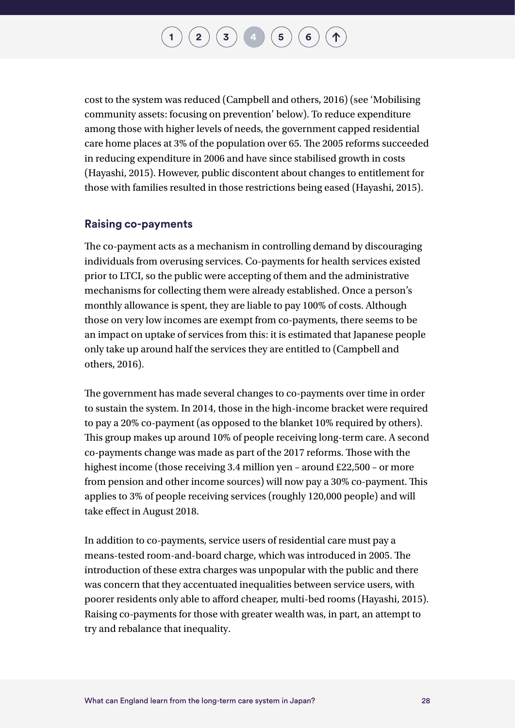cost to the system was reduced (Campbell and others, 2016) (see 'Mobilising community assets: focusing on prevention' below). To reduce expenditure among those with higher levels of needs, the government capped residential care home places at 3% of the population over 65. The 2005 reforms succeeded in reducing expenditure in 2006 and have since stabilised growth in costs (Hayashi, 2015). However, public discontent about changes to entitlement for those with families resulted in those restrictions being eased (Hayashi, 2015).

### Raising co-payments

The co-payment acts as a mechanism in controlling demand by discouraging individuals from overusing services. Co-payments for health services existed prior to LTCI, so the public were accepting of them and the administrative mechanisms for collecting them were already established. Once a person's monthly allowance is spent, they are liable to pay 100% of costs. Although those on very low incomes are exempt from co-payments, there seems to be an impact on uptake of services from this: it is estimated that Japanese people only take up around half the services they are entitled to (Campbell and others, 2016).

The government has made several changes to co-payments over time in order to sustain the system. In 2014, those in the high-income bracket were required to pay a 20% co-payment (as opposed to the blanket 10% required by others). This group makes up around 10% of people receiving long-term care. A second co-payments change was made as part of the 2017 reforms. Those with the highest income (those receiving 3.4 million yen – around £22,500 – or more from pension and other income sources) will now pay a 30% co-payment. This applies to 3% of people receiving services (roughly 120,000 people) and will take effect in August 2018.

In addition to co-payments, service users of residential care must pay a means-tested room-and-board charge, which was introduced in 2005. The introduction of these extra charges was unpopular with the public and there was concern that they accentuated inequalities between service users, with poorer residents only able to afford cheaper, multi-bed rooms (Hayashi, 2015). Raising co-payments for those with greater wealth was, in part, an attempt to try and rebalance that inequality.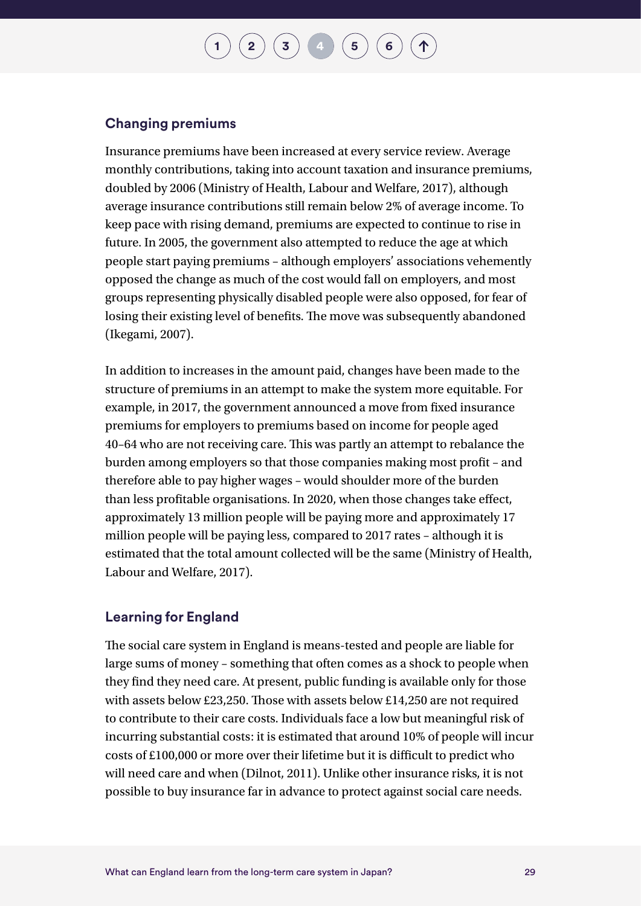### Changing premiums

Insurance premiums have been increased at every service review. Average monthly contributions, taking into account taxation and insurance premiums, doubled by 2006 (Ministry of Health, Labour and Welfare, 2017), although average insurance contributions still remain below 2% of average income. To keep pace with rising demand, premiums are expected to continue to rise in future. In 2005, the government also attempted to reduce the age at which people start paying premiums – although employers' associations vehemently opposed the change as much of the cost would fall on employers, and most groups representing physically disabled people were also opposed, for fear of losing their existing level of benefits. The move was subsequently abandoned (Ikegami, 2007).

In addition to increases in the amount paid, changes have been made to the structure of premiums in an attempt to make the system more equitable. For example, in 2017, the government announced a move from fixed insurance premiums for employers to premiums based on income for people aged 40–64 who are not receiving care. This was partly an attempt to rebalance the burden among employers so that those companies making most profit – and therefore able to pay higher wages – would shoulder more of the burden than less profitable organisations. In 2020, when those changes take effect, approximately 13 million people will be paying more and approximately 17 million people will be paying less, compared to 2017 rates – although it is estimated that the total amount collected will be the same (Ministry of Health, Labour and Welfare, 2017).

### Learning for England

The social care system in England is means-tested and people are liable for large sums of money – something that often comes as a shock to people when they find they need care. At present, public funding is available only for those with assets below £23,250. Those with assets below £14,250 are not required to contribute to their care costs. Individuals face a low but meaningful risk of incurring substantial costs: it is estimated that around 10% of people will incur costs of £100,000 or more over their lifetime but it is difficult to predict who will need care and when (Dilnot, 2011). Unlike other insurance risks, it is not possible to buy insurance far in advance to protect against social care needs.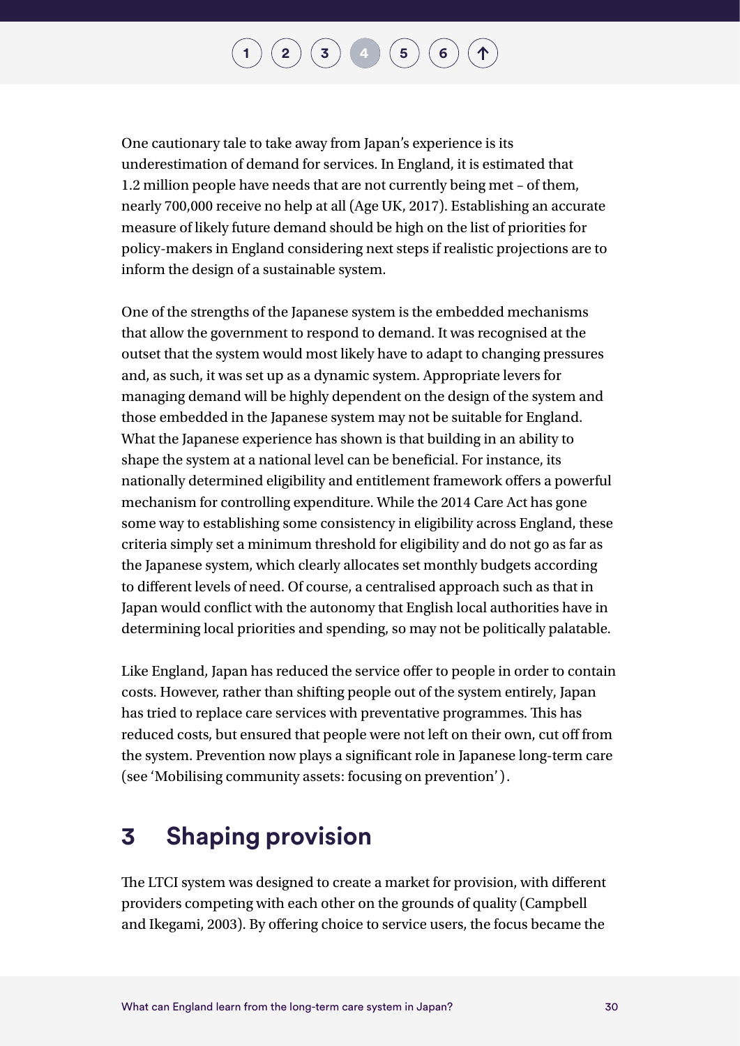One cautionary tale to take away from Japan's experience is its underestimation of demand for services. In England, it is estimated that 1.2 million people have needs that are not currently being met – of them, nearly 700,000 receive no help at all (Age UK, 2017). Establishing an accurate measure of likely future demand should be high on the list of priorities for policy-makers in England considering next steps if realistic projections are to inform the design of a sustainable system.

One of the strengths of the Japanese system is the embedded mechanisms that allow the government to respond to demand. It was recognised at the outset that the system would most likely have to adapt to changing pressures and, as such, it was set up as a dynamic system. Appropriate levers for managing demand will be highly dependent on the design of the system and those embedded in the Japanese system may not be suitable for England. What the Japanese experience has shown is that building in an ability to shape the system at a national level can be beneficial. For instance, its nationally determined eligibility and entitlement framework offers a powerful mechanism for controlling expenditure. While the 2014 Care Act has gone some way to establishing some consistency in eligibility across England, these criteria simply set a minimum threshold for eligibility and do not go as far as the Japanese system, which clearly allocates set monthly budgets according to different levels of need. Of course, a centralised approach such as that in Japan would conflict with the autonomy that English local authorities have in determining local priorities and spending, so may not be politically palatable.

Like England, Japan has reduced the service offer to people in order to contain costs. However, rather than shifting people out of the system entirely, Japan has tried to replace care services with preventative programmes. This has reduced costs, but ensured that people were not left on their own, cut off from the system. Prevention now plays a significant role in Japanese long-term care (see 'Mobilising community assets: focusing on prevention').

## 3 Shaping provision

The LTCI system was designed to create a market for provision, with different providers competing with each other on the grounds of quality (Campbell and Ikegami, 2003). By offering choice to service users, the focus became the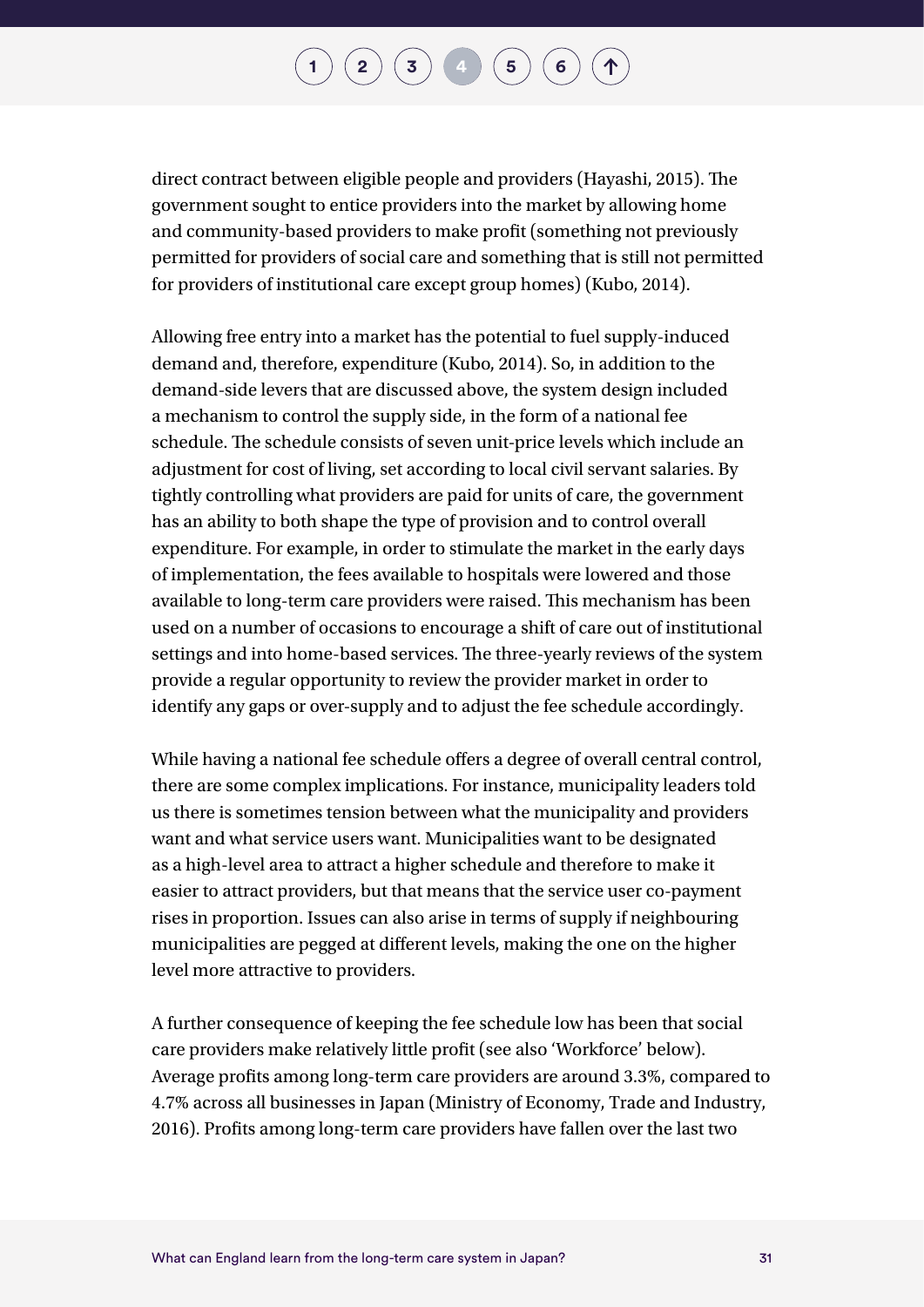direct contract between eligible people and providers (Hayashi, 2015). The government sought to entice providers into the market by allowing home and community-based providers to make profit (something not previously permitted for providers of social care and something that is still not permitted for providers of institutional care except group homes) (Kubo, 2014).

Allowing free entry into a market has the potential to fuel supply-induced demand and, therefore, expenditure (Kubo, 2014). So, in addition to the demand-side levers that are discussed above, the system design included a mechanism to control the supply side, in the form of a national fee schedule. The schedule consists of seven unit-price levels which include an adjustment for cost of living, set according to local civil servant salaries. By tightly controlling what providers are paid for units of care, the government has an ability to both shape the type of provision and to control overall expenditure. For example, in order to stimulate the market in the early days of implementation, the fees available to hospitals were lowered and those available to long-term care providers were raised. This mechanism has been used on a number of occasions to encourage a shift of care out of institutional settings and into home-based services. The three-yearly reviews of the system provide a regular opportunity to review the provider market in order to identify any gaps or over-supply and to adjust the fee schedule accordingly.

While having a national fee schedule offers a degree of overall central control, there are some complex implications. For instance, municipality leaders told us there is sometimes tension between what the municipality and providers want and what service users want. Municipalities want to be designated as a high-level area to attract a higher schedule and therefore to make it easier to attract providers, but that means that the service user co-payment rises in proportion. Issues can also arise in terms of supply if neighbouring municipalities are pegged at different levels, making the one on the higher level more attractive to providers.

A further consequence of keeping the fee schedule low has been that social care providers make relatively little profit (see also 'Workforce' below). Average profits among long-term care providers are around 3.3%, compared to 4.7% across all businesses in Japan (Ministry of Economy, Trade and Industry, 2016). Profits among long-term care providers have fallen over the last two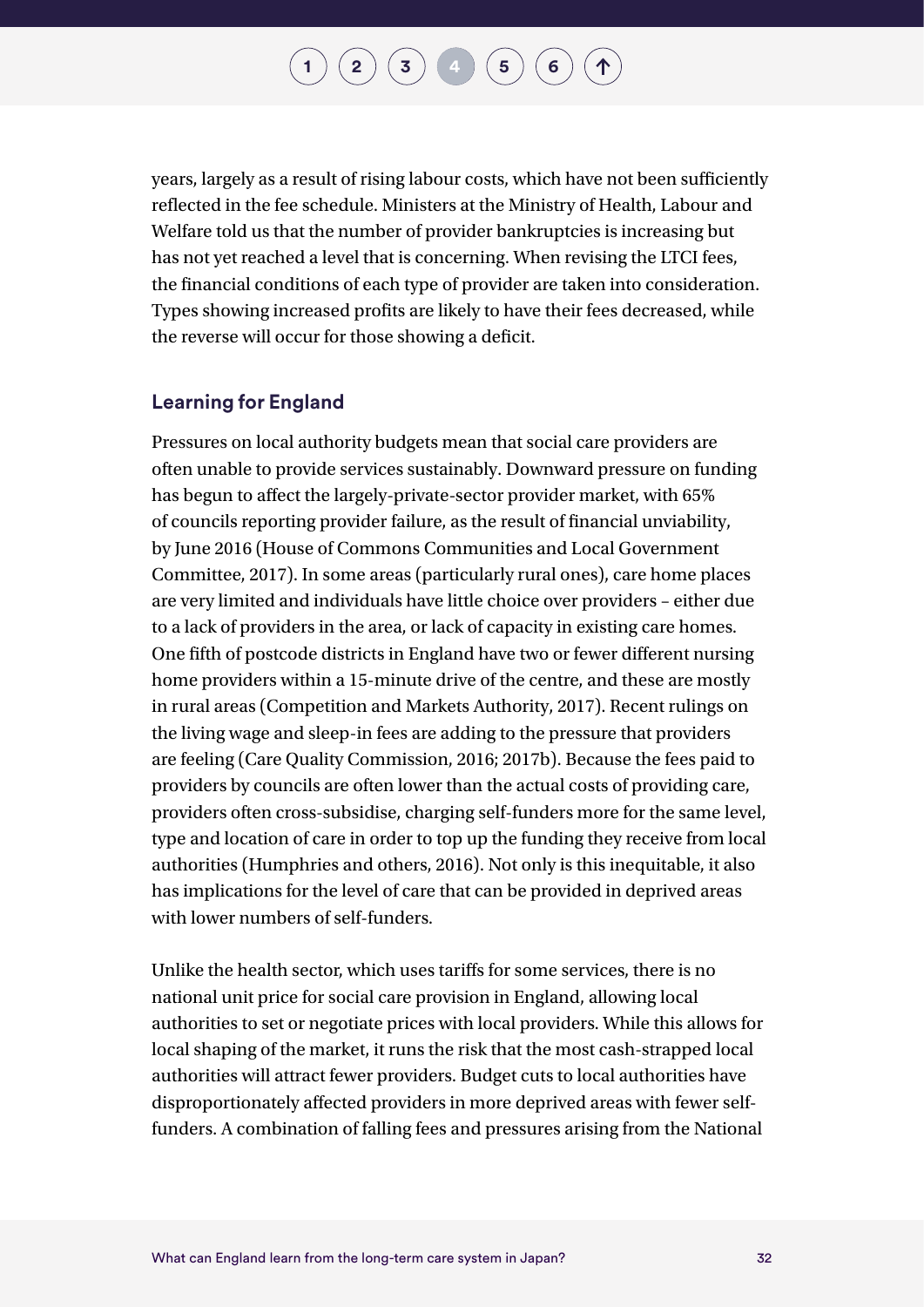years, largely as a result of rising labour costs, which have not been sufficiently reflected in the fee schedule. Ministers at the Ministry of Health, Labour and Welfare told us that the number of provider bankruptcies is increasing but has not yet reached a level that is concerning. When revising the LTCI fees, the financial conditions of each type of provider are taken into consideration. Types showing increased profits are likely to have their fees decreased, while the reverse will occur for those showing a deficit.

### Learning for England

Pressures on local authority budgets mean that social care providers are often unable to provide services sustainably. Downward pressure on funding has begun to affect the largely-private-sector provider market, with 65% of councils reporting provider failure, as the result of financial unviability, by June 2016 (House of Commons Communities and Local Government Committee, 2017). In some areas (particularly rural ones), care home places are very limited and individuals have little choice over providers – either due to a lack of providers in the area, or lack of capacity in existing care homes. One fifth of postcode districts in England have two or fewer different nursing home providers within a 15-minute drive of the centre, and these are mostly in rural areas (Competition and Markets Authority, 2017). Recent rulings on the living wage and sleep-in fees are adding to the pressure that providers are feeling (Care Quality Commission, 2016; 2017b). Because the fees paid to providers by councils are often lower than the actual costs of providing care, providers often cross-subsidise, charging self-funders more for the same level, type and location of care in order to top up the funding they receive from local authorities (Humphries and others, 2016). Not only is this inequitable, it also has implications for the level of care that can be provided in deprived areas with lower numbers of self-funders.

Unlike the health sector, which uses tariffs for some services, there is no national unit price for social care provision in England, allowing local authorities to set or negotiate prices with local providers. While this allows for local shaping of the market, it runs the risk that the most cash-strapped local authorities will attract fewer providers. Budget cuts to local authorities have disproportionately affected providers in more deprived areas with fewer self-funders. A combination of falling fees and pressures arising from the National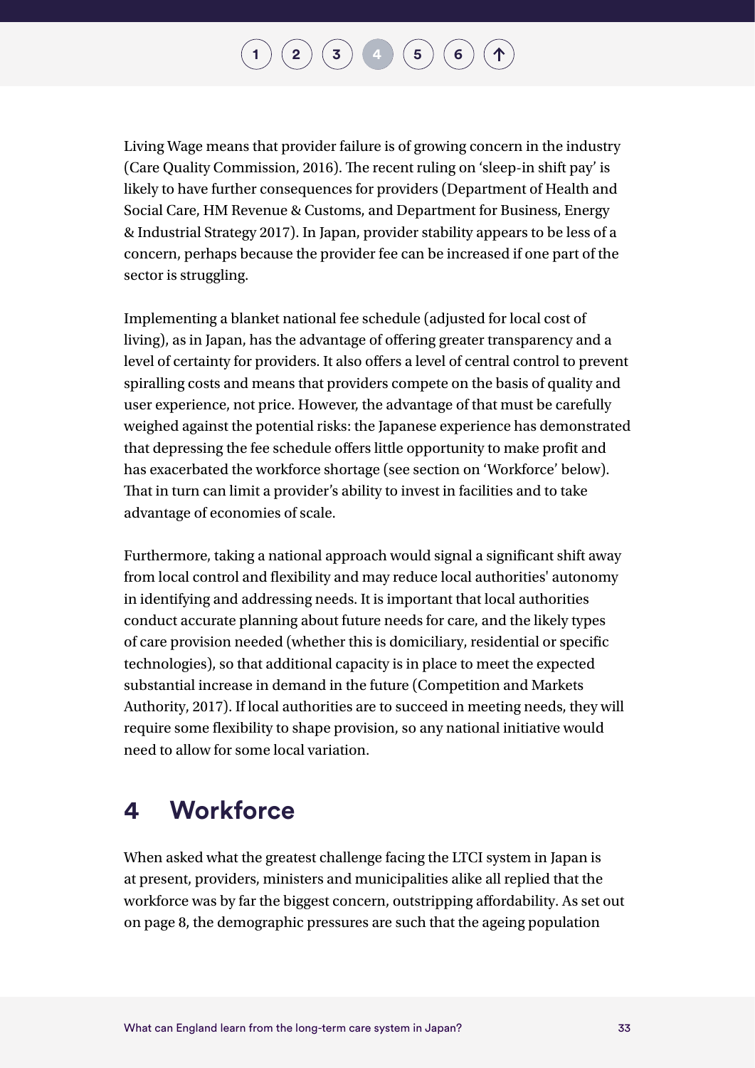Living Wage means that provider failure is of growing concern in the industry (Care Quality Commission, 2016). The recent ruling on 'sleep-in shift pay' is likely to have further consequences for providers (Department of Health and Social Care, HM Revenue & Customs, and Department for Business, Energy & Industrial Strategy 2017). In Japan, provider stability appears to be less of a concern, perhaps because the provider fee can be increased if one part of the sector is struggling.

Implementing a blanket national fee schedule (adjusted for local cost of living), as in Japan, has the advantage of offering greater transparency and a level of certainty for providers. It also offers a level of central control to prevent spiralling costs and means that providers compete on the basis of quality and user experience, not price. However, the advantage of that must be carefully weighed against the potential risks: the Japanese experience has demonstrated that depressing the fee schedule offers little opportunity to make profit and has exacerbated the workforce shortage (see section on 'Workforce' below). That in turn can limit a provider's ability to invest in facilities and to take advantage of economies of scale.

Furthermore, taking a national approach would signal a significant shift away from local control and flexibility and may reduce local authorities' autonomy in identifying and addressing needs. It is important that local authorities conduct accurate planning about future needs for care, and the likely types of care provision needed (whether this is domiciliary, residential or specific technologies), so that additional capacity is in place to meet the expected substantial increase in demand in the future (Competition and Markets Authority, 2017). If local authorities are to succeed in meeting needs, they will require some flexibility to shape provision, so any national initiative would need to allow for some local variation.

## 4 Workforce

When asked what the greatest challenge facing the LTCI system in Japan is at present, providers, ministers and municipalities alike all replied that the workforce was by far the biggest concern, outstripping affordability. As set out on page 8, the demographic pressures are such that the ageing population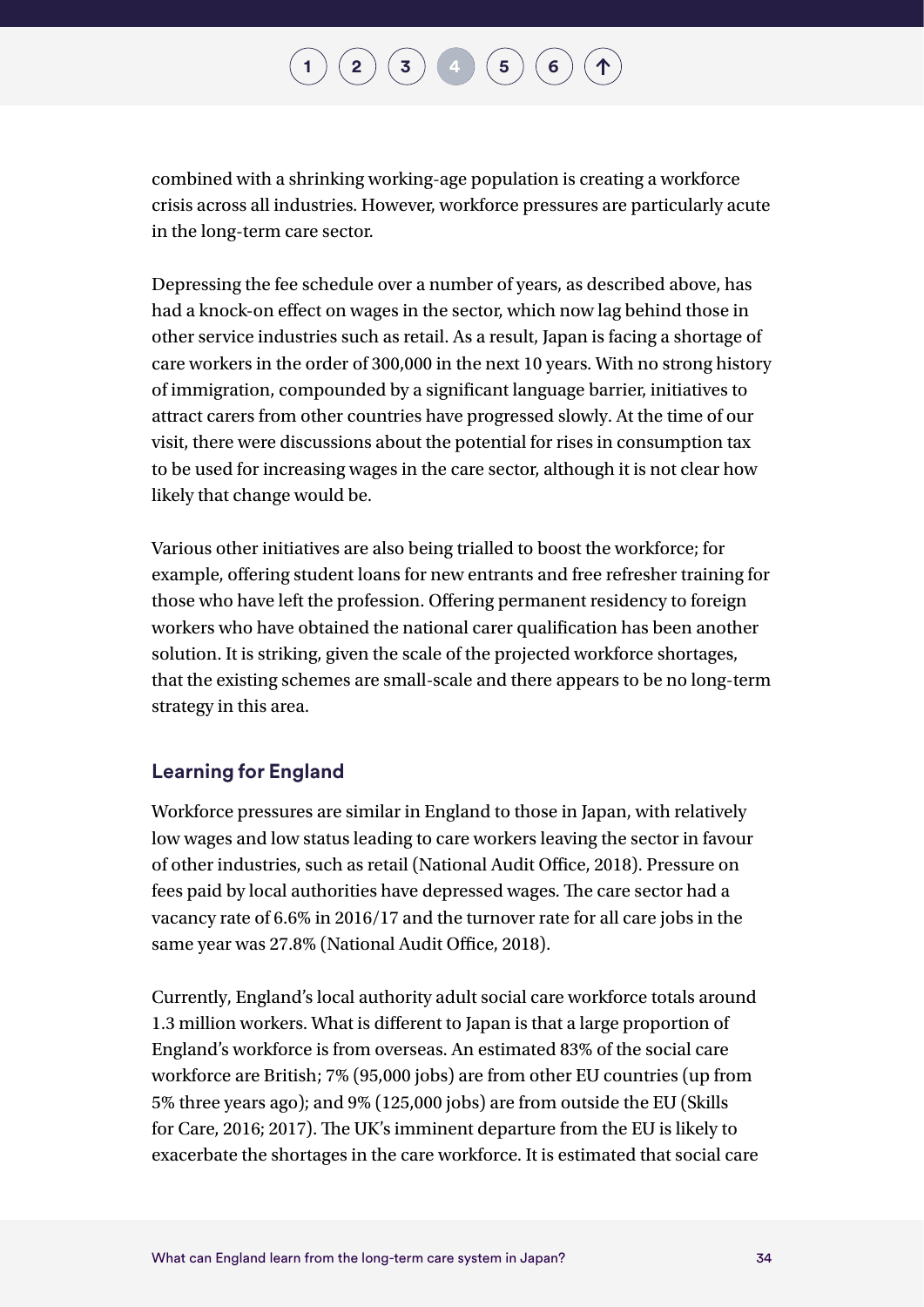combined with a shrinking working-age population is creating a workforce crisis across all industries. However, workforce pressures are particularly acute in the long-term care sector.

Depressing the fee schedule over a number of years, as described above, has had a knock-on effect on wages in the sector, which now lag behind those in other service industries such as retail. As a result, Japan is facing a shortage of care workers in the order of 300,000 in the next 10 years. With no strong history of immigration, compounded by a significant language barrier, initiatives to attract carers from other countries have progressed slowly. At the time of our visit, there were discussions about the potential for rises in consumption tax to be used for increasing wages in the care sector, although it is not clear how likely that change would be.

Various other initiatives are also being trialled to boost the workforce; for example, offering student loans for new entrants and free refresher training for those who have left the profession. Offering permanent residency to foreign workers who have obtained the national carer qualification has been another solution. It is striking, given the scale of the projected workforce shortages, that the existing schemes are small-scale and there appears to be no long-term strategy in this area.

### Learning for England

Workforce pressures are similar in England to those in Japan, with relatively low wages and low status leading to care workers leaving the sector in favour of other industries, such as retail (National Audit Office, 2018). Pressure on fees paid by local authorities have depressed wages. The care sector had a vacancy rate of 6.6% in 2016/17 and the turnover rate for all care jobs in the same year was 27.8% (National Audit Office, 2018).

Currently, England's local authority adult social care workforce totals around 1.3 million workers. What is different to Japan is that a large proportion of England's workforce is from overseas. An estimated 83% of the social care workforce are British; 7% (95,000 jobs) are from other EU countries (up from 5% three years ago); and 9% (125,000 jobs) are from outside the EU (Skills for Care, 2016; 2017). The UK's imminent departure from the EU is likely to exacerbate the shortages in the care workforce. It is estimated that social care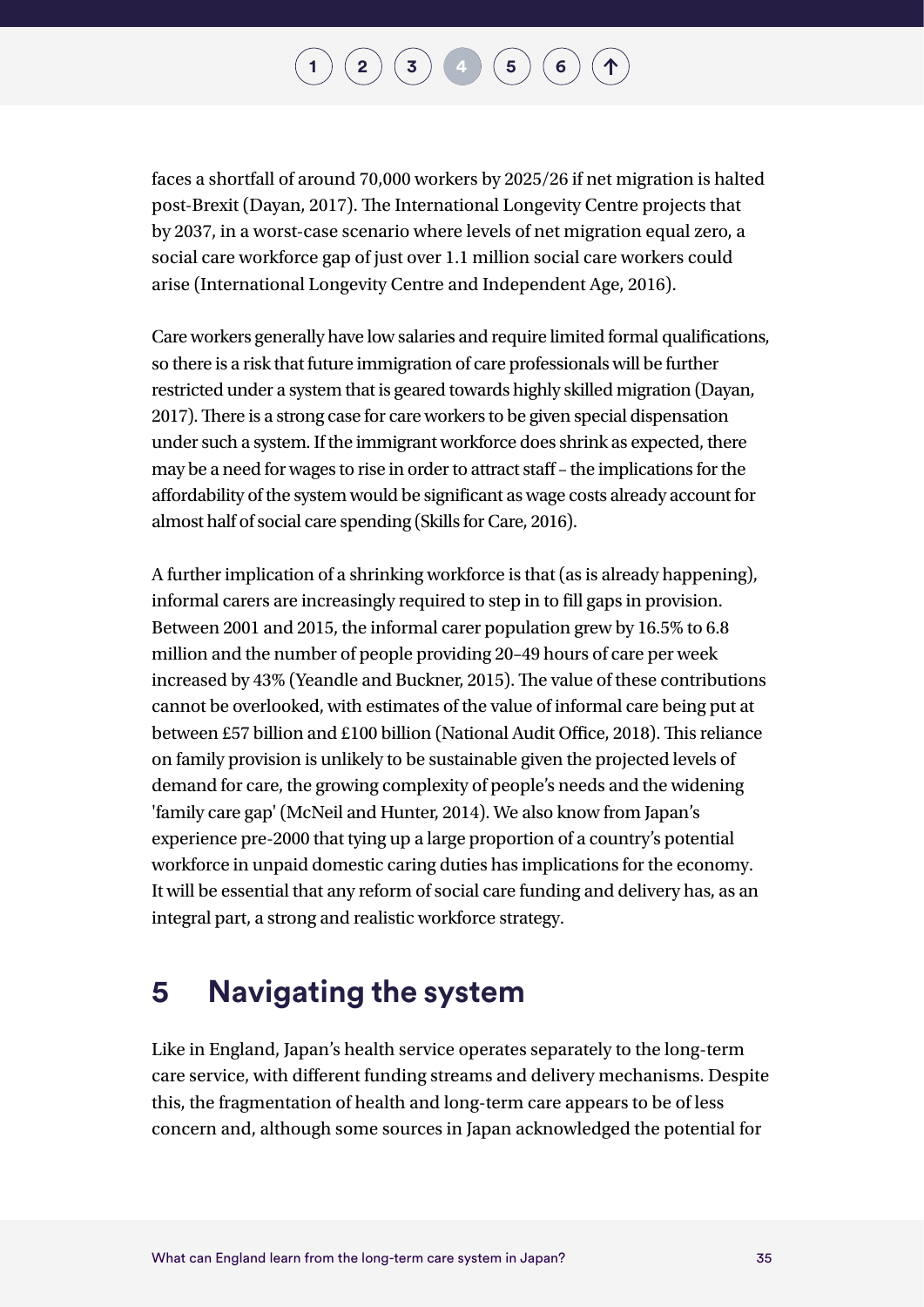faces a shortfall of around 70,000 workers by 2025/26 if net migration is halted post-Brexit (Dayan, 2017). The International Longevity Centre projects that by 2037, in a worst-case scenario where levels of net migration equal zero, a social care workforce gap of just over 1.1 million social care workers could arise (International Longevity Centre and Independent Age, 2016).

Care workers generally have low salaries and require limited formal qualifications, so there is a risk that future immigration of care professionals will be further restricted under a system that is geared towards highly skilled migration (Dayan, 2017). There is a strong case for care workers to be given special dispensation under such a system. If the immigrant workforce does shrink as expected, there may be a need for wages to rise in order to attract staff – the implications for the affordability of the system would be significant as wage costs already account for almost half of social care spending (Skills for Care, 2016).

A further implication of a shrinking workforce is that (as is already happening), informal carers are increasingly required to step in to fill gaps in provision. Between 2001 and 2015, the informal carer population grew by 16.5% to 6.8 million and the number of people providing 20–49 hours of care per week increased by 43% (Yeandle and Buckner, 2015). The value of these contributions cannot be overlooked, with estimates of the value of informal care being put at between £57 billion and £100 billion (National Audit Office, 2018). This reliance on family provision is unlikely to be sustainable given the projected levels of demand for care, the growing complexity of people's needs and the widening 'family care gap' (McNeil and Hunter, 2014). We also know from Japan's experience pre-2000 that tying up a large proportion of a country's potential workforce in unpaid domestic caring duties has implications for the economy. It will be essential that any reform of social care funding and delivery has, as an integral part, a strong and realistic workforce strategy.

# 5 Navigating the system

Like in England, Japan's health service operates separately to the long-term care service, with different funding streams and delivery mechanisms. Despite this, the fragmentation of health and long-term care appears to be of less concern and, although some sources in Japan acknowledged the potential for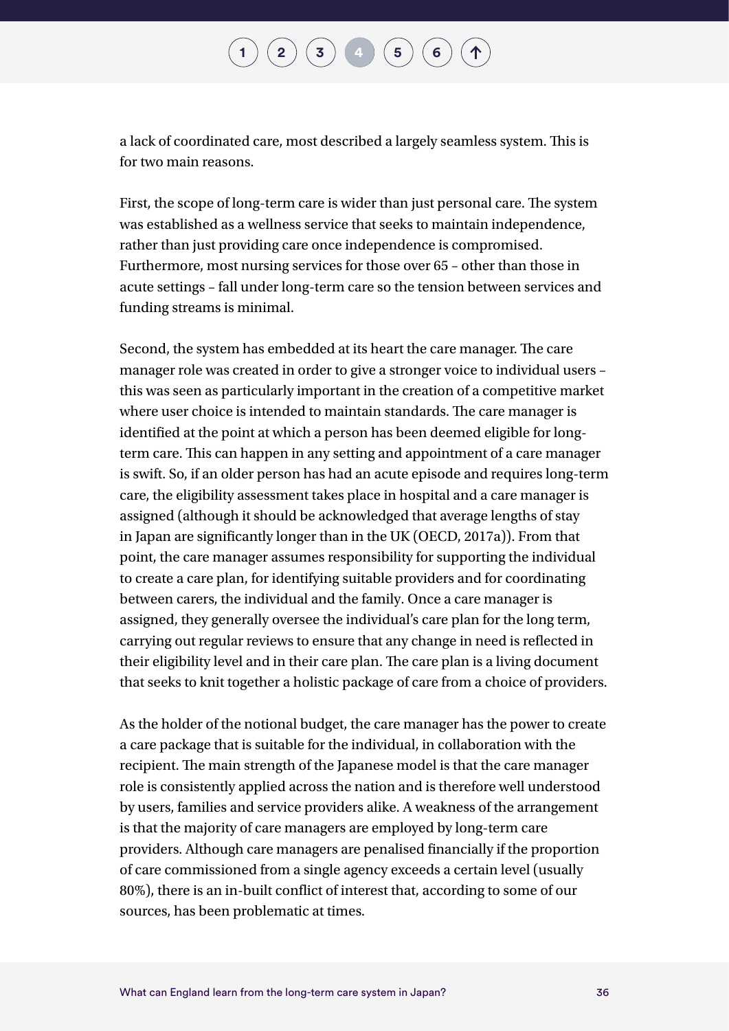a lack of coordinated care, most described a largely seamless system. This is for two main reasons.

First, the scope of long-term care is wider than just personal care. The system was established as a wellness service that seeks to maintain independence, rather than just providing care once independence is compromised. Furthermore, most nursing services for those over 65 – other than those in acute settings – fall under long-term care so the tension between services and funding streams is minimal.

Second, the system has embedded at its heart the care manager. The care manager role was created in order to give a stronger voice to individual users – this was seen as particularly important in the creation of a competitive market where user choice is intended to maintain standards. The care manager is identified at the point at which a person has been deemed eligible for long-term care. This can happen in any setting and appointment of a care manager is swift. So, if an older person has had an acute episode and requires long-term care, the eligibility assessment takes place in hospital and a care manager is assigned (although it should be acknowledged that average lengths of stay in Japan are significantly longer than in the UK (OECD, 2017a)). From that point, the care manager assumes responsibility for supporting the individual to create a care plan, for identifying suitable providers and for coordinating between carers, the individual and the family. Once a care manager is assigned, they generally oversee the individual's care plan for the long term, carrying out regular reviews to ensure that any change in need is reflected in their eligibility level and in their care plan. The care plan is a living document that seeks to knit together a holistic package of care from a choice of providers.

As the holder of the notional budget, the care manager has the power to create a care package that is suitable for the individual, in collaboration with the recipient. The main strength of the Japanese model is that the care manager role is consistently applied across the nation and is therefore well understood by users, families and service providers alike. A weakness of the arrangement is that the majority of care managers are employed by long-term care providers. Although care managers are penalised financially if the proportion of care commissioned from a single agency exceeds a certain level (usually 80%), there is an in-built conflict of interest that, according to some of our sources, has been problematic at times.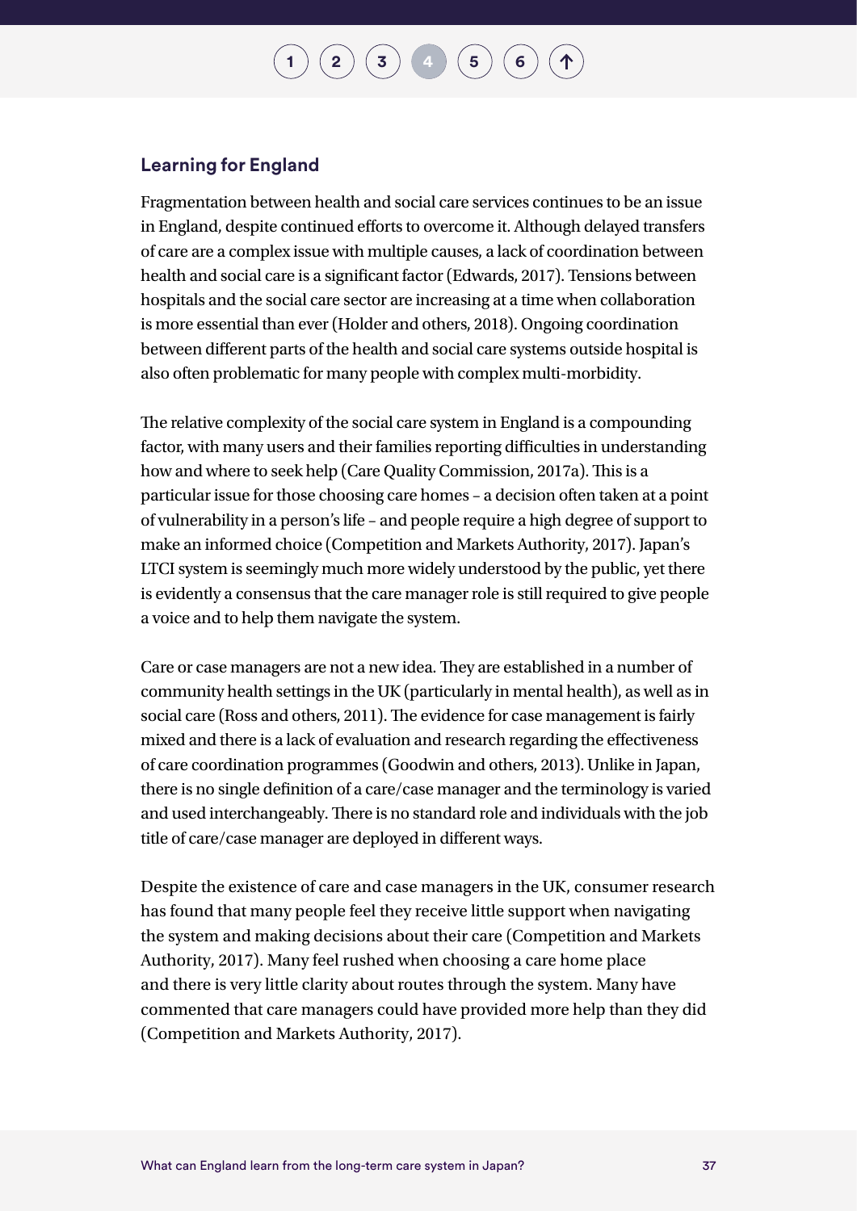## Learning for England

Fragmentation between health and social care services continues to be an issue in England, despite continued efforts to overcome it. Although delayed transfers of care are a complex issue with multiple causes, a lack of coordination between health and social care is a significant factor (Edwards, 2017). Tensions between hospitals and the social care sector are increasing at a time when collaboration is more essential than ever (Holder and others, 2018). Ongoing coordination between different parts of the health and social care systems outside hospital is also often problematic for many people with complex multi-morbidity.

The relative complexity of the social care system in England is a compounding factor, with many users and their families reporting difficulties in understanding how and where to seek help (Care Quality Commission, 2017a). This is a particular issue for those choosing care homes – a decision often taken at a point of vulnerability in a person's life – and people require a high degree of support to make an informed choice (Competition and Markets Authority, 2017). Japan's LTCI system is seemingly much more widely understood by the public, yet there is evidently a consensus that the care manager role is still required to give people a voice and to help them navigate the system.

Care or case managers are not a new idea. They are established in a number of community health settings in the UK (particularly in mental health), as well as in social care (Ross and others, 2011). The evidence for case management is fairly mixed and there is a lack of evaluation and research regarding the effectiveness of care coordination programmes (Goodwin and others, 2013). Unlike in Japan, there is no single definition of a care/case manager and the terminology is varied and used interchangeably. There is no standard role and individuals with the job title of care/case manager are deployed in different ways.

Despite the existence of care and case managers in the UK, consumer research has found that many people feel they receive little support when navigating the system and making decisions about their care (Competition and Markets Authority, 2017). Many feel rushed when choosing a care home place and there is very little clarity about routes through the system. Many have commented that care managers could have provided more help than they did (Competition and Markets Authority, 2017).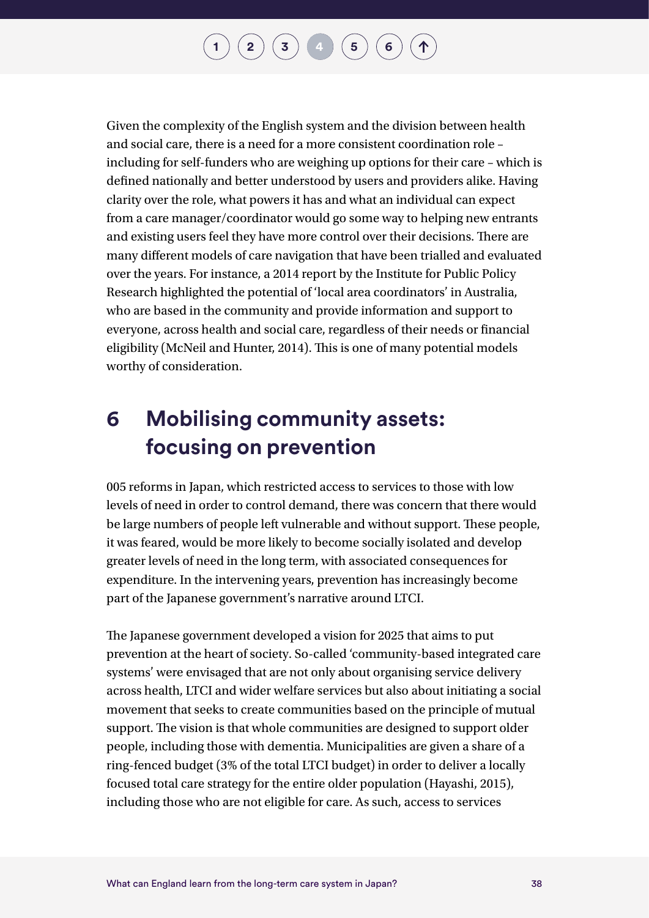Given the complexity of the English system and the division between health and social care, there is a need for a more consistent coordination role – including for self-funders who are weighing up options for their care – which is defined nationally and better understood by users and providers alike. Having clarity over the role, what powers it has and what an individual can expect from a care manager/coordinator would go some way to helping new entrants and existing users feel they have more control over their decisions. There are many different models of care navigation that have been trialled and evaluated over the years. For instance, a 2014 report by the Institute for Public Policy Research highlighted the potential of 'local area coordinators' in Australia, who are based in the community and provide information and support to everyone, across health and social care, regardless of their needs or financial eligibility (McNeil and Hunter, 2014). This is one of many potential models worthy of consideration.

## 6 Mobilising community assets: focusing on prevention

005 reforms in Japan, which restricted access to services to those with low levels of need in order to control demand, there was concern that there would be large numbers of people left vulnerable and without support. These people, it was feared, would be more likely to become socially isolated and develop greater levels of need in the long term, with associated consequences for expenditure. In the intervening years, prevention has increasingly become part of the Japanese government's narrative around LTCI.

The Japanese government developed a vision for 2025 that aims to put prevention at the heart of society. So-called 'community-based integrated care systems' were envisaged that are not only about organising service delivery across health, LTCI and wider welfare services but also about initiating a social movement that seeks to create communities based on the principle of mutual support. The vision is that whole communities are designed to support older people, including those with dementia. Municipalities are given a share of a ring-fenced budget (3% of the total LTCI budget) in order to deliver a locally focused total care strategy for the entire older population (Hayashi, 2015), including those who are not eligible for care. As such, access to services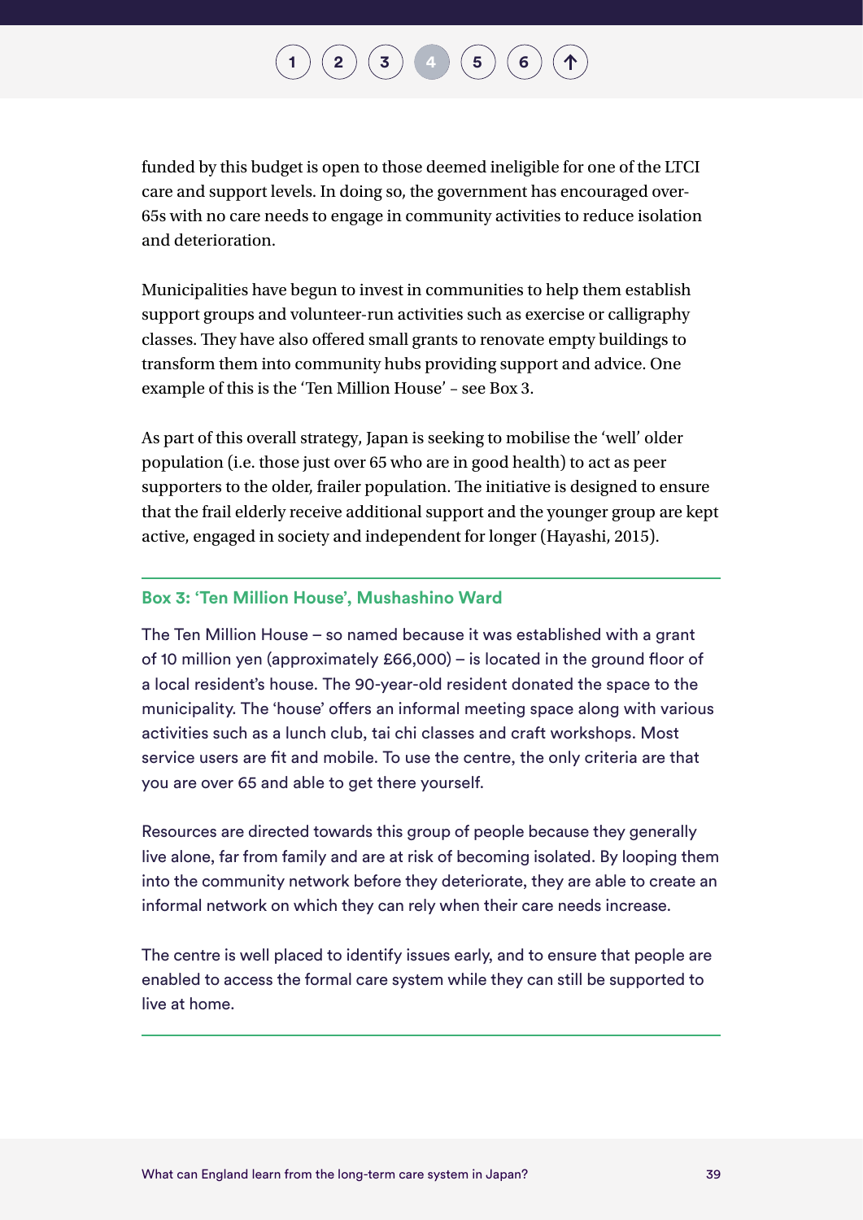funded by this budget is open to those deemed ineligible for one of the LTCI care and support levels. In doing so, the government has encouraged over-65s with no care needs to engage in community activities to reduce isolation and deterioration.

Municipalities have begun to invest in communities to help them establish support groups and volunteer-run activities such as exercise or calligraphy classes. They have also offered small grants to renovate empty buildings to transform them into community hubs providing support and advice. One example of this is the 'Ten Million House' – see Box 3.

As part of this overall strategy, Japan is seeking to mobilise the 'well' older population (i.e. those just over 65 who are in good health) to act as peer supporters to the older, frailer population. The initiative is designed to ensure that the frail elderly receive additional support and the younger group are kept active, engaged in society and independent for longer (Hayashi, 2015).

---

**Box 3: 'Ten Million House', Mushashino Ward**

The Ten Million House – so named because it was established with a grant of 10 million yen (approximately £66,000) – is located in the ground floor of a local resident's house. The 90-year-old resident donated the space to the municipality. The 'house' offers an informal meeting space along with various activities such as a lunch club, tai chi classes and craft workshops. Most service users are fit and mobile. To use the centre, the only criteria are that you are over 65 and able to get there yourself.

Resources are directed towards this group of people because they generally live alone, far from family and are at risk of becoming isolated. By looping them into the community network before they deteriorate, they are able to create an informal network on which they can rely when their care needs increase.

The centre is well placed to identify issues early, and to ensure that people are enabled to access the formal care system while they can still be supported to live at home.

---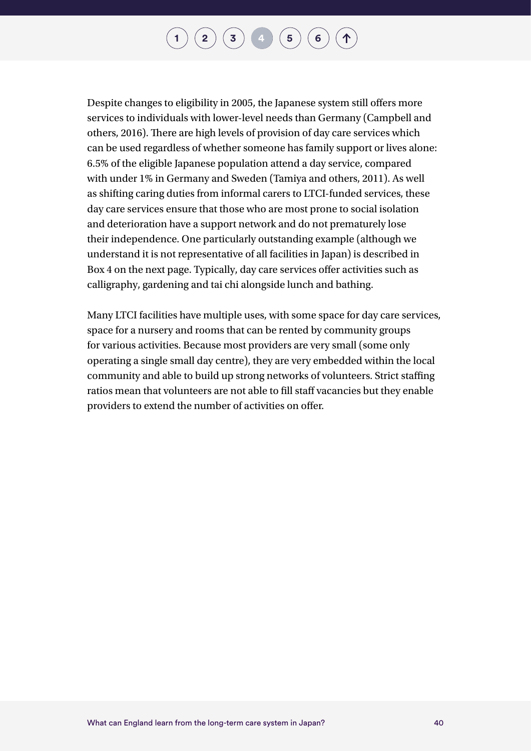Despite changes to eligibility in 2005, the Japanese system still offers more services to individuals with lower-level needs than Germany (Campbell and others, 2016). There are high levels of provision of day care services which can be used regardless of whether someone has family support or lives alone: 6.5% of the eligible Japanese population attend a day service, compared with under 1% in Germany and Sweden (Tamiya and others, 2011). As well as shifting caring duties from informal carers to LTCI-funded services, these day care services ensure that those who are most prone to social isolation and deterioration have a support network and do not prematurely lose their independence. One particularly outstanding example (although we understand it is not representative of all facilities in Japan) is described in Box 4 on the next page. Typically, day care services offer activities such as calligraphy, gardening and tai chi alongside lunch and bathing.

Many LTCI facilities have multiple uses, with some space for day care services, space for a nursery and rooms that can be rented by community groups for various activities. Because most providers are very small (some only operating a single small day centre), they are very embedded within the local community and able to build up strong networks of volunteers. Strict staffing ratios mean that volunteers are not able to fill staff vacancies but they enable providers to extend the number of activities on offer.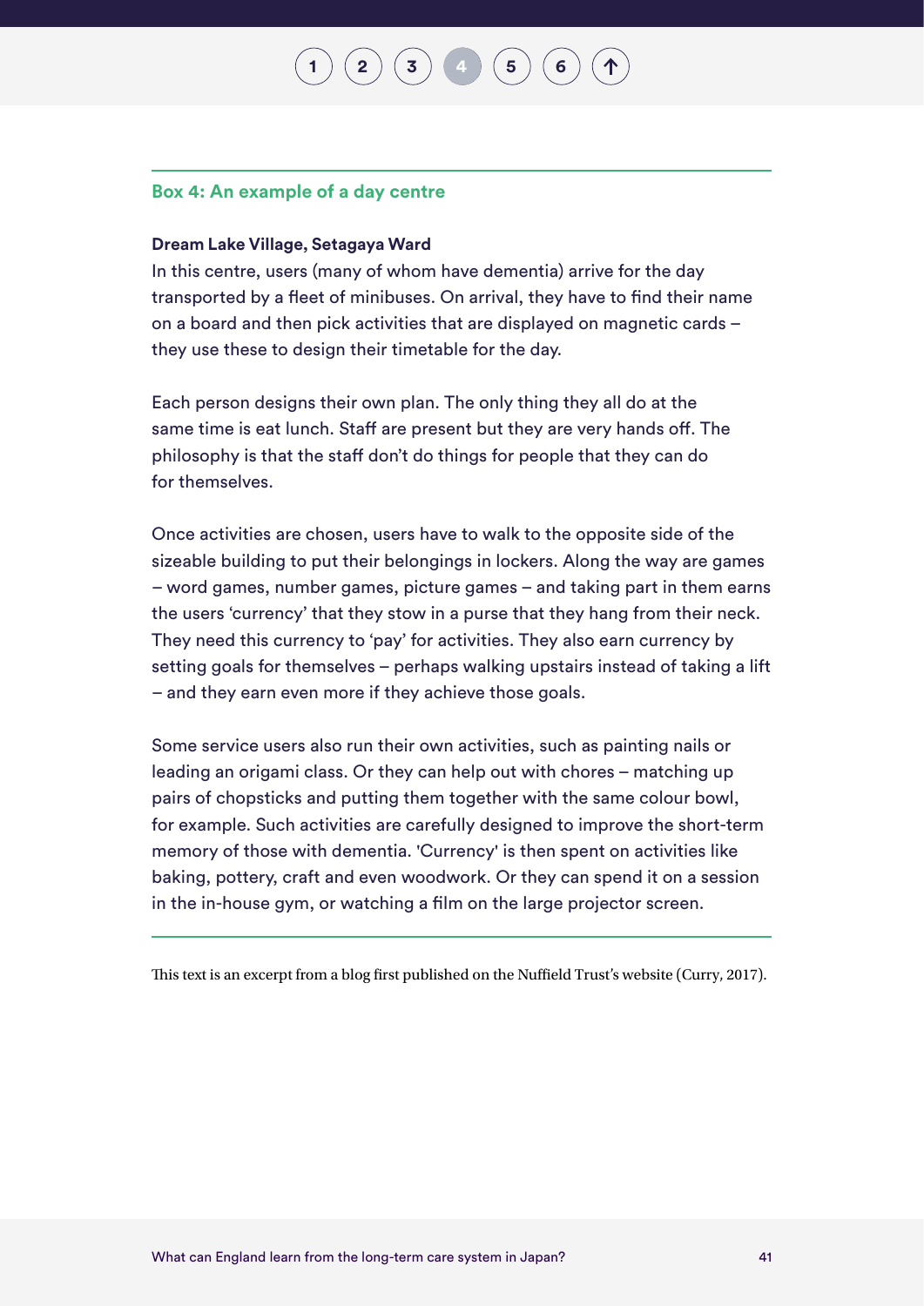### Box 4: An example of a day centre

**Dream Lake Village, Setagaya Ward**

In this centre, users (many of whom have dementia) arrive for the day transported by a fleet of minibuses. On arrival, they have to find their name on a board and then pick activities that are displayed on magnetic cards – they use these to design their timetable for the day.

Each person designs their own plan. The only thing they all do at the same time is eat lunch. Staff are present but they are very hands off. The philosophy is that the staff don't do things for people that they can do for themselves.

Once activities are chosen, users have to walk to the opposite side of the sizeable building to put their belongings in lockers. Along the way are games – word games, number games, picture games – and taking part in them earns the users 'currency' that they stow in a purse that they hang from their neck. They need this currency to 'pay' for activities. They also earn currency by setting goals for themselves – perhaps walking upstairs instead of taking a lift – and they earn even more if they achieve those goals.

Some service users also run their own activities, such as painting nails or leading an origami class. Or they can help out with chores – matching up pairs of chopsticks and putting them together with the same colour bowl, for example. Such activities are carefully designed to improve the short-term memory of those with dementia. 'Currency' is then spent on activities like baking, pottery, craft and even woodwork. Or they can spend it on a session in the in-house gym, or watching a film on the large projector screen.

This text is an excerpt from a blog first published on the Nuffield Trust's website (Curry, 2017).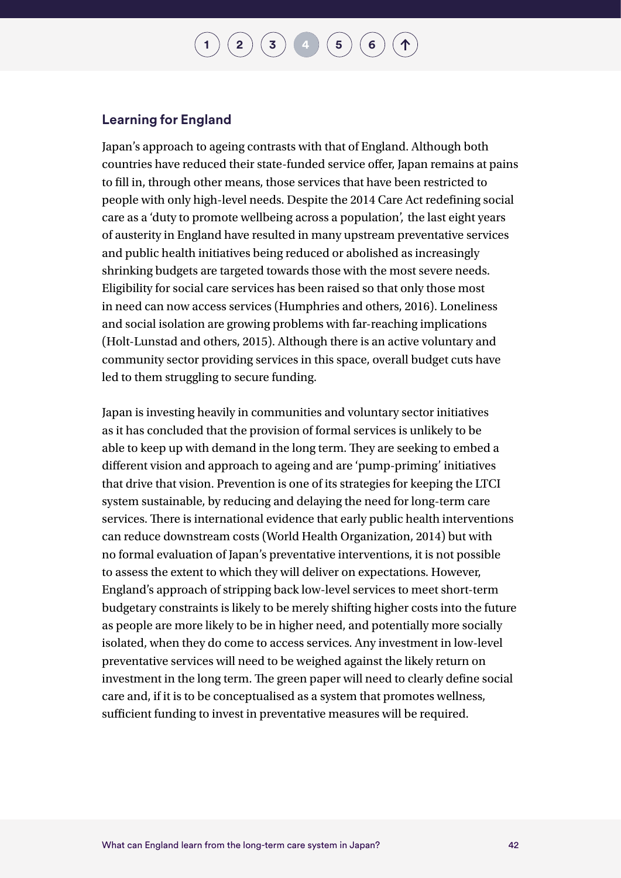### Learning for England

Japan's approach to ageing contrasts with that of England. Although both countries have reduced their state-funded service offer, Japan remains at pains to fill in, through other means, those services that have been restricted to people with only high-level needs. Despite the 2014 Care Act redefining social care as a 'duty to promote wellbeing across a population', the last eight years of austerity in England have resulted in many upstream preventative services and public health initiatives being reduced or abolished as increasingly shrinking budgets are targeted towards those with the most severe needs. Eligibility for social care services has been raised so that only those most in need can now access services (Humphries and others, 2016). Loneliness and social isolation are growing problems with far-reaching implications (Holt-Lunstad and others, 2015). Although there is an active voluntary and community sector providing services in this space, overall budget cuts have led to them struggling to secure funding.

Japan is investing heavily in communities and voluntary sector initiatives as it has concluded that the provision of formal services is unlikely to be able to keep up with demand in the long term. They are seeking to embed a different vision and approach to ageing and are 'pump-priming' initiatives that drive that vision. Prevention is one of its strategies for keeping the LTCI system sustainable, by reducing and delaying the need for long-term care services. There is international evidence that early public health interventions can reduce downstream costs (World Health Organization, 2014) but with no formal evaluation of Japan's preventative interventions, it is not possible to assess the extent to which they will deliver on expectations. However, England's approach of stripping back low-level services to meet short-term budgetary constraints is likely to be merely shifting higher costs into the future as people are more likely to be in higher need, and potentially more socially isolated, when they do come to access services. Any investment in low-level preventative services will need to be weighed against the likely return on investment in the long term. The green paper will need to clearly define social care and, if it is to be conceptualised as a system that promotes wellness, sufficient funding to invest in preventative measures will be required.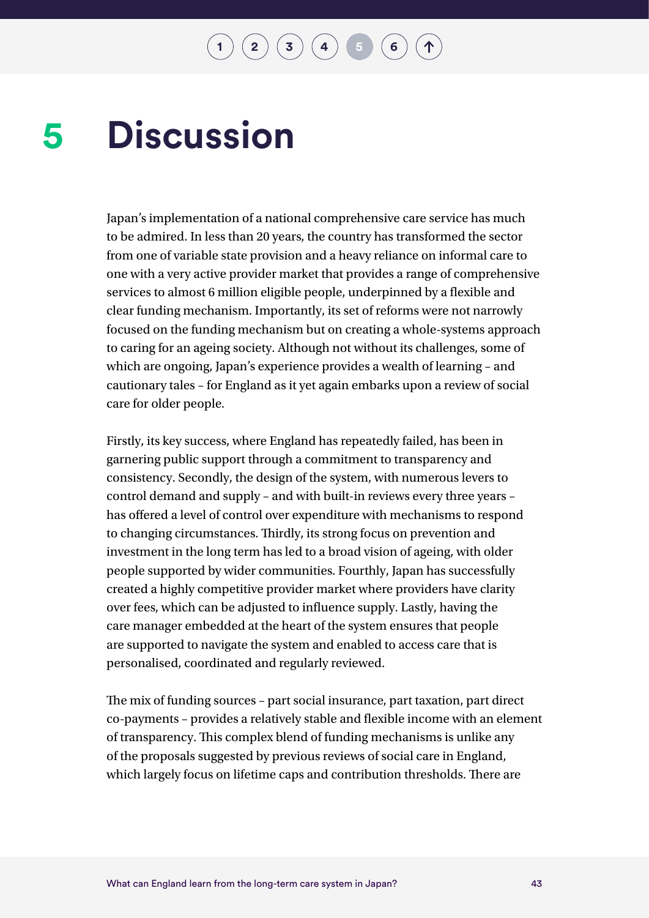# 5 Discussion

Japan's implementation of a national comprehensive care service has much to be admired. In less than 20 years, the country has transformed the sector from one of variable state provision and a heavy reliance on informal care to one with a very active provider market that provides a range of comprehensive services to almost 6 million eligible people, underpinned by a flexible and clear funding mechanism. Importantly, its set of reforms were not narrowly focused on the funding mechanism but on creating a whole-systems approach to caring for an ageing society. Although not without its challenges, some of which are ongoing, Japan's experience provides a wealth of learning – and cautionary tales – for England as it yet again embarks upon a review of social care for older people.

Firstly, its key success, where England has repeatedly failed, has been in garnering public support through a commitment to transparency and consistency. Secondly, the design of the system, with numerous levers to control demand and supply – and with built-in reviews every three years – has offered a level of control over expenditure with mechanisms to respond to changing circumstances. Thirdly, its strong focus on prevention and investment in the long term has led to a broad vision of ageing, with older people supported by wider communities. Fourthly, Japan has successfully created a highly competitive provider market where providers have clarity over fees, which can be adjusted to influence supply. Lastly, having the care manager embedded at the heart of the system ensures that people are supported to navigate the system and enabled to access care that is personalised, coordinated and regularly reviewed.

The mix of funding sources – part social insurance, part taxation, part direct co-payments – provides a relatively stable and flexible income with an element of transparency. This complex blend of funding mechanisms is unlike any of the proposals suggested by previous reviews of social care in England, which largely focus on lifetime caps and contribution thresholds. There are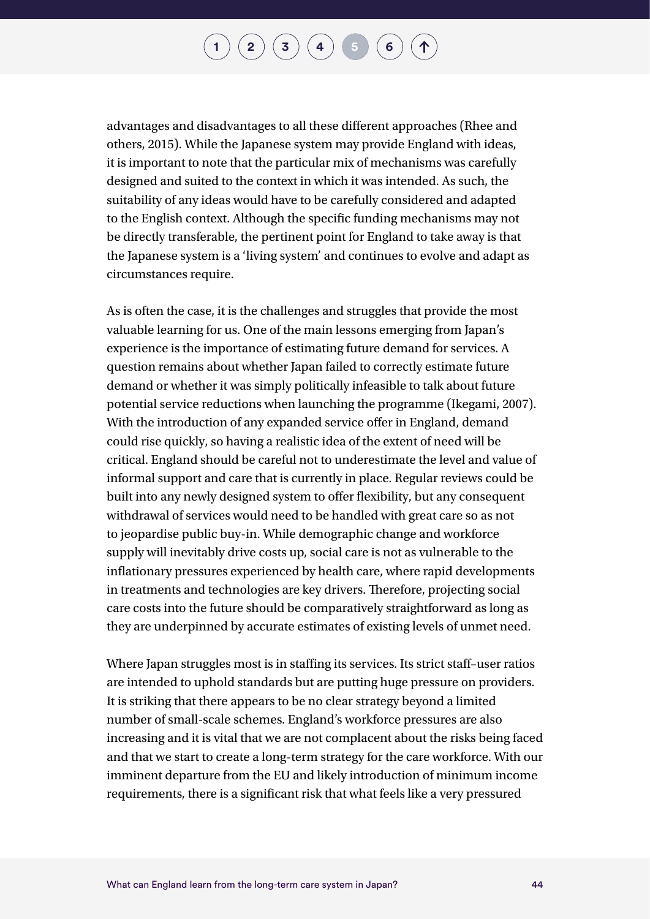advantages and disadvantages to all these different approaches (Rhee and others, 2015). While the Japanese system may provide England with ideas, it is important to note that the particular mix of mechanisms was carefully designed and suited to the context in which it was intended. As such, the suitability of any ideas would have to be carefully considered and adapted to the English context. Although the specific funding mechanisms may not be directly transferable, the pertinent point for England to take away is that the Japanese system is a 'living system' and continues to evolve and adapt as circumstances require.

As is often the case, it is the challenges and struggles that provide the most valuable learning for us. One of the main lessons emerging from Japan's experience is the importance of estimating future demand for services. A question remains about whether Japan failed to correctly estimate future demand or whether it was simply politically infeasible to talk about future potential service reductions when launching the programme (Ikegami, 2007). With the introduction of any expanded service offer in England, demand could rise quickly, so having a realistic idea of the extent of need will be critical. England should be careful not to underestimate the level and value of informal support and care that is currently in place. Regular reviews could be built into any newly designed system to offer flexibility, but any consequent withdrawal of services would need to be handled with great care so as not to jeopardise public buy-in. While demographic change and workforce supply will inevitably drive costs up, social care is not as vulnerable to the inflationary pressures experienced by health care, where rapid developments in treatments and technologies are key drivers. Therefore, projecting social care costs into the future should be comparatively straightforward as long as they are underpinned by accurate estimates of existing levels of unmet need.

Where Japan struggles most is in staffing its services. Its strict staff–user ratios are intended to uphold standards but are putting huge pressure on providers. It is striking that there appears to be no clear strategy beyond a limited number of small-scale schemes. England's workforce pressures are also increasing and it is vital that we are not complacent about the risks being faced and that we start to create a long-term strategy for the care workforce. With our imminent departure from the EU and likely introduction of minimum income requirements, there is a significant risk that what feels like a very pressured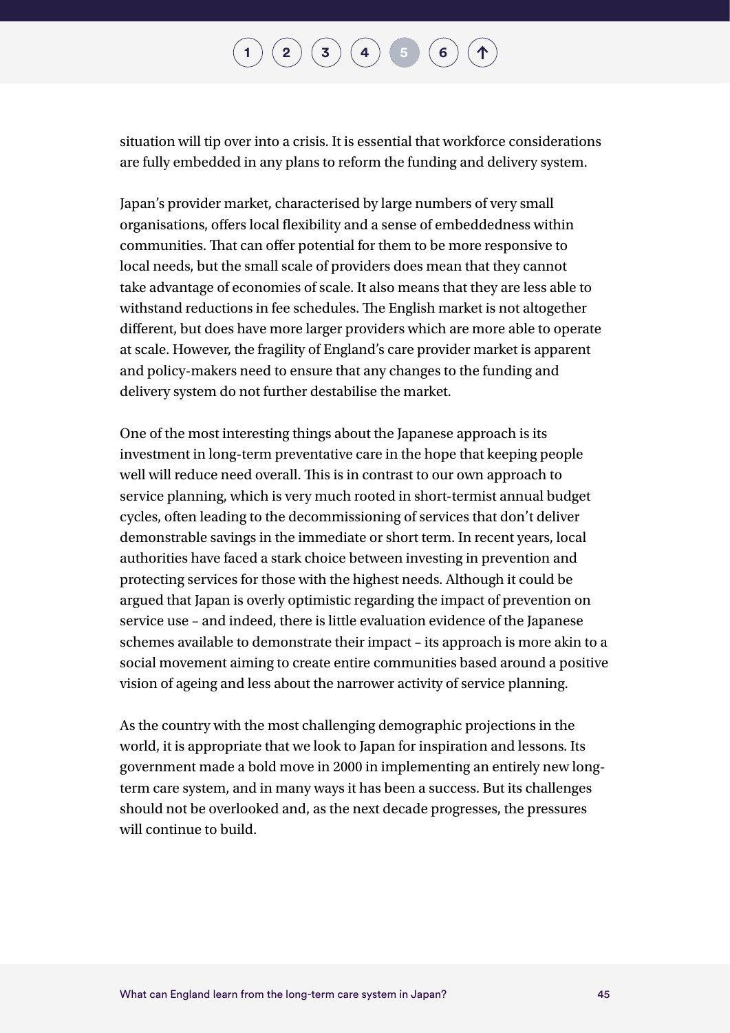situation will tip over into a crisis. It is essential that workforce considerations are fully embedded in any plans to reform the funding and delivery system.

Japan's provider market, characterised by large numbers of very small organisations, offers local flexibility and a sense of embeddedness within communities. That can offer potential for them to be more responsive to local needs, but the small scale of providers does mean that they cannot take advantage of economies of scale. It also means that they are less able to withstand reductions in fee schedules. The English market is not altogether different, but does have more larger providers which are more able to operate at scale. However, the fragility of England's care provider market is apparent and policy-makers need to ensure that any changes to the funding and delivery system do not further destabilise the market.

One of the most interesting things about the Japanese approach is its investment in long-term preventative care in the hope that keeping people well will reduce need overall. This is in contrast to our own approach to service planning, which is very much rooted in short-termist annual budget cycles, often leading to the decommissioning of services that don't deliver demonstrable savings in the immediate or short term. In recent years, local authorities have faced a stark choice between investing in prevention and protecting services for those with the highest needs. Although it could be argued that Japan is overly optimistic regarding the impact of prevention on service use – and indeed, there is little evaluation evidence of the Japanese schemes available to demonstrate their impact – its approach is more akin to a social movement aiming to create entire communities based around a positive vision of ageing and less about the narrower activity of service planning.

As the country with the most challenging demographic projections in the world, it is appropriate that we look to Japan for inspiration and lessons. Its government made a bold move in 2000 in implementing an entirely new long-term care system, and in many ways it has been a success. But its challenges should not be overlooked and, as the next decade progresses, the pressures will continue to build.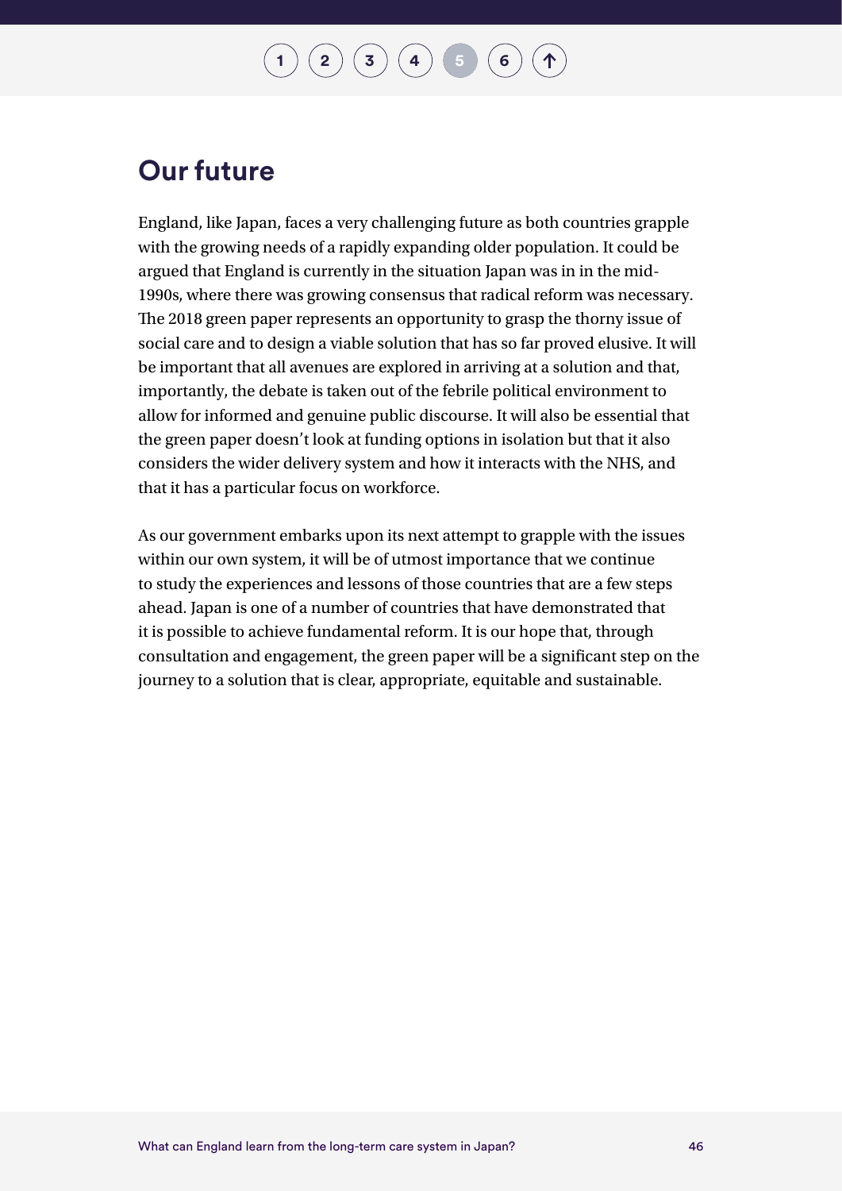# Our future

England, like Japan, faces a very challenging future as both countries grapple with the growing needs of a rapidly expanding older population. It could be argued that England is currently in the situation Japan was in in the mid-1990s, where there was growing consensus that radical reform was necessary. The 2018 green paper represents an opportunity to grasp the thorny issue of social care and to design a viable solution that has so far proved elusive. It will be important that all avenues are explored in arriving at a solution and that, importantly, the debate is taken out of the febrile political environment to allow for informed and genuine public discourse. It will also be essential that the green paper doesn't look at funding options in isolation but that it also considers the wider delivery system and how it interacts with the NHS, and that it has a particular focus on workforce.

As our government embarks upon its next attempt to grapple with the issues within our own system, it will be of utmost importance that we continue to study the experiences and lessons of those countries that are a few steps ahead. Japan is one of a number of countries that have demonstrated that it is possible to achieve fundamental reform. It is our hope that, through consultation and engagement, the green paper will be a significant step on the journey to a solution that is clear, appropriate, equitable and sustainable.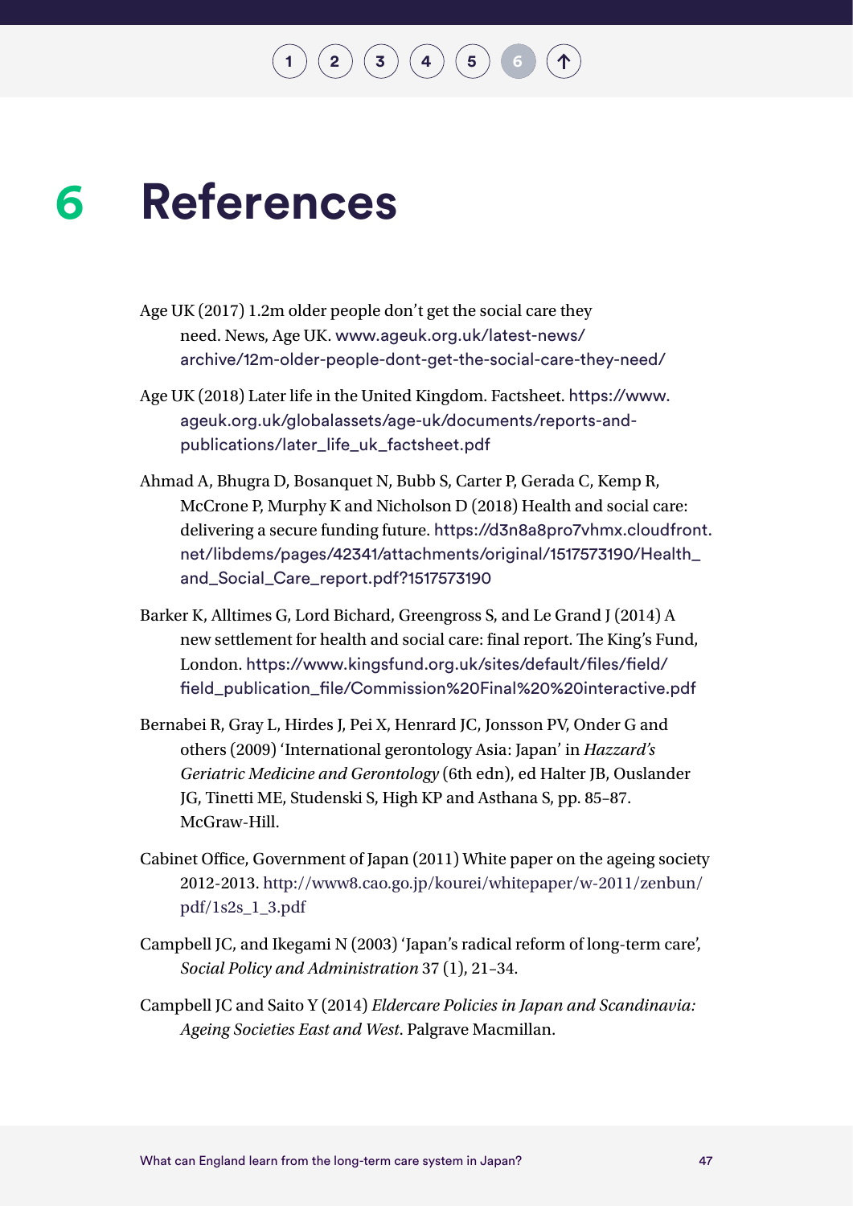# 6 References

Age UK (2017) 1.2m older people don't get the social care they need. News, Age UK. www.ageuk.org.uk/latest-news/archive/12m-older-people-dont-get-the-social-care-they-need/

Age UK (2018) Later life in the United Kingdom. Factsheet. https://www.ageuk.org.uk/globalassets/age-uk/documents/reports-and-publications/later_life_uk_factsheet.pdf

Ahmad A, Bhugra D, Bosanquet N, Bubb S, Carter P, Gerada C, Kemp R, McCrone P, Murphy K and Nicholson D (2018) Health and social care: delivering a secure funding future. https://d3n8a8pro7vhmx.cloudfront.net/libdems/pages/42341/attachments/original/1517573190/Health_and_Social_Care_report.pdf?1517573190

Barker K, Alltimes G, Lord Bichard, Greengross S, and Le Grand J (2014) A new settlement for health and social care: final report. The King's Fund, London. https://www.kingsfund.org.uk/sites/default/files/field/field_publication_file/Commission%20Final%20%20interactive.pdf

Bernabei R, Gray L, Hirdes J, Pei X, Henrard JC, Jonsson PV, Onder G and others (2009) 'International gerontology Asia: Japan' in *Hazzard's Geriatric Medicine and Gerontology* (6th edn), ed Halter JB, Ouslander JG, Tinetti ME, Studenski S, High KP and Asthana S, pp. 85–87. McGraw-Hill.

Cabinet Office, Government of Japan (2011) White paper on the ageing society 2012-2013. http://www8.cao.go.jp/kourei/whitepaper/w-2011/zenbun/pdf/1s2s_1_3.pdf

Campbell JC, and Ikegami N (2003) 'Japan's radical reform of long-term care', *Social Policy and Administration* 37 (1), 21–34.

Campbell JC and Saito Y (2014) *Eldercare Policies in Japan and Scandinavia: Ageing Societies East and West*. Palgrave Macmillan.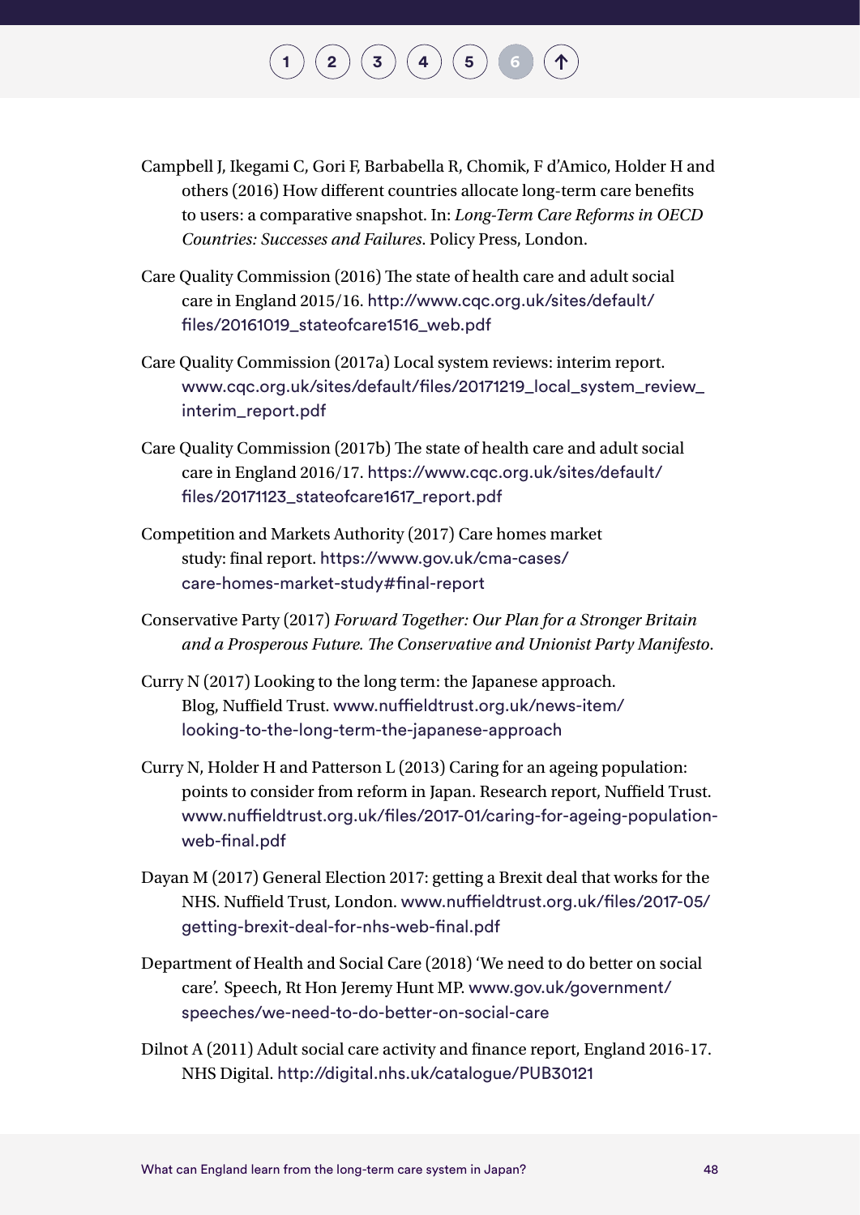Campbell J, Ikegami C, Gori F, Barbabella R, Chomik, F d'Amico, Holder H and others (2016) How different countries allocate long-term care benefits to users: a comparative snapshot. In: *Long-Term Care Reforms in OECD Countries: Successes and Failures*. Policy Press, London.

Care Quality Commission (2016) The state of health care and adult social care in England 2015/16. http://www.cqc.org.uk/sites/default/files/20161019_stateofcare1516_web.pdf

Care Quality Commission (2017a) Local system reviews: interim report. www.cqc.org.uk/sites/default/files/20171219_local_system_review_interim_report.pdf

Care Quality Commission (2017b) The state of health care and adult social care in England 2016/17. https://www.cqc.org.uk/sites/default/files/20171123_stateofcare1617_report.pdf

Competition and Markets Authority (2017) Care homes market study: final report. https://www.gov.uk/cma-cases/care-homes-market-study#final-report

Conservative Party (2017) *Forward Together: Our Plan for a Stronger Britain and a Prosperous Future. The Conservative and Unionist Party Manifesto*.

Curry N (2017) Looking to the long term: the Japanese approach. Blog, Nuffield Trust. www.nuffieldtrust.org.uk/news-item/looking-to-the-long-term-the-japanese-approach

Curry N, Holder H and Patterson L (2013) Caring for an ageing population: points to consider from reform in Japan. Research report, Nuffield Trust. www.nuffieldtrust.org.uk/files/2017-01/caring-for-ageing-population-web-final.pdf

Dayan M (2017) General Election 2017: getting a Brexit deal that works for the NHS. Nuffield Trust, London. www.nuffieldtrust.org.uk/files/2017-05/getting-brexit-deal-for-nhs-web-final.pdf

Department of Health and Social Care (2018) 'We need to do better on social care'. Speech, Rt Hon Jeremy Hunt MP. www.gov.uk/government/speeches/we-need-to-do-better-on-social-care

Dilnot A (2011) Adult social care activity and finance report, England 2016-17. NHS Digital. http://digital.nhs.uk/catalogue/PUB30121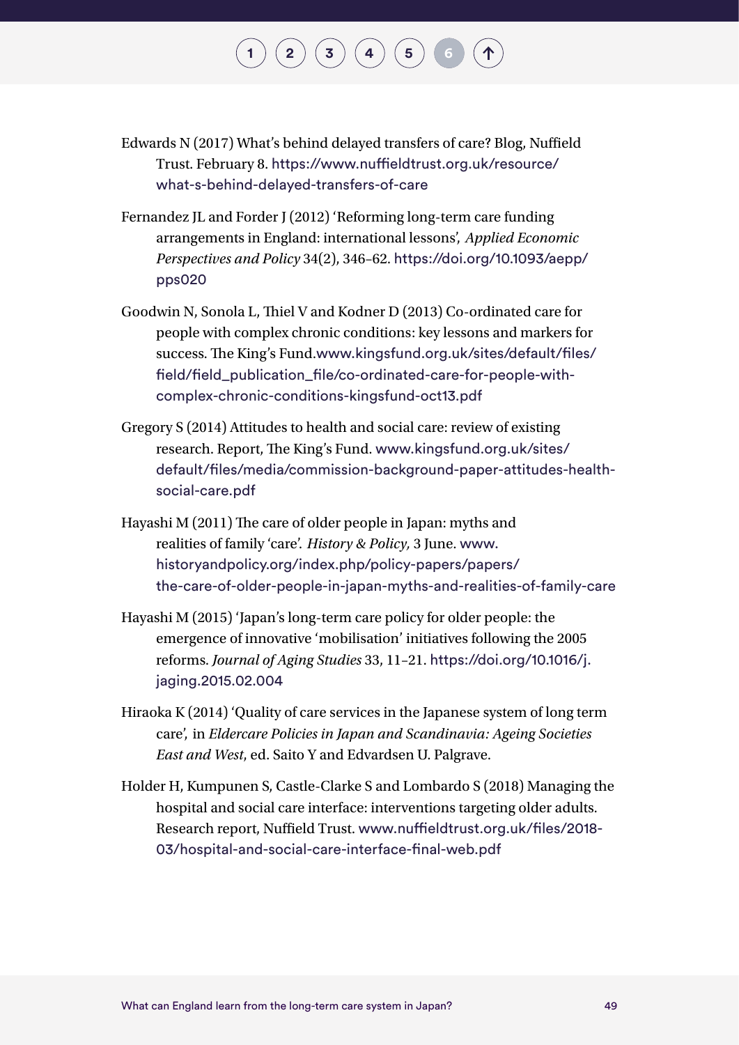Edwards N (2017) What's behind delayed transfers of care? Blog, Nuffield Trust. February 8. https://www.nuffieldtrust.org.uk/resource/what-s-behind-delayed-transfers-of-care

Fernandez JL and Forder J (2012) 'Reforming long-term care funding arrangements in England: international lessons', *Applied Economic Perspectives and Policy* 34(2), 346–62. https://doi.org/10.1093/aepp/pps020

Goodwin N, Sonola L, Thiel V and Kodner D (2013) Co-ordinated care for people with complex chronic conditions: key lessons and markers for success. The King's Fund.www.kingsfund.org.uk/sites/default/files/field/field_publication_file/co-ordinated-care-for-people-with-complex-chronic-conditions-kingsfund-oct13.pdf

Gregory S (2014) Attitudes to health and social care: review of existing research. Report, The King's Fund. www.kingsfund.org.uk/sites/default/files/media/commission-background-paper-attitudes-health-social-care.pdf

Hayashi M (2011) The care of older people in Japan: myths and realities of family 'care'. *History & Policy,* 3 June. www.historyandpolicy.org/index.php/policy-papers/papers/the-care-of-older-people-in-japan-myths-and-realities-of-family-care

Hayashi M (2015) 'Japan's long-term care policy for older people: the emergence of innovative 'mobilisation' initiatives following the 2005 reforms. *Journal of Aging Studies* 33, 11–21. https://doi.org/10.1016/j.jaging.2015.02.004

Hiraoka K (2014) 'Quality of care services in the Japanese system of long term care', in *Eldercare Policies in Japan and Scandinavia: Ageing Societies East and West*, ed. Saito Y and Edvardsen U. Palgrave.

Holder H, Kumpunen S, Castle-Clarke S and Lombardo S (2018) Managing the hospital and social care interface: interventions targeting older adults. Research report, Nuffield Trust. www.nuffieldtrust.org.uk/files/2018-03/hospital-and-social-care-interface-final-web.pdf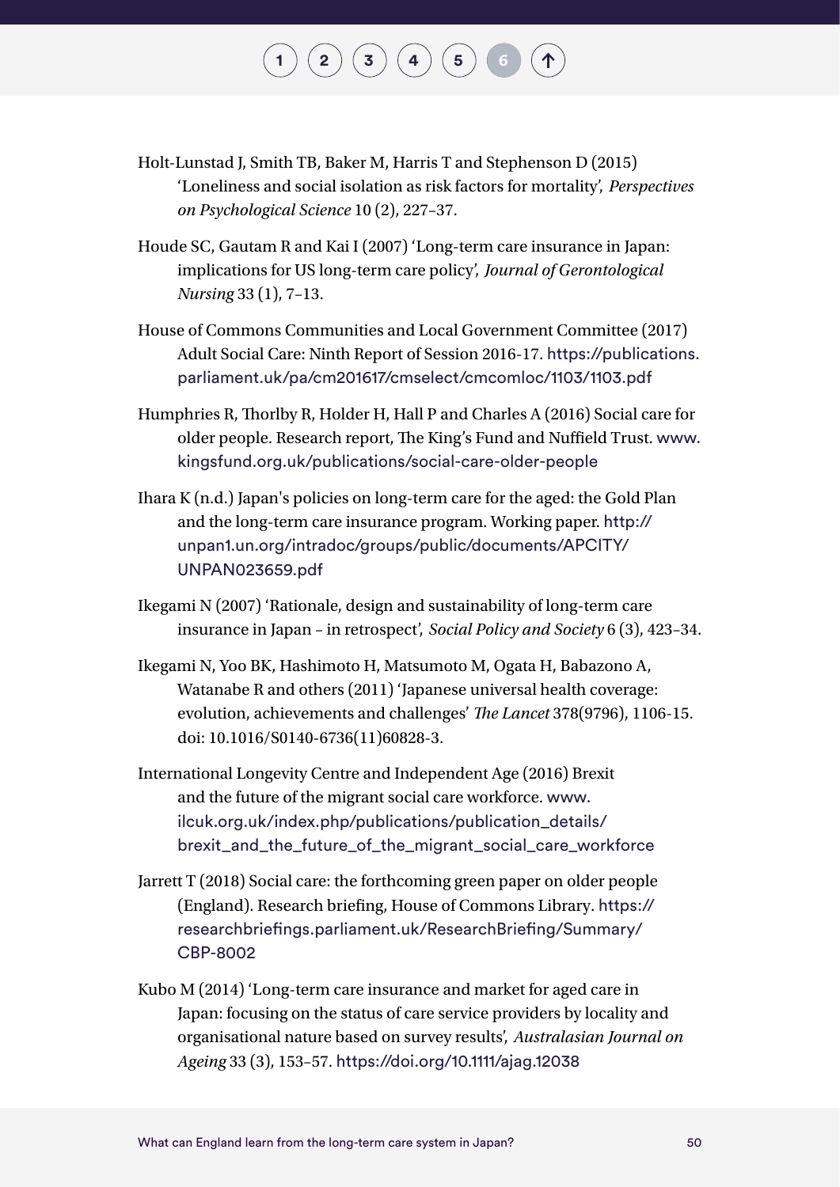Holt-Lunstad J, Smith TB, Baker M, Harris T and Stephenson D (2015) 'Loneliness and social isolation as risk factors for mortality', *Perspectives on Psychological Science* 10 (2), 227–37.

Houde SC, Gautam R and Kai I (2007) 'Long-term care insurance in Japan: implications for US long-term care policy', *Journal of Gerontological Nursing* 33 (1), 7–13.

House of Commons Communities and Local Government Committee (2017) Adult Social Care: Ninth Report of Session 2016-17. https://publications.parliament.uk/pa/cm201617/cmselect/cmcomloc/1103/1103.pdf

Humphries R, Thorlby R, Holder H, Hall P and Charles A (2016) Social care for older people. Research report, The King's Fund and Nuffield Trust. www.kingsfund.org.uk/publications/social-care-older-people

Ihara K (n.d.) Japan's policies on long-term care for the aged: the Gold Plan and the long-term care insurance program. Working paper. http://unpan1.un.org/intradoc/groups/public/documents/APCITY/UNPAN023659.pdf

Ikegami N (2007) 'Rationale, design and sustainability of long-term care insurance in Japan – in retrospect', *Social Policy and Society* 6 (3), 423–34.

Ikegami N, Yoo BK, Hashimoto H, Matsumoto M, Ogata H, Babazono A, Watanabe R and others (2011) 'Japanese universal health coverage: evolution, achievements and challenges' *The Lancet* 378(9796), 1106-15. doi: 10.1016/S0140-6736(11)60828-3.

International Longevity Centre and Independent Age (2016) Brexit and the future of the migrant social care workforce. www.ilcuk.org.uk/index.php/publications/publication_details/brexit_and_the_future_of_the_migrant_social_care_workforce

Jarrett T (2018) Social care: the forthcoming green paper on older people (England). Research briefing, House of Commons Library. https://researchbriefings.parliament.uk/ResearchBriefing/Summary/CBP-8002

Kubo M (2014) 'Long-term care insurance and market for aged care in Japan: focusing on the status of care service providers by locality and organisational nature based on survey results', *Australasian Journal on Ageing* 33 (3), 153–57. https://doi.org/10.1111/ajag.12038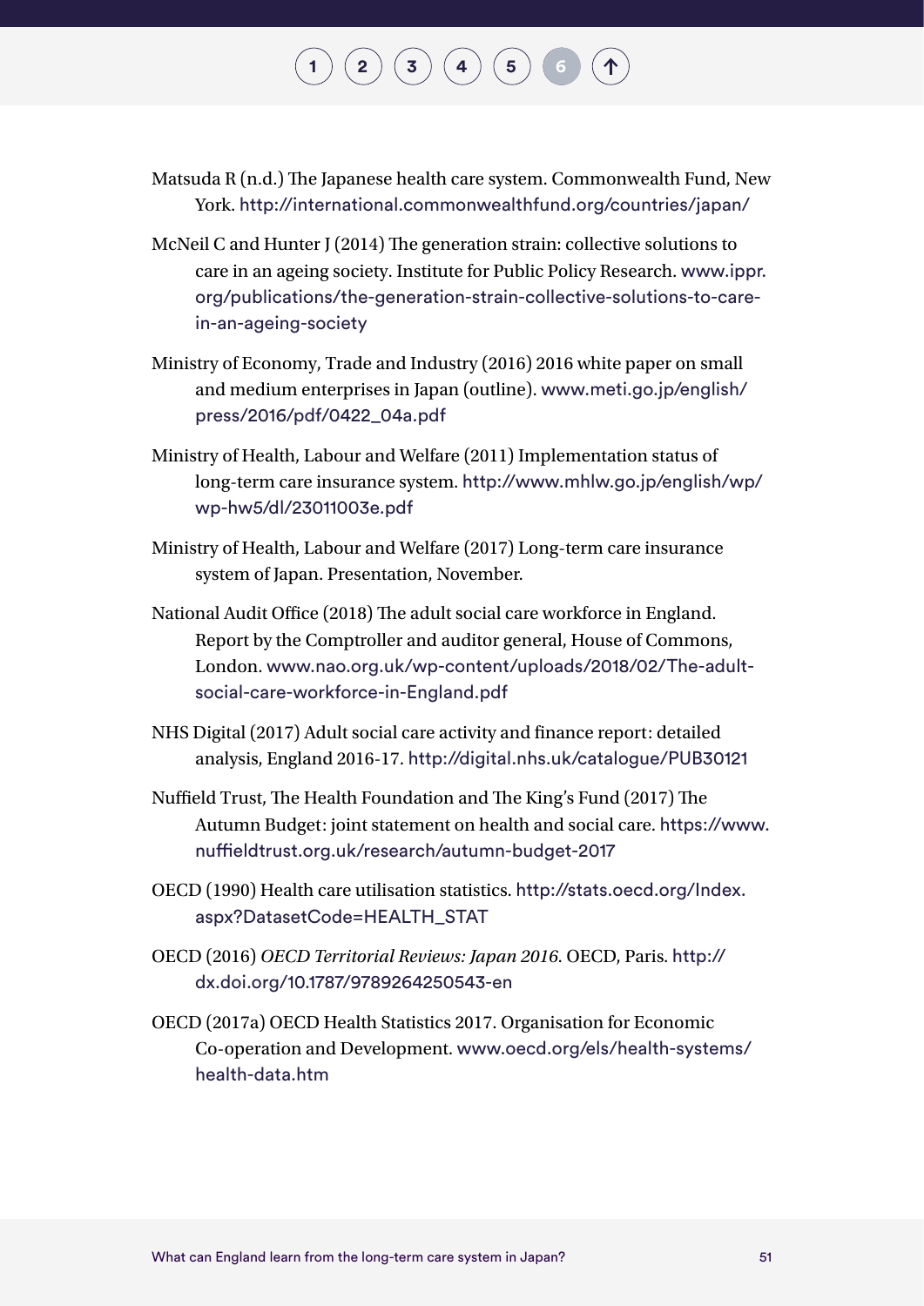Matsuda R (n.d.) The Japanese health care system. Commonwealth Fund, New York. http://international.commonwealthfund.org/countries/japan/

McNeil C and Hunter J (2014) The generation strain: collective solutions to care in an ageing society. Institute for Public Policy Research. www.ippr.org/publications/the-generation-strain-collective-solutions-to-care-in-an-ageing-society

Ministry of Economy, Trade and Industry (2016) 2016 white paper on small and medium enterprises in Japan (outline). www.meti.go.jp/english/press/2016/pdf/0422_04a.pdf

Ministry of Health, Labour and Welfare (2011) Implementation status of long-term care insurance system. http://www.mhlw.go.jp/english/wp/wp-hw5/dl/23011003e.pdf

Ministry of Health, Labour and Welfare (2017) Long-term care insurance system of Japan. Presentation, November.

National Audit Office (2018) The adult social care workforce in England. Report by the Comptroller and auditor general, House of Commons, London. www.nao.org.uk/wp-content/uploads/2018/02/The-adult-social-care-workforce-in-England.pdf

NHS Digital (2017) Adult social care activity and finance report: detailed analysis, England 2016-17. http://digital.nhs.uk/catalogue/PUB30121

Nuffield Trust, The Health Foundation and The King's Fund (2017) The Autumn Budget: joint statement on health and social care. https://www.nuffieldtrust.org.uk/research/autumn-budget-2017

OECD (1990) Health care utilisation statistics. http://stats.oecd.org/Index.aspx?DatasetCode=HEALTH_STAT

OECD (2016) *OECD Territorial Reviews: Japan 2016*. OECD, Paris. http://dx.doi.org/10.1787/9789264250543-en

OECD (2017a) OECD Health Statistics 2017. Organisation for Economic Co-operation and Development. www.oecd.org/els/health-systems/health-data.htm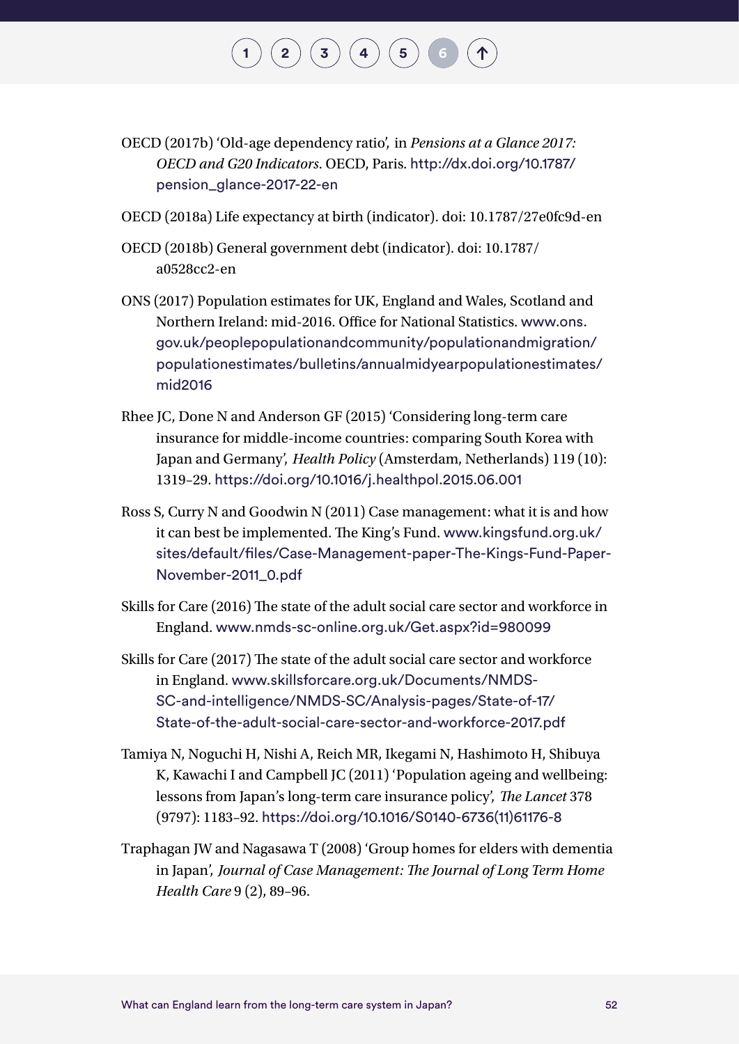OECD (2017b) 'Old-age dependency ratio', in *Pensions at a Glance 2017: OECD and G20 Indicators*. OECD, Paris. http://dx.doi.org/10.1787/pension_glance-2017-22-en

OECD (2018a) Life expectancy at birth (indicator). doi: 10.1787/27e0fc9d-en

OECD (2018b) General government debt (indicator). doi: 10.1787/a0528cc2-en

ONS (2017) Population estimates for UK, England and Wales, Scotland and Northern Ireland: mid-2016. Office for National Statistics. www.ons.gov.uk/peoplepopulationandcommunity/populationandmigration/populationestimates/bulletins/annualmidyearpopulationestimates/mid2016

Rhee JC, Done N and Anderson GF (2015) 'Considering long-term care insurance for middle-income countries: comparing South Korea with Japan and Germany', *Health Policy* (Amsterdam, Netherlands) 119 (10): 1319–29. https://doi.org/10.1016/j.healthpol.2015.06.001

Ross S, Curry N and Goodwin N (2011) Case management: what it is and how it can best be implemented. The King's Fund. www.kingsfund.org.uk/sites/default/files/Case-Management-paper-The-Kings-Fund-Paper-November-2011_0.pdf

Skills for Care (2016) The state of the adult social care sector and workforce in England. www.nmds-sc-online.org.uk/Get.aspx?id=980099

Skills for Care (2017) The state of the adult social care sector and workforce in England. www.skillsforcare.org.uk/Documents/NMDS-SC-and-intelligence/NMDS-SC/Analysis-pages/State-of-17/State-of-the-adult-social-care-sector-and-workforce-2017.pdf

Tamiya N, Noguchi H, Nishi A, Reich MR, Ikegami N, Hashimoto H, Shibuya K, Kawachi I and Campbell JC (2011) 'Population ageing and wellbeing: lessons from Japan's long-term care insurance policy', *The Lancet* 378 (9797): 1183–92. https://doi.org/10.1016/S0140-6736(11)61176-8

Traphagan JW and Nagasawa T (2008) 'Group homes for elders with dementia in Japan', *Journal of Case Management: The Journal of Long Term Home Health Care* 9 (2), 89–96.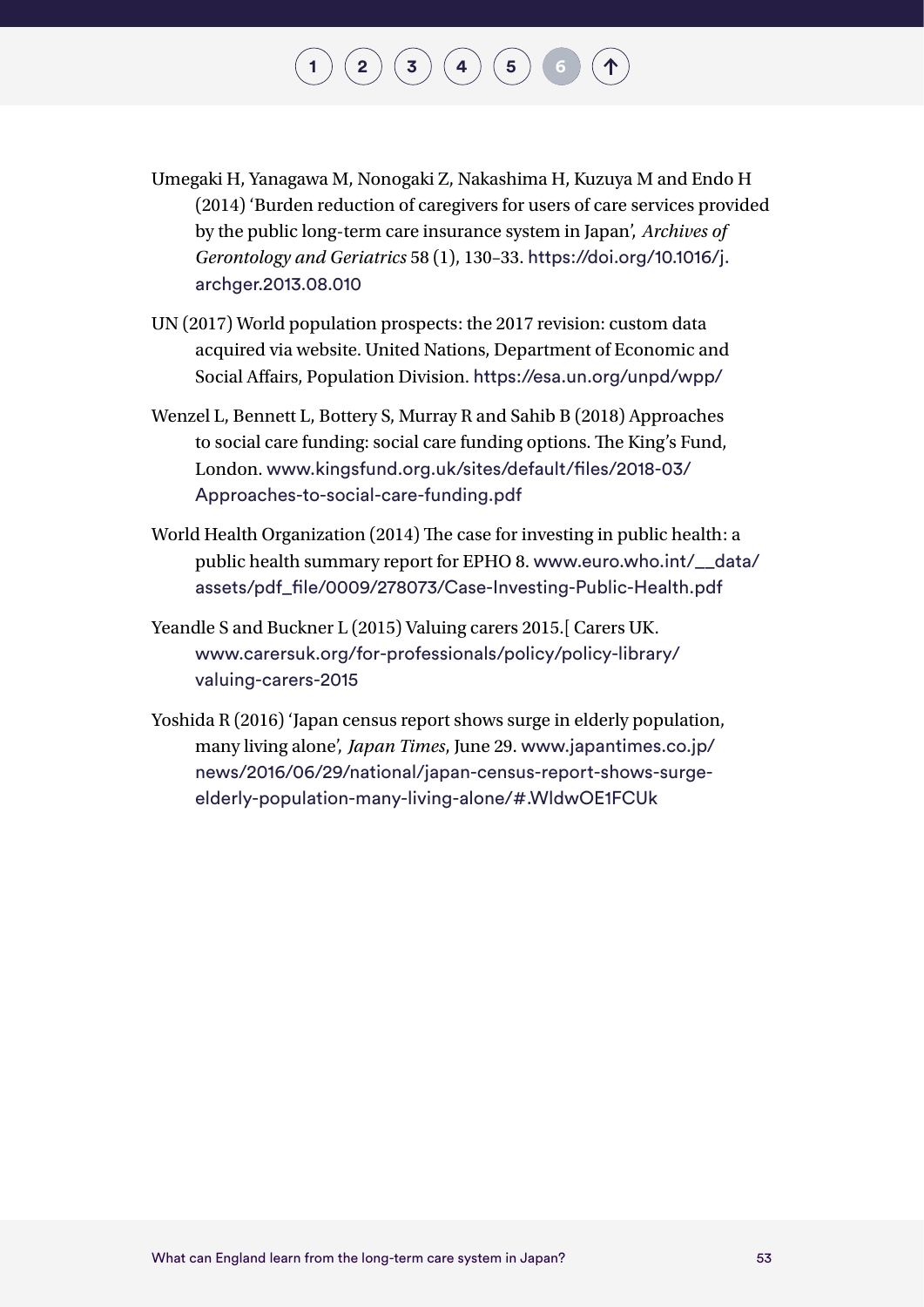Umegaki H, Yanagawa M, Nonogaki Z, Nakashima H, Kuzuya M and Endo H (2014) 'Burden reduction of caregivers for users of care services provided by the public long-term care insurance system in Japan', *Archives of Gerontology and Geriatrics* 58 (1), 130–33. https://doi.org/10.1016/j.archger.2013.08.010

UN (2017) World population prospects: the 2017 revision: custom data acquired via website. United Nations, Department of Economic and Social Affairs, Population Division. https://esa.un.org/unpd/wpp/

Wenzel L, Bennett L, Bottery S, Murray R and Sahib B (2018) Approaches to social care funding: social care funding options. The King's Fund, London. www.kingsfund.org.uk/sites/default/files/2018-03/Approaches-to-social-care-funding.pdf

World Health Organization (2014) The case for investing in public health: a public health summary report for EPHO 8. www.euro.who.int/__data/assets/pdf_file/0009/278073/Case-Investing-Public-Health.pdf

Yeandle S and Buckner L (2015) Valuing carers 2015.[ Carers UK. www.carersuk.org/for-professionals/policy/policy-library/valuing-carers-2015

Yoshida R (2016) 'Japan census report shows surge in elderly population, many living alone', *Japan Times*, June 29. www.japantimes.co.jp/news/2016/06/29/national/japan-census-report-shows-surge-elderly-population-many-living-alone/#.WldwOE1FCUk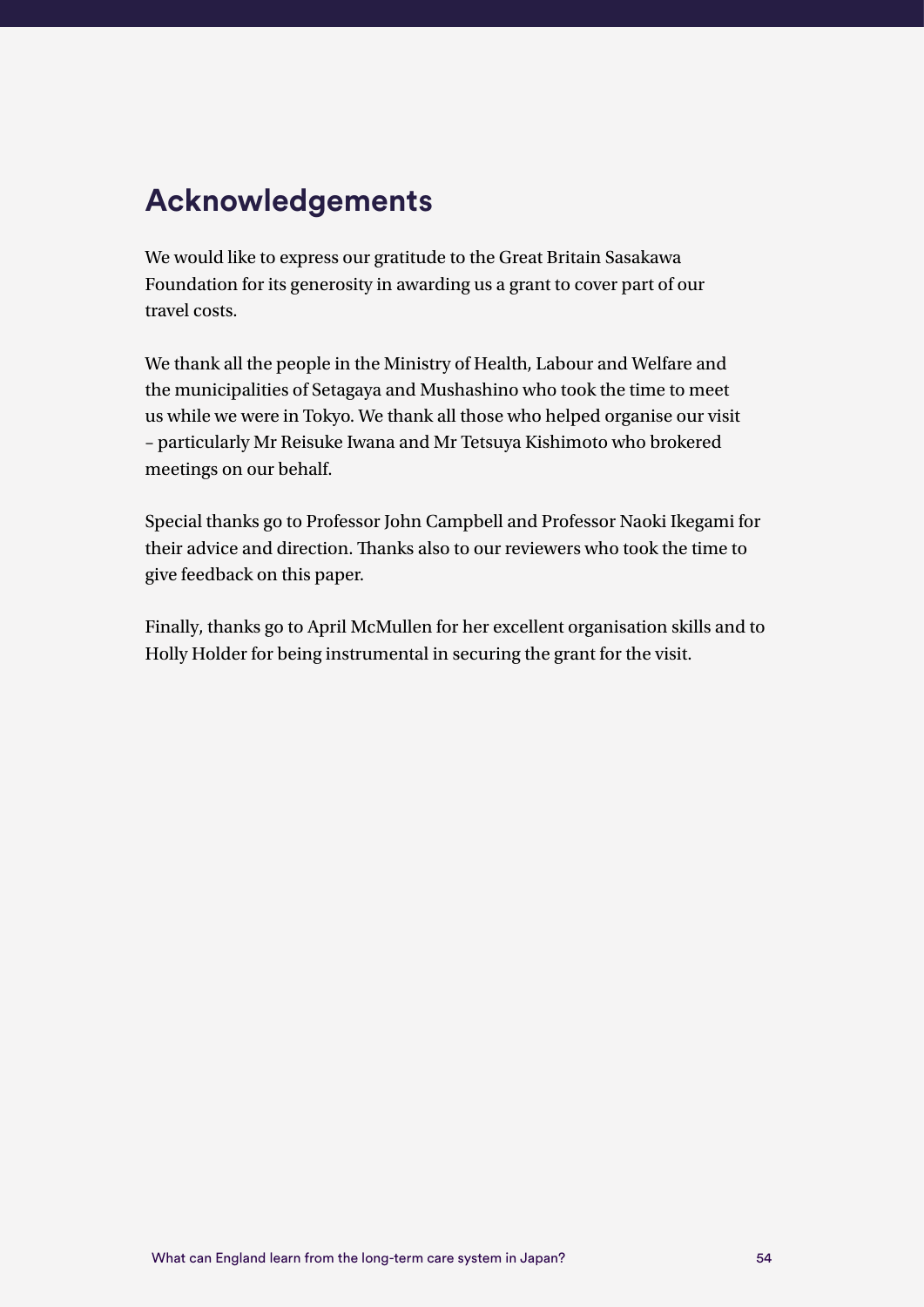## Acknowledgements

We would like to express our gratitude to the Great Britain Sasakawa Foundation for its generosity in awarding us a grant to cover part of our travel costs.

We thank all the people in the Ministry of Health, Labour and Welfare and the municipalities of Setagaya and Mushashino who took the time to meet us while we were in Tokyo. We thank all those who helped organise our visit – particularly Mr Reisuke Iwana and Mr Tetsuya Kishimoto who brokered meetings on our behalf.

Special thanks go to Professor John Campbell and Professor Naoki Ikegami for their advice and direction. Thanks also to our reviewers who took the time to give feedback on this paper.

Finally, thanks go to April McMullen for her excellent organisation skills and to Holly Holder for being instrumental in securing the grant for the visit.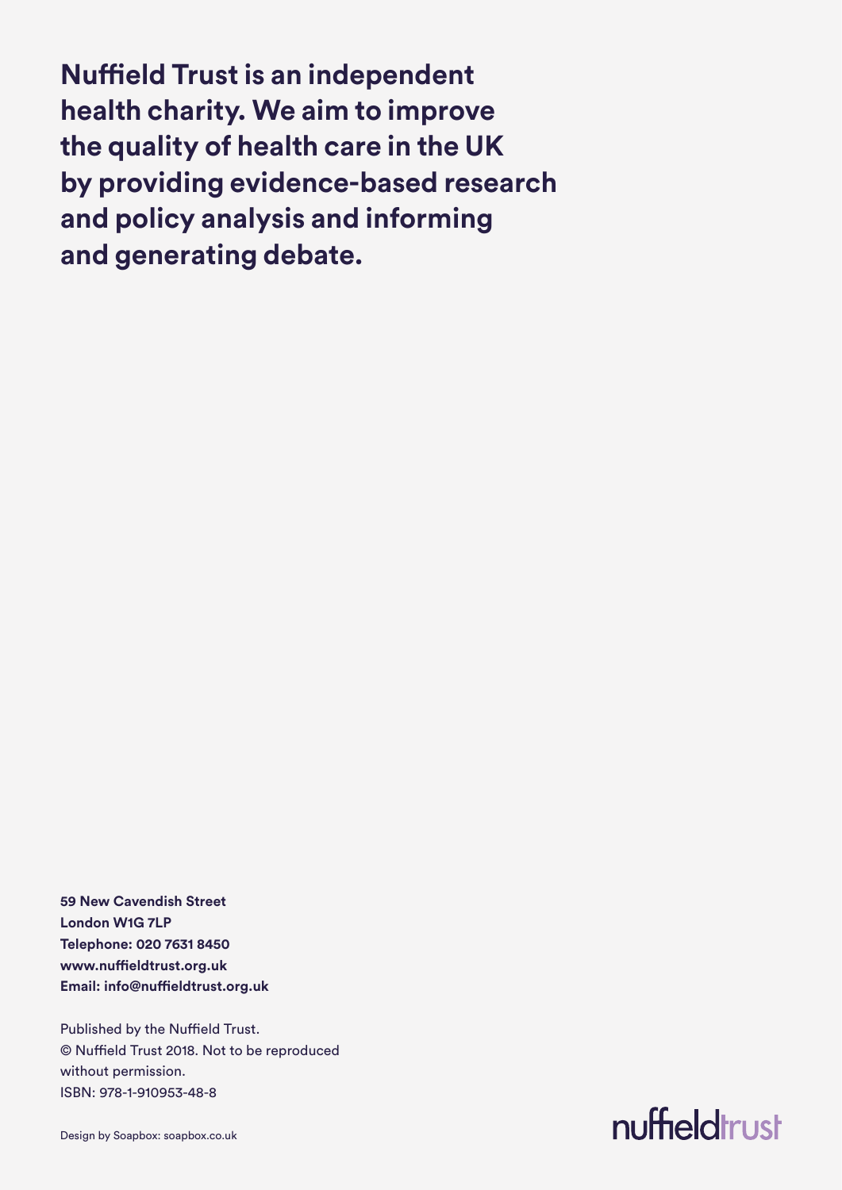**Nuffield Trust is an independent health charity. We aim to improve the quality of health care in the UK by providing evidence-based research and policy analysis and informing and generating debate.**

**59 New Cavendish Street**
**London W1G 7LP**
**Telephone: 020 7631 8450**
**www.nuffieldtrust.org.uk**
**Email: info@nuffieldtrust.org.uk**

Published by the Nuffield Trust.
© Nuffield Trust 2018. Not to be reproduced without permission.
ISBN: 978-1-910953-48-8

Design by Soapbox: soapbox.co.uk

nuffieldtrust